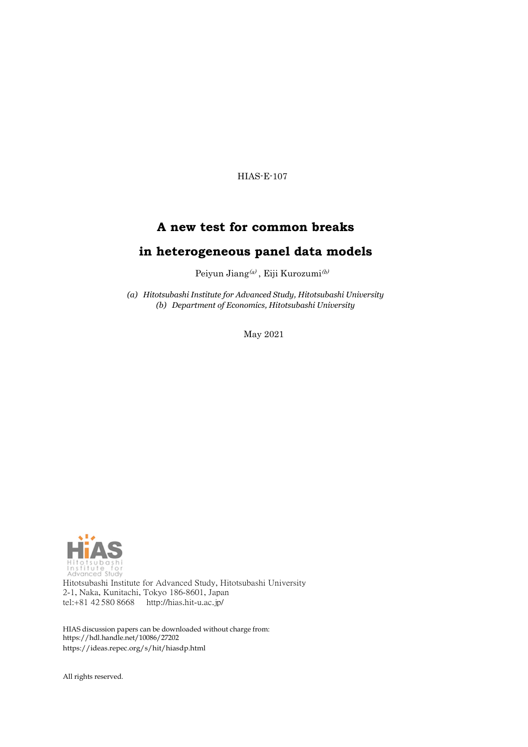HIAS-E-107

# A new test for common breaks in heterogeneous panel data models

Peiyun Jiang[(a)] , Eiji Kurozumi[(b)]

*(a) Hitotsubashi Institute for Advanced Study, Hitotsubashi University*
*(b) Department of Economics, Hitotsubashi University*

May 2021

Hitotsubashi Institute for Advanced Study, Hitotsubashi University
2-1, Naka, Kunitachi, Tokyo 186-8601, Japan
tel:+81 42 580 8668 http://hias.hit-u.ac.jp/

HIAS discussion papers can be downloaded without charge from:
https://hdl.handle.net/10086/27202
https://ideas.repec.org/s/hit/hiasdp.html

All rights reserved.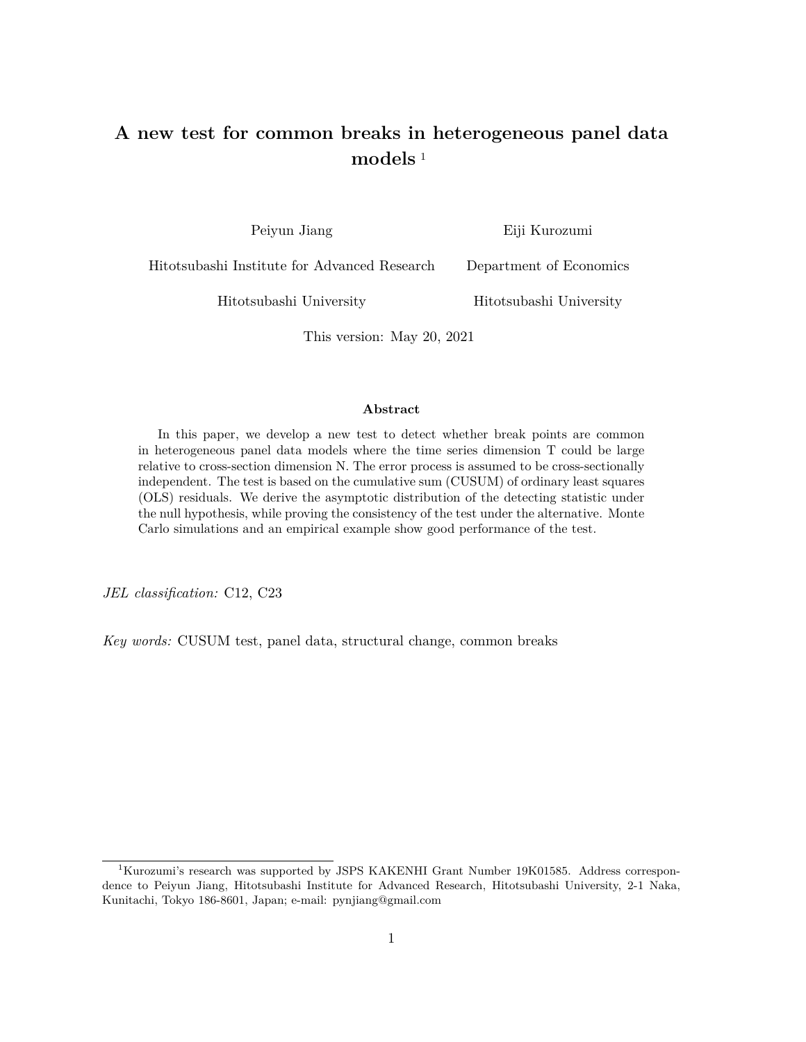# A new test for common breaks in heterogeneous panel data models [1]

Peiyun Jiang
Hitotsubashi Institute for Advanced Research
Hitotsubashi University

Eiji Kurozumi
Department of Economics
Hitotsubashi University

This version: May 20, 2021

**Abstract**

In this paper, we develop a new test to detect whether break points are common in heterogeneous panel data models where the time series dimension T could be large relative to cross-section dimension N. The error process is assumed to be cross-sectionally independent. The test is based on the cumulative sum (CUSUM) of ordinary least squares (OLS) residuals. We derive the asymptotic distribution of the detecting statistic under the null hypothesis, while proving the consistency of the test under the alternative. Monte Carlo simulations and an empirical example show good performance of the test.

*JEL classification:* C12, C23

*Key words:* CUSUM test, panel data, structural change, common breaks

[1] Kurozumi's research was supported by JSPS KAKENHI Grant Number 19K01585. Address correspondence to Peiyun Jiang, Hitotsubashi Institute for Advanced Research, Hitotsubashi University, 2-1 Naka, Kunitachi, Tokyo 186-8601, Japan; e-mail: pynjiang@gmail.com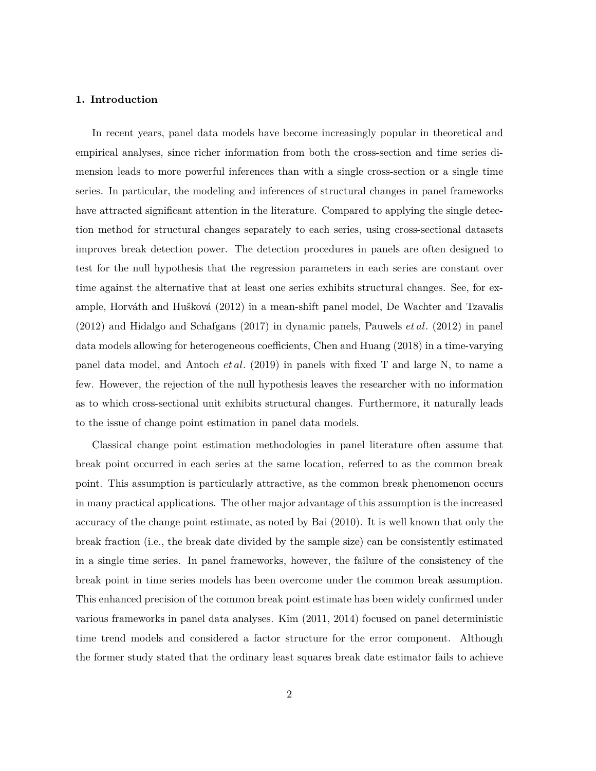## 1. Introduction

In recent years, panel data models have become increasingly popular in theoretical and empirical analyses, since richer information from both the cross-section and time series dimension leads to more powerful inferences than with a single cross-section or a single time series. In particular, the modeling and inferences of structural changes in panel frameworks have attracted significant attention in the literature. Compared to applying the single detection method for structural changes separately to each series, using cross-sectional datasets improves break detection power. The detection procedures in panels are often designed to test for the null hypothesis that the regression parameters in each series are constant over time against the alternative that at least one series exhibits structural changes. See, for example, Horváth and Hušková (2012) in a mean-shift panel model, De Wachter and Tzavalis (2012) and Hidalgo and Schafgans (2017) in dynamic panels, Pauwels *et al*. (2012) in panel data models allowing for heterogeneous coefficients, Chen and Huang (2018) in a time-varying panel data model, and Antoch *et al*. (2019) in panels with fixed T and large N, to name a few. However, the rejection of the null hypothesis leaves the researcher with no information as to which cross-sectional unit exhibits structural changes. Furthermore, it naturally leads to the issue of change point estimation in panel data models.

Classical change point estimation methodologies in panel literature often assume that break point occurred in each series at the same location, referred to as the common break point. This assumption is particularly attractive, as the common break phenomenon occurs in many practical applications. The other major advantage of this assumption is the increased accuracy of the change point estimate, as noted by Bai (2010). It is well known that only the break fraction (i.e., the break date divided by the sample size) can be consistently estimated in a single time series. In panel frameworks, however, the failure of the consistency of the break point in time series models has been overcome under the common break assumption. This enhanced precision of the common break point estimate has been widely confirmed under various frameworks in panel data analyses. Kim (2011, 2014) focused on panel deterministic time trend models and considered a factor structure for the error component. Although the former study stated that the ordinary least squares break date estimator fails to achieve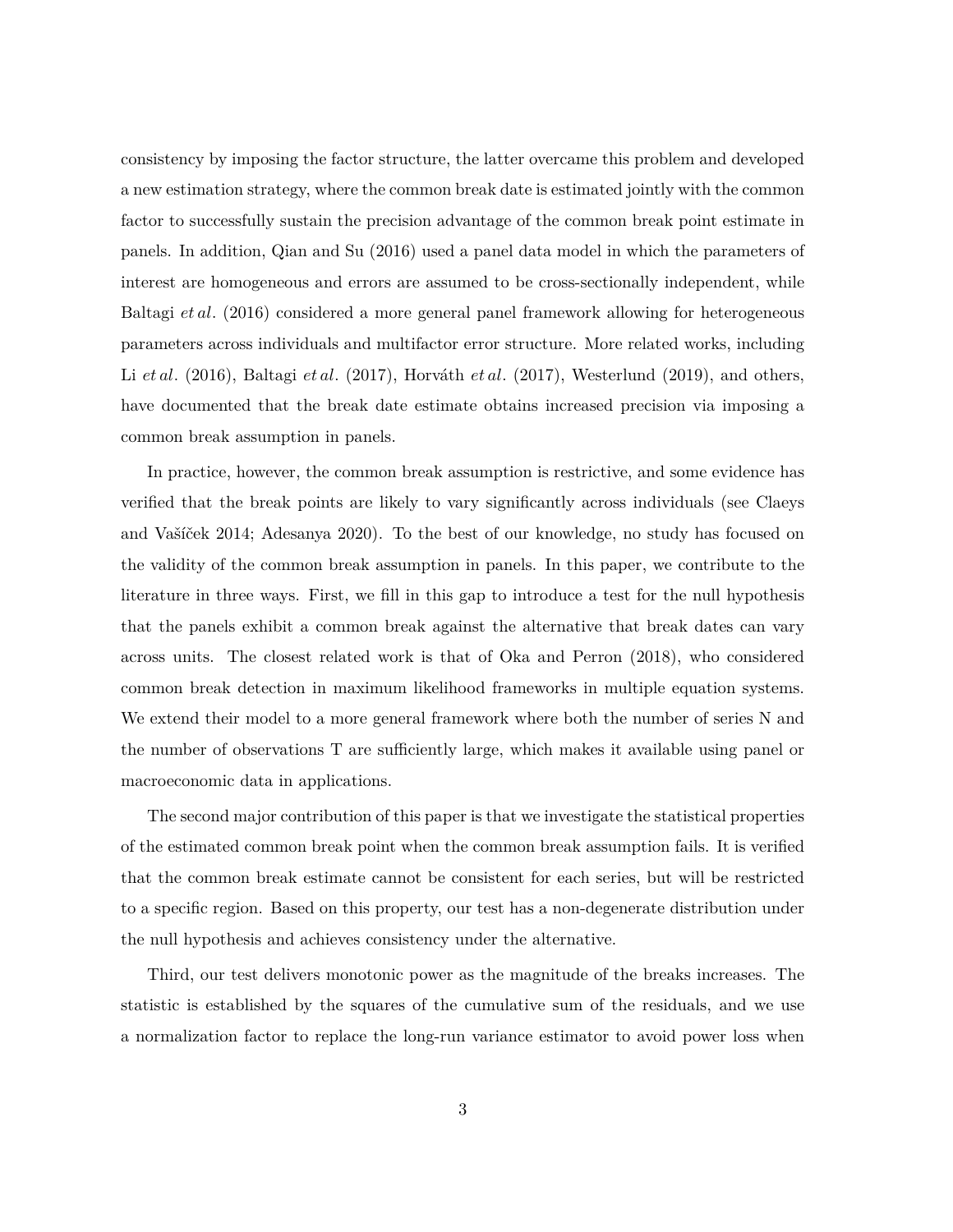consistency by imposing the factor structure, the latter overcame this problem and developed a new estimation strategy, where the common break date is estimated jointly with the common factor to successfully sustain the precision advantage of the common break point estimate in panels. In addition, Qian and Su (2016) used a panel data model in which the parameters of interest are homogeneous and errors are assumed to be cross-sectionally independent, while Baltagi *et al*. (2016) considered a more general panel framework allowing for heterogeneous parameters across individuals and multifactor error structure. More related works, including Li *et al*. (2016), Baltagi *et al*. (2017), Horváth *et al*. (2017), Westerlund (2019), and others, have documented that the break date estimate obtains increased precision via imposing a common break assumption in panels.

In practice, however, the common break assumption is restrictive, and some evidence has verified that the break points are likely to vary significantly across individuals (see Claeys and Vašíček 2014; Adesanya 2020). To the best of our knowledge, no study has focused on the validity of the common break assumption in panels. In this paper, we contribute to the literature in three ways. First, we fill in this gap to introduce a test for the null hypothesis that the panels exhibit a common break against the alternative that break dates can vary across units. The closest related work is that of Oka and Perron (2018), who considered common break detection in maximum likelihood frameworks in multiple equation systems. We extend their model to a more general framework where both the number of series N and the number of observations T are sufficiently large, which makes it available using panel or macroeconomic data in applications.

The second major contribution of this paper is that we investigate the statistical properties of the estimated common break point when the common break assumption fails. It is verified that the common break estimate cannot be consistent for each series, but will be restricted to a specific region. Based on this property, our test has a non-degenerate distribution under the null hypothesis and achieves consistency under the alternative.

Third, our test delivers monotonic power as the magnitude of the breaks increases. The statistic is established by the squares of the cumulative sum of the residuals, and we use a normalization factor to replace the long-run variance estimator to avoid power loss when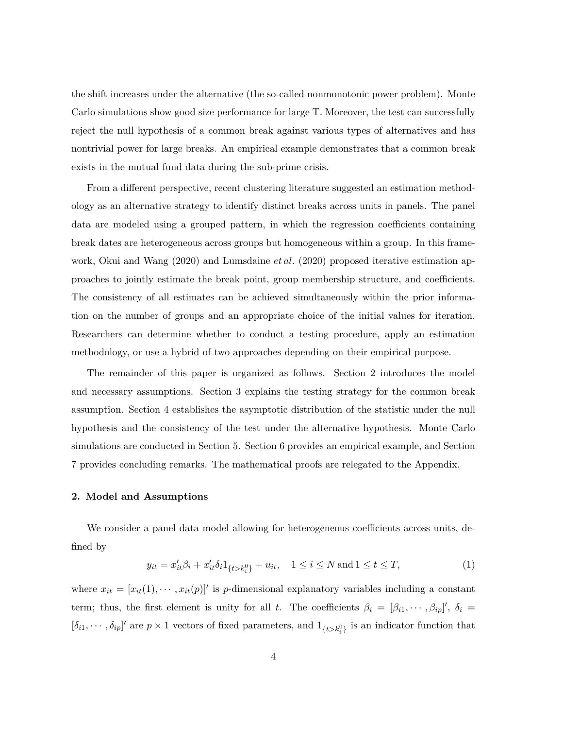the shift increases under the alternative (the so-called nonmonotonic power problem). Monte Carlo simulations show good size performance for large T. Moreover, the test can successfully reject the null hypothesis of a common break against various types of alternatives and has nontrivial power for large breaks. An empirical example demonstrates that a common break exists in the mutual fund data during the sub-prime crisis.

From a different perspective, recent clustering literature suggested an estimation methodology as an alternative strategy to identify distinct breaks across units in panels. The panel data are modeled using a grouped pattern, in which the regression coefficients containing break dates are heterogeneous across groups but homogeneous within a group. In this framework, Okui and Wang (2020) and Lumsdaine *et al.* (2020) proposed iterative estimation approaches to jointly estimate the break point, group membership structure, and coefficients. The consistency of all estimates can be achieved simultaneously within the prior information on the number of groups and an appropriate choice of the initial values for iteration. Researchers can determine whether to conduct a testing procedure, apply an estimation methodology, or use a hybrid of two approaches depending on their empirical purpose.

The remainder of this paper is organized as follows. Section 2 introduces the model and necessary assumptions. Section 3 explains the testing strategy for the common break assumption. Section 4 establishes the asymptotic distribution of the statistic under the null hypothesis and the consistency of the test under the alternative hypothesis. Monte Carlo simulations are conducted in Section 5. Section 6 provides an empirical example, and Section 7 provides concluding remarks. The mathematical proofs are relegated to the Appendix.

## 2. Model and Assumptions

We consider a panel data model allowing for heterogeneous coefficients across units, defined by

$$y_{it} = x_{it}'\beta_i + x_{it}'\delta_i 1_{\{t>k_i^0\}} + u_{it}, \quad 1 \leq i \leq N \text{ and } 1 \leq t \leq T, \tag{1}$$

where $x_{it} = [x_{it}(1), \cdots, x_{it}(p)]'$ is $p$-dimensional explanatory variables including a constant term; thus, the first element is unity for all $t$. The coefficients $\beta_i = [\beta_{i1}, \cdots, \beta_{ip}]'$, $\delta_i = [\delta_{i1}, \cdots, \delta_{ip}]'$ are $p \times 1$ vectors of fixed parameters, and $1_{\{t>k_i^0\}}$ is an indicator function that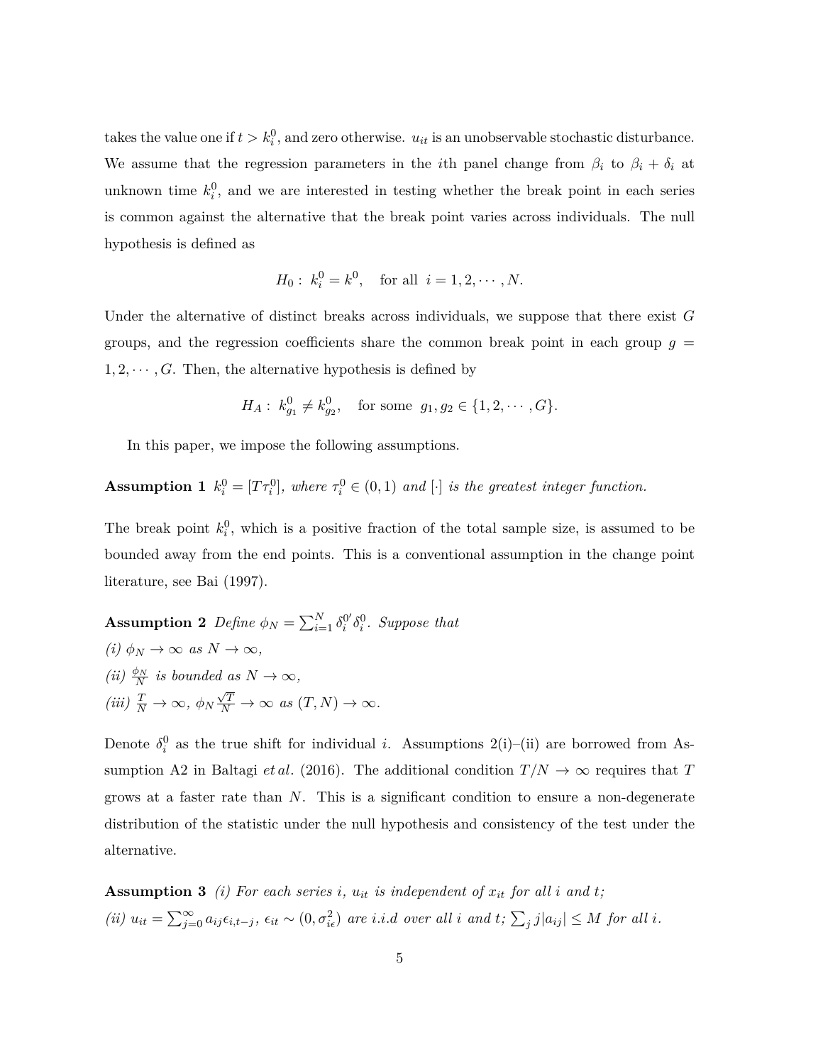takes the value one if $t > k_i^0$, and zero otherwise. $u_{it}$ is an unobservable stochastic disturbance. We assume that the regression parameters in the $i$th panel change from $\beta_i$ to $\beta_i + \delta_i$ at unknown time $k_i^0$, and we are interested in testing whether the break point in each series is common against the alternative that the break point varies across individuals. The null hypothesis is defined as

$$H_0: \; k_i^0 = k^0, \quad \text{for all} \;\; i = 1, 2, \cdots, N.$$

Under the alternative of distinct breaks across individuals, we suppose that there exist $G$ groups, and the regression coefficients share the common break point in each group $g = 1, 2, \cdots, G$. Then, the alternative hypothesis is defined by

$$H_A: \; k_{g_1}^0 \neq k_{g_2}^0, \quad \text{for some} \;\; g_1, g_2 \in \{1, 2, \cdots, G\}.$$

In this paper, we impose the following assumptions.

**Assumption 1** *$k_i^0 = [T\tau_i^0]$, where $\tau_i^0 \in (0, 1)$ and $[\cdot]$ is the greatest integer function.*

The break point $k_i^0$, which is a positive fraction of the total sample size, is assumed to be bounded away from the end points. This is a conventional assumption in the change point literature, see Bai (1997).

**Assumption 2** *Define $\phi_N = \sum_{i=1}^N \delta_i^{0\prime} \delta_i^0$. Suppose that*
*(i) $\phi_N \to \infty$ as $N \to \infty$,*
*(ii) $\frac{\phi_N}{N}$ is bounded as $N \to \infty$,*
*(iii) $\frac{T}{N} \to \infty$, $\phi_N \frac{\sqrt{T}}{N} \to \infty$ as $(T, N) \to \infty$.*

Denote $\delta_i^0$ as the true shift for individual $i$. Assumptions 2(i)–(ii) are borrowed from Assumption A2 in Baltagi *et al*. (2016). The additional condition $T/N \to \infty$ requires that $T$ grows at a faster rate than $N$. This is a significant condition to ensure a non-degenerate distribution of the statistic under the null hypothesis and consistency of the test under the alternative.

**Assumption 3** *(i) For each series $i$, $u_{it}$ is independent of $x_{it}$ for all $i$ and $t$;*
*(ii) $u_{it} = \sum_{j=0}^{\infty} a_{ij} \epsilon_{i,t-j}$, $\epsilon_{it} \sim (0, \sigma_{i\epsilon}^2)$ are i.i.d over all $i$ and $t$; $\sum_j j|a_{ij}| \leq M$ for all $i$.*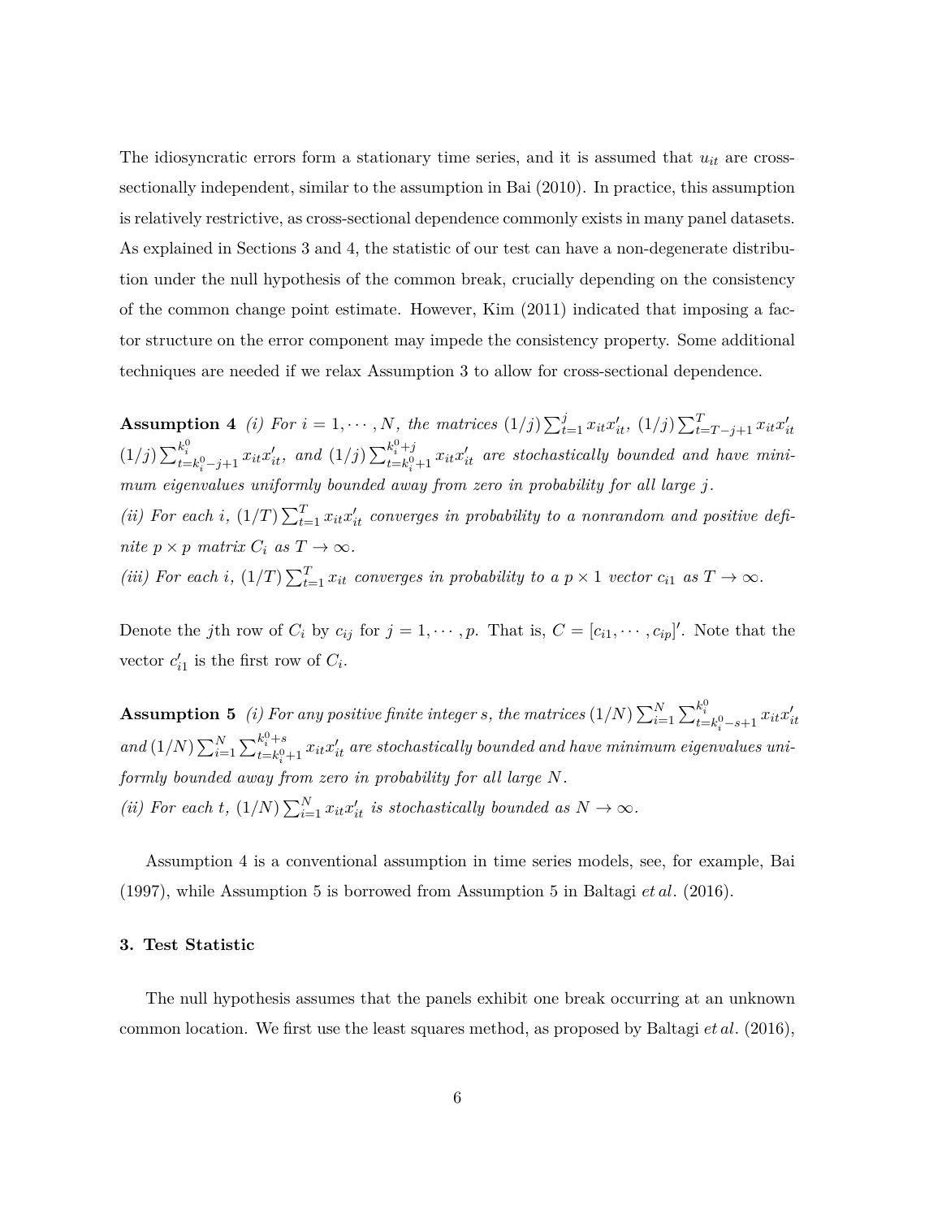The idiosyncratic errors form a stationary time series, and it is assumed that $u_{it}$ are cross-sectionally independent, similar to the assumption in Bai (2010). In practice, this assumption is relatively restrictive, as cross-sectional dependence commonly exists in many panel datasets. As explained in Sections 3 and 4, the statistic of our test can have a non-degenerate distribution under the null hypothesis of the common break, crucially depending on the consistency of the common change point estimate. However, Kim (2011) indicated that imposing a factor structure on the error component may impede the consistency property. Some additional techniques are needed if we relax Assumption 3 to allow for cross-sectional dependence.

**Assumption 4** *(i) For $i = 1, \cdots, N$, the matrices $(1/j)\sum_{t=1}^{j} x_{it}x_{it}'$, $(1/j)\sum_{t=T-j+1}^{T} x_{it}x_{it}'$ $(1/j)\sum_{t=k_i^0-j+1}^{k_i^0} x_{it}x_{it}'$, and $(1/j)\sum_{t=k_i^0+1}^{k_i^0+j} x_{it}x_{it}'$ are stochastically bounded and have minimum eigenvalues uniformly bounded away from zero in probability for all large $j$.*
*(ii) For each $i$, $(1/T)\sum_{t=1}^{T} x_{it}x_{it}'$ converges in probability to a nonrandom and positive definite $p \times p$ matrix $C_i$ as $T \to \infty$.*
*(iii) For each $i$, $(1/T)\sum_{t=1}^{T} x_{it}$ converges in probability to a $p \times 1$ vector $c_{i1}$ as $T \to \infty$.*

Denote the $j$th row of $C_i$ by $c_{ij}$ for $j = 1, \cdots, p$. That is, $C = [c_{i1}, \cdots, c_{ip}]'$. Note that the vector $c_{i1}'$ is the first row of $C_i$.

**Assumption 5** *(i) For any positive finite integer $s$, the matrices $(1/N)\sum_{i=1}^{N}\sum_{t=k_i^0-s+1}^{k_i^0} x_{it}x_{it}'$ and $(1/N)\sum_{i=1}^{N}\sum_{t=k_i^0+1}^{k_i^0+s} x_{it}x_{it}'$ are stochastically bounded and have minimum eigenvalues uniformly bounded away from zero in probability for all large $N$.*
*(ii) For each $t$, $(1/N)\sum_{i=1}^{N} x_{it}x_{it}'$ is stochastically bounded as $N \to \infty$.*

Assumption 4 is a conventional assumption in time series models, see, for example, Bai (1997), while Assumption 5 is borrowed from Assumption 5 in Baltagi *et al*. (2016).

### 3. Test Statistic

The null hypothesis assumes that the panels exhibit one break occurring at an unknown common location. We first use the least squares method, as proposed by Baltagi *et al*. (2016),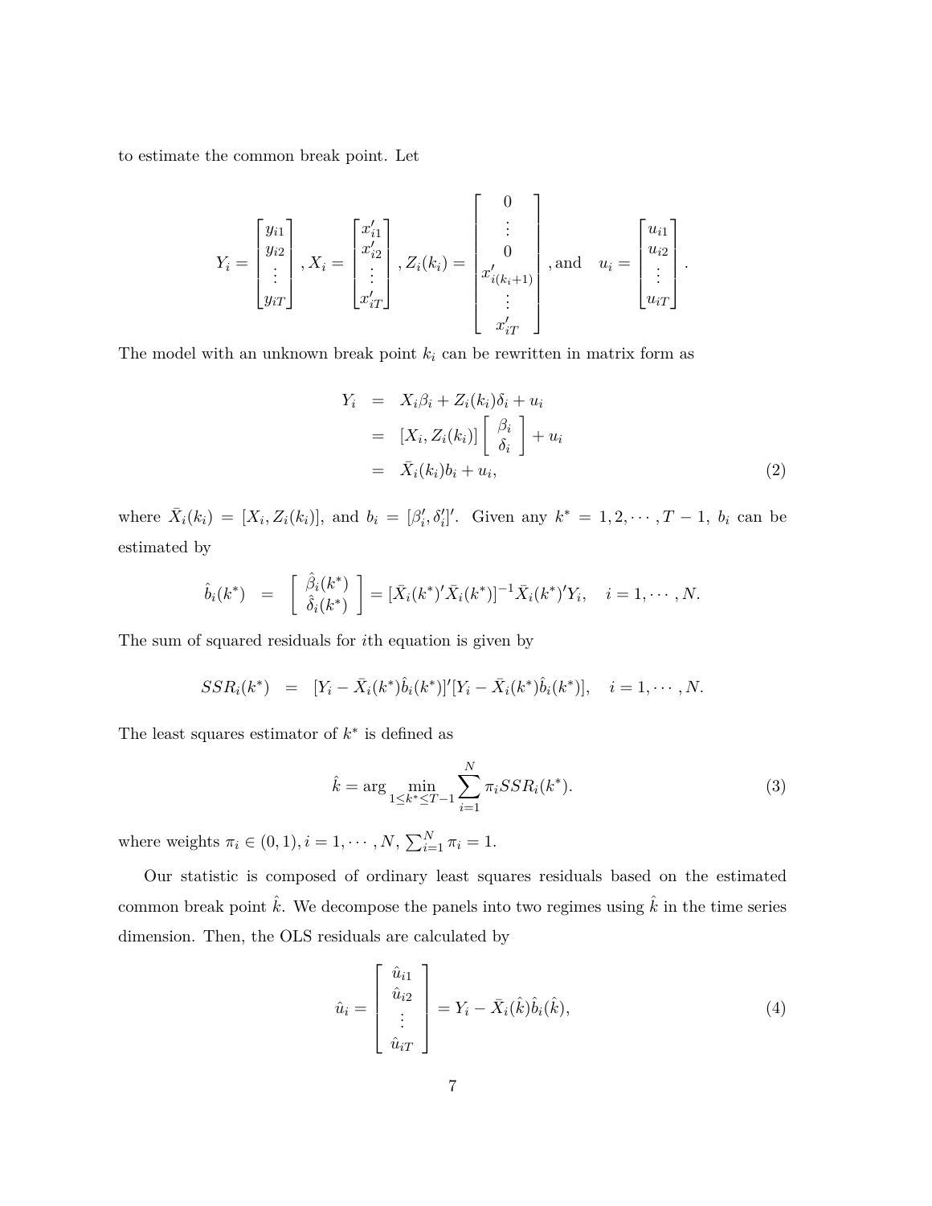to estimate the common break point. Let

$$Y_i = \begin{bmatrix} y_{i1} \\ y_{i2} \\ \vdots \\ y_{iT} \end{bmatrix}, X_i = \begin{bmatrix} x'_{i1} \\ x'_{i2} \\ \vdots \\ x'_{iT} \end{bmatrix}, Z_i(k_i) = \begin{bmatrix} 0 \\ \vdots \\ 0 \\ x'_{i(k_i+1)} \\ \vdots \\ x'_{iT} \end{bmatrix}, \text{and} \quad u_i = \begin{bmatrix} u_{i1} \\ u_{i2} \\ \vdots \\ u_{iT} \end{bmatrix}.$$

The model with an unknown break point $k_i$ can be rewritten in matrix form as

$$\begin{aligned} Y_i &= X_i\beta_i + Z_i(k_i)\delta_i + u_i \\ &= [X_i, Z_i(k_i)] \begin{bmatrix} \beta_i \\ \delta_i \end{bmatrix} + u_i \\ &= \bar{X}_i(k_i)b_i + u_i, \end{aligned} \tag{2}$$

where $\bar{X}_i(k_i) = [X_i, Z_i(k_i)]$, and $b_i = [\beta_i', \delta_i']'$. Given any $k^* = 1, 2, \cdots, T-1$, $b_i$ can be estimated by

$$\hat{b}_i(k^*) = \begin{bmatrix} \hat{\beta}_i(k^*) \\ \hat{\delta}_i(k^*) \end{bmatrix} = [\bar{X}_i(k^*)'\bar{X}_i(k^*)]^{-1}\bar{X}_i(k^*)'Y_i, \quad i = 1, \cdots, N.$$

The sum of squared residuals for $i$th equation is given by

$$SSR_i(k^*) = [Y_i - \bar{X}_i(k^*)\hat{b}_i(k^*)]'[Y_i - \bar{X}_i(k^*)\hat{b}_i(k^*)], \quad i = 1, \cdots, N.$$

The least squares estimator of $k^*$ is defined as

$$\hat{k} = \arg \min_{1 \le k^* \le T-1} \sum_{i=1}^{N} \pi_i SSR_i(k^*). \tag{3}$$

where weights $\pi_i \in (0, 1), i = 1, \cdots, N, \sum_{i=1}^{N} \pi_i = 1$.

Our statistic is composed of ordinary least squares residuals based on the estimated common break point $\hat{k}$. We decompose the panels into two regimes using $\hat{k}$ in the time series dimension. Then, the OLS residuals are calculated by

$$\hat{u}_i = \begin{bmatrix} \hat{u}_{i1} \\ \hat{u}_{i2} \\ \vdots \\ \hat{u}_{iT} \end{bmatrix} = Y_i - \bar{X}_i(\hat{k})\hat{b}_i(\hat{k}), \tag{4}$$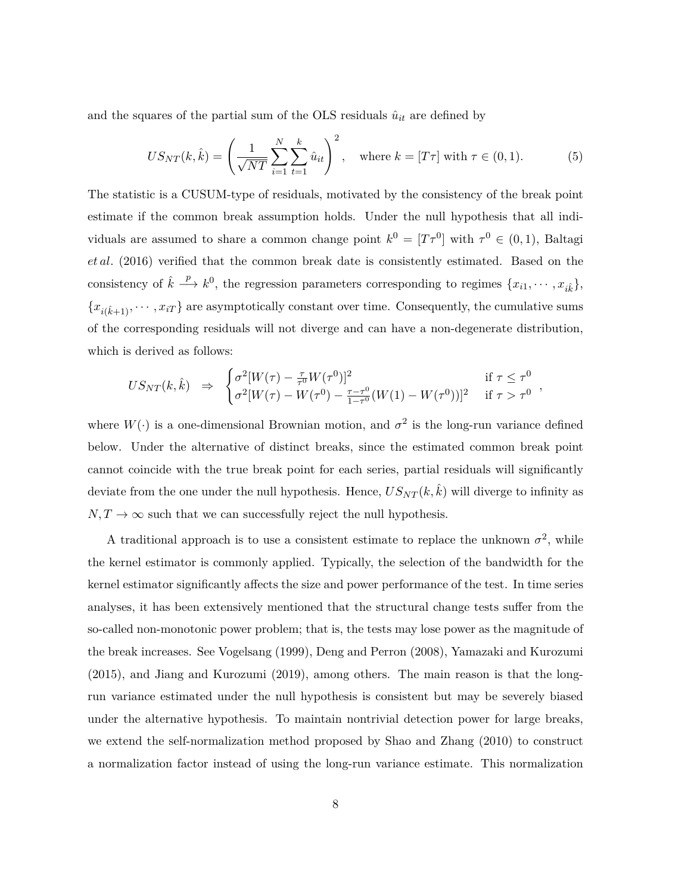and the squares of the partial sum of the OLS residuals $\hat{u}_{it}$ are defined by

$$US_{NT}(k, \hat{k}) = \left( \frac{1}{\sqrt{NT}} \sum_{i=1}^{N} \sum_{t=1}^{k} \hat{u}_{it} \right)^2, \quad \text{where } k = [T\tau] \text{ with } \tau \in (0, 1). \tag{5}$$

The statistic is a CUSUM-type of residuals, motivated by the consistency of the break point estimate if the common break assumption holds. Under the null hypothesis that all individuals are assumed to share a common change point $k^0 = [T\tau^0]$ with $\tau^0 \in (0, 1)$, Baltagi *et al*. (2016) verified that the common break date is consistently estimated. Based on the consistency of $\hat{k} \xrightarrow{p} k^0$, the regression parameters corresponding to regimes $\{x_{i1}, \cdots, x_{i\hat{k}}\}$, $\{x_{i(\hat{k}+1)}, \cdots, x_{iT}\}$ are asymptotically constant over time. Consequently, the cumulative sums of the corresponding residuals will not diverge and can have a non-degenerate distribution, which is derived as follows:

$$US_{NT}(k, \hat{k}) \;\Rightarrow\; \begin{cases} \sigma^2 [W(\tau) - \frac{\tau}{\tau^0} W(\tau^0)]^2 & \text{if } \tau \leq \tau^0 \\ \sigma^2 [W(\tau) - W(\tau^0) - \frac{\tau - \tau^0}{1 - \tau^0}(W(1) - W(\tau^0))]^2 & \text{if } \tau > \tau^0 \end{cases},$$

where $W(\cdot)$ is a one-dimensional Brownian motion, and $\sigma^2$ is the long-run variance defined below. Under the alternative of distinct breaks, since the estimated common break point cannot coincide with the true break point for each series, partial residuals will significantly deviate from the one under the null hypothesis. Hence, $US_{NT}(k, \hat{k})$ will diverge to infinity as $N, T \to \infty$ such that we can successfully reject the null hypothesis.

A traditional approach is to use a consistent estimate to replace the unknown $\sigma^2$, while the kernel estimator is commonly applied. Typically, the selection of the bandwidth for the kernel estimator significantly affects the size and power performance of the test. In time series analyses, it has been extensively mentioned that the structural change tests suffer from the so-called non-monotonic power problem; that is, the tests may lose power as the magnitude of the break increases. See Vogelsang (1999), Deng and Perron (2008), Yamazaki and Kurozumi (2015), and Jiang and Kurozumi (2019), among others. The main reason is that the long-run variance estimated under the null hypothesis is consistent but may be severely biased under the alternative hypothesis. To maintain nontrivial detection power for large breaks, we extend the self-normalization method proposed by Shao and Zhang (2010) to construct a normalization factor instead of using the long-run variance estimate. This normalization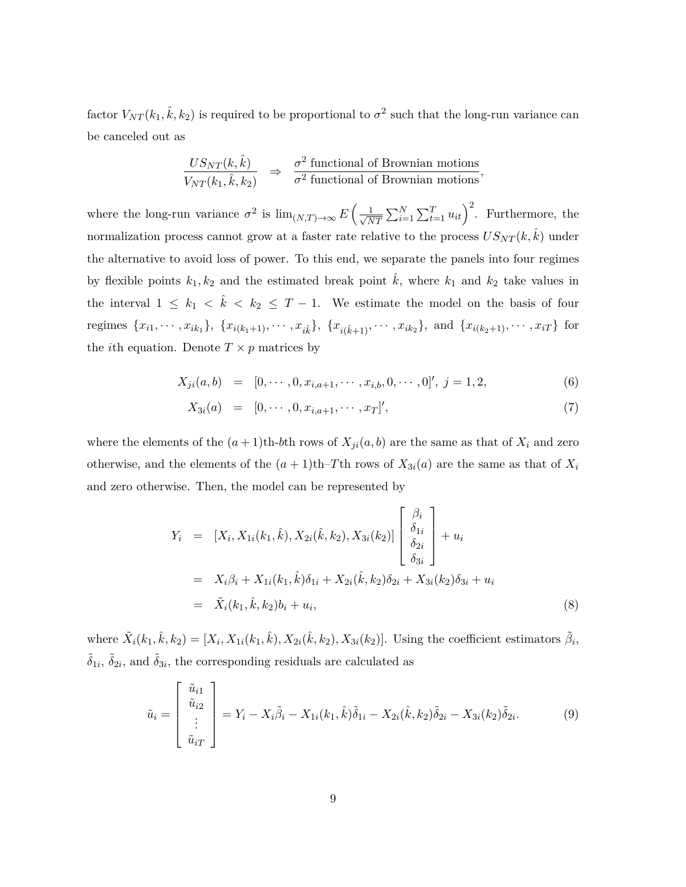factor $V_{NT}(k_1, \hat{k}, k_2)$ is required to be proportional to $\sigma^2$ such that the long-run variance can be canceled out as

$$\frac{US_{NT}(k, \hat{k})}{V_{NT}(k_1, \hat{k}, k_2)} \quad \Rightarrow \quad \frac{\sigma^2 \text{ functional of Brownian motions}}{\sigma^2 \text{ functional of Brownian motions}},$$

where the long-run variance $\sigma^2$ is $\lim_{(N,T)\to\infty} E\left(\frac{1}{\sqrt{NT}}\sum_{i=1}^{N}\sum_{t=1}^{T} u_{it}\right)^2$. Furthermore, the normalization process cannot grow at a faster rate relative to the process $US_{NT}(k, \hat{k})$ under the alternative to avoid loss of power. To this end, we separate the panels into four regimes by flexible points $k_1, k_2$ and the estimated break point $\hat{k}$, where $k_1$ and $k_2$ take values in the interval $1 \leq k_1 < \hat{k} < k_2 \leq T-1$. We estimate the model on the basis of four regimes $\{x_{i1}, \cdots, x_{ik_1}\}$, $\{x_{i(k_1+1)}, \cdots, x_{i\hat{k}}\}$, $\{x_{i(\hat{k}+1)}, \cdots, x_{ik_2}\}$, and $\{x_{i(k_2+1)}, \cdots, x_{iT}\}$ for the $i$th equation. Denote $T \times p$ matrices by

$$X_{ji}(a,b) \;=\; [0, \cdots, 0, x_{i,a+1}, \cdots, x_{i,b}, 0, \cdots, 0]', \; j = 1, 2, \tag{6}$$

$$X_{3i}(a) \;=\; [0, \cdots, 0, x_{i,a+1}, \cdots, x_T]', \tag{7}$$

where the elements of the $(a+1)$th-$b$th rows of $X_{ji}(a,b)$ are the same as that of $X_i$ and zero otherwise, and the elements of the $(a+1)$th–$T$th rows of $X_{3i}(a)$ are the same as that of $X_i$ and zero otherwise. Then, the model can be represented by

$$\begin{aligned} Y_i &= [X_i, X_{1i}(k_1, \hat{k}), X_{2i}(\hat{k}, k_2), X_{3i}(k_2)] \begin{bmatrix} \beta_i \\ \delta_{1i} \\ \delta_{2i} \\ \delta_{3i} \end{bmatrix} + u_i \\ &= X_i\beta_i + X_{1i}(k_1, \hat{k})\delta_{1i} + X_{2i}(\hat{k}, k_2)\delta_{2i} + X_{3i}(k_2)\delta_{3i} + u_i \\ &= \tilde{X}_i(k_1, \hat{k}, k_2)b_i + u_i, \end{aligned} \tag{8}$$

where $\tilde{X}_i(k_1, \hat{k}, k_2) = [X_i, X_{1i}(k_1, \hat{k}), X_{2i}(\hat{k}, k_2), X_{3i}(k_2)]$. Using the coefficient estimators $\tilde{\beta}_i$, $\tilde{\delta}_{1i}$, $\tilde{\delta}_{2i}$, and $\tilde{\delta}_{3i}$, the corresponding residuals are calculated as

$$\tilde{u}_i = \begin{bmatrix} \tilde{u}_{i1} \\ \tilde{u}_{i2} \\ \vdots \\ \tilde{u}_{iT} \end{bmatrix} = Y_i - X_i\tilde{\beta}_i - X_{1i}(k_1, \hat{k})\tilde{\delta}_{1i} - X_{2i}(\hat{k}, k_2)\tilde{\delta}_{2i} - X_{3i}(k_2)\tilde{\delta}_{2i}. \tag{9}$$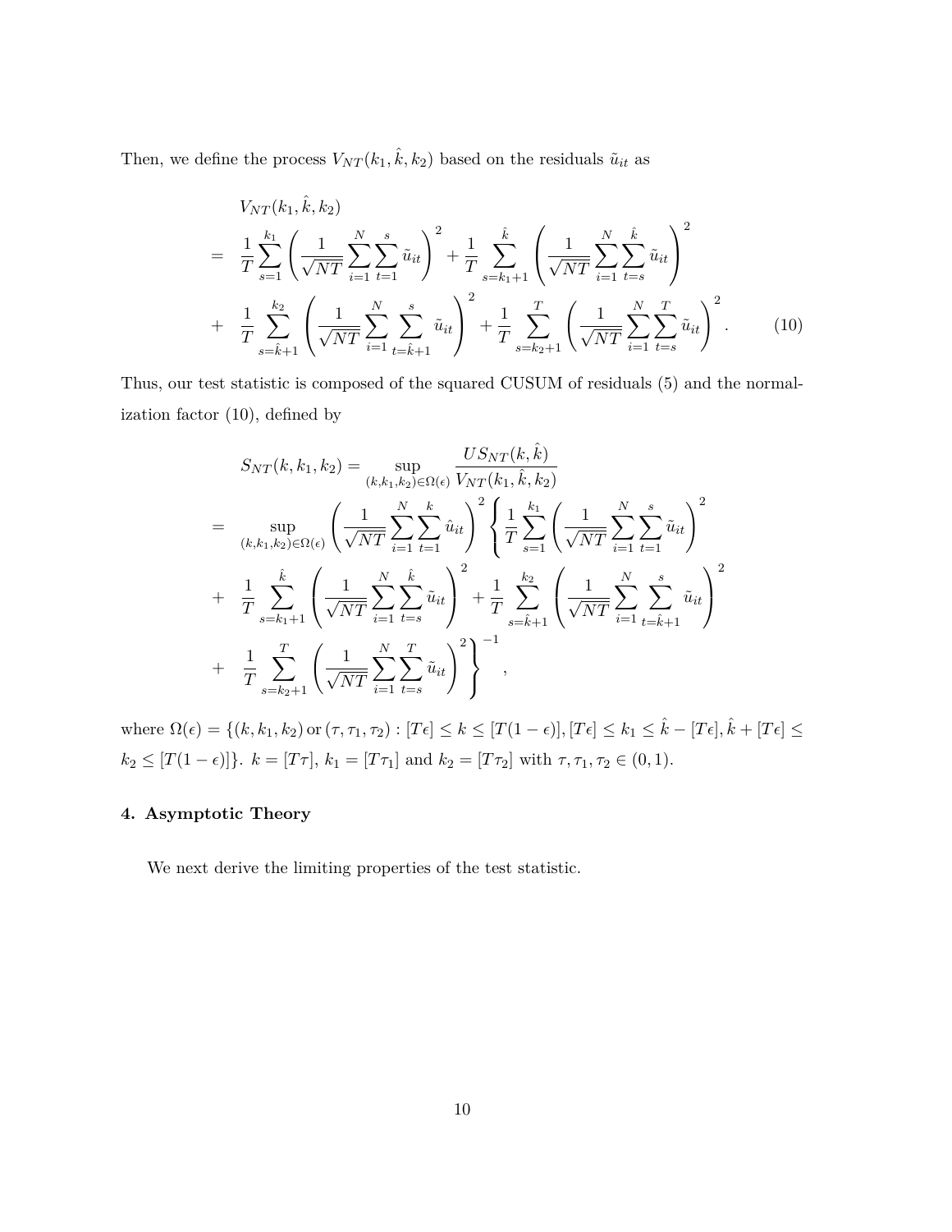Then, we define the process $V_{NT}(k_1, \hat{k}, k_2)$ based on the residuals $\tilde{u}_{it}$ as

$$
\begin{aligned}
& V_{NT}(k_1, \hat{k}, k_2) \\
= \;& \frac{1}{T}\sum_{s=1}^{k_1}\left(\frac{1}{\sqrt{NT}}\sum_{i=1}^{N}\sum_{t=1}^{s}\tilde{u}_{it}\right)^2 + \frac{1}{T}\sum_{s=k_1+1}^{\hat{k}}\left(\frac{1}{\sqrt{NT}}\sum_{i=1}^{N}\sum_{t=s}^{\hat{k}}\tilde{u}_{it}\right)^2 \\
+ \;& \frac{1}{T}\sum_{s=\hat{k}+1}^{k_2}\left(\frac{1}{\sqrt{NT}}\sum_{i=1}^{N}\sum_{t=\hat{k}+1}^{s}\tilde{u}_{it}\right)^2 + \frac{1}{T}\sum_{s=k_2+1}^{T}\left(\frac{1}{\sqrt{NT}}\sum_{i=1}^{N}\sum_{t=s}^{T}\tilde{u}_{it}\right)^2. \qquad (10)
\end{aligned}
$$

Thus, our test statistic is composed of the squared CUSUM of residuals (5) and the normalization factor (10), defined by

$$
\begin{aligned}
& S_{NT}(k, k_1, k_2) = \sup_{(k,k_1,k_2)\in\Omega(\epsilon)} \frac{US_{NT}(k, \hat{k})}{V_{NT}(k_1, \hat{k}, k_2)} \\
= \;& \sup_{(k,k_1,k_2)\in\Omega(\epsilon)} \left(\frac{1}{\sqrt{NT}}\sum_{i=1}^{N}\sum_{t=1}^{k}\hat{u}_{it}\right)^2 \left\{\frac{1}{T}\sum_{s=1}^{k_1}\left(\frac{1}{\sqrt{NT}}\sum_{i=1}^{N}\sum_{t=1}^{s}\tilde{u}_{it}\right)^2\right. \\
+ \;& \frac{1}{T}\sum_{s=k_1+1}^{\hat{k}}\left(\frac{1}{\sqrt{NT}}\sum_{i=1}^{N}\sum_{t=s}^{\hat{k}}\tilde{u}_{it}\right)^2 + \frac{1}{T}\sum_{s=\hat{k}+1}^{k_2}\left(\frac{1}{\sqrt{NT}}\sum_{i=1}^{N}\sum_{t=\hat{k}+1}^{s}\tilde{u}_{it}\right)^2 \\
+ \;& \left.\frac{1}{T}\sum_{s=k_2+1}^{T}\left(\frac{1}{\sqrt{NT}}\sum_{i=1}^{N}\sum_{t=s}^{T}\tilde{u}_{it}\right)^2\right\}^{-1},
\end{aligned}
$$

where $\Omega(\epsilon) = \{(k, k_1, k_2) \,\text{or}\, (\tau, \tau_1, \tau_2) : [T\epsilon] \leq k \leq [T(1-\epsilon)], [T\epsilon] \leq k_1 \leq \hat{k} - [T\epsilon], \hat{k} + [T\epsilon] \leq k_2 \leq [T(1-\epsilon)]\}$. $k = [T\tau]$, $k_1 = [T\tau_1]$ and $k_2 = [T\tau_2]$ with $\tau, \tau_1, \tau_2 \in (0, 1)$.

## 4. Asymptotic Theory

We next derive the limiting properties of the test statistic.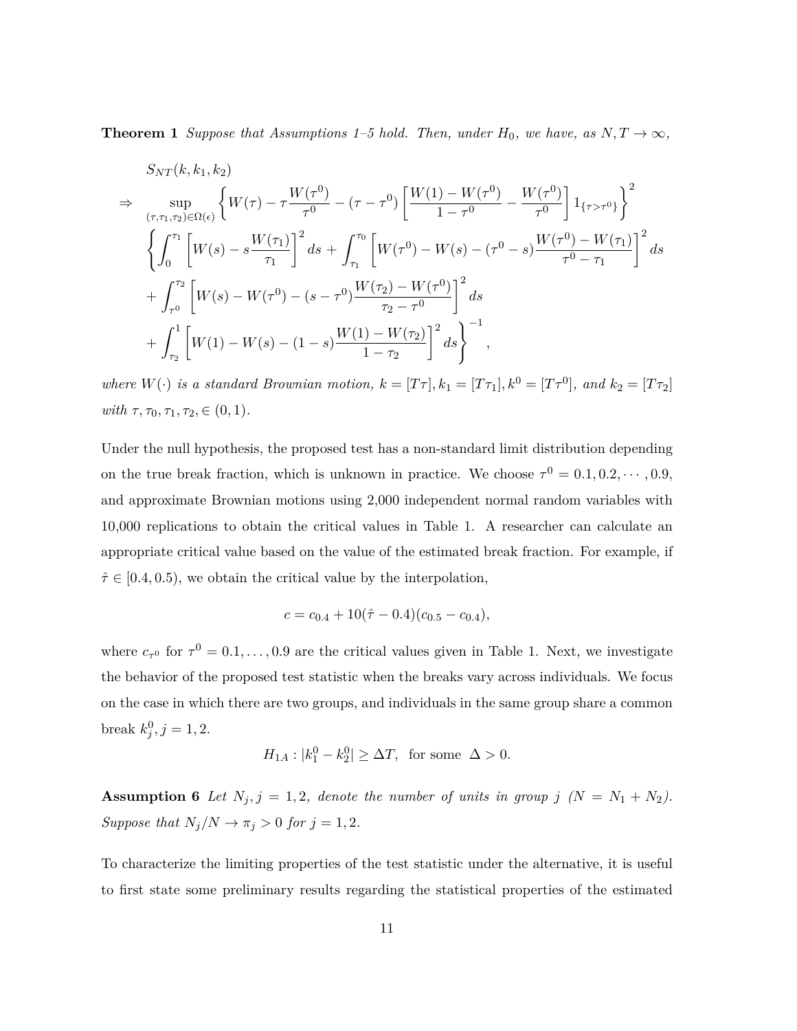**Theorem 1** *Suppose that Assumptions 1–5 hold. Then, under $H_0$, we have, as $N, T \to \infty$,*

$$
\begin{aligned}
& S_{NT}(k, k_1, k_2) \\
\Rightarrow \quad & \sup_{(\tau,\tau_1,\tau_2)\in\Omega(\epsilon)} \left\{ W(\tau) - \tau \frac{W(\tau^0)}{\tau^0} - (\tau - \tau^0) \left[ \frac{W(1) - W(\tau^0)}{1 - \tau^0} - \frac{W(\tau^0)}{\tau^0} \right] 1_{\{\tau > \tau^0\}} \right\}^2 \\
& \left\{ \int_0^{\tau_1} \left[ W(s) - s \frac{W(\tau_1)}{\tau_1} \right]^2 ds + \int_{\tau_1}^{\tau_0} \left[ W(\tau^0) - W(s) - (\tau^0 - s) \frac{W(\tau^0) - W(\tau_1)}{\tau^0 - \tau_1} \right]^2 ds \right. \\
& + \int_{\tau^0}^{\tau_2} \left[ W(s) - W(\tau^0) - (s - \tau^0) \frac{W(\tau_2) - W(\tau^0)}{\tau_2 - \tau^0} \right]^2 ds \\
& \left. + \int_{\tau_2}^{1} \left[ W(1) - W(s) - (1 - s) \frac{W(1) - W(\tau_2)}{1 - \tau_2} \right]^2 ds \right\}^{-1},
\end{aligned}
$$

*where $W(\cdot)$ is a standard Brownian motion, $k = [T\tau], k_1 = [T\tau_1], k^0 = [T\tau^0]$, and $k_2 = [T\tau_2]$ with $\tau, \tau_0, \tau_1, \tau_2, \in (0, 1)$.*

Under the null hypothesis, the proposed test has a non-standard limit distribution depending on the true break fraction, which is unknown in practice. We choose $\tau^0 = 0.1, 0.2, \cdots, 0.9$, and approximate Brownian motions using 2,000 independent normal random variables with 10,000 replications to obtain the critical values in Table 1. A researcher can calculate an appropriate critical value based on the value of the estimated break fraction. For example, if $\hat{\tau} \in [0.4, 0.5)$, we obtain the critical value by the interpolation,

$$c = c_{0.4} + 10(\hat{\tau} - 0.4)(c_{0.5} - c_{0.4}),$$

where $c_{\tau^0}$ for $\tau^0 = 0.1, \ldots, 0.9$ are the critical values given in Table 1. Next, we investigate the behavior of the proposed test statistic when the breaks vary across individuals. We focus on the case in which there are two groups, and individuals in the same group share a common break $k_j^0, j = 1, 2$.

$$H_{1A} : |k_1^0 - k_2^0| \geq \Delta T, \text{ for some } \Delta > 0.$$

**Assumption 6** *Let $N_j, j = 1, 2$, denote the number of units in group $j$ ($N = N_1 + N_2$). Suppose that $N_j/N \to \pi_j > 0$ for $j = 1, 2$.*

To characterize the limiting properties of the test statistic under the alternative, it is useful to first state some preliminary results regarding the statistical properties of the estimated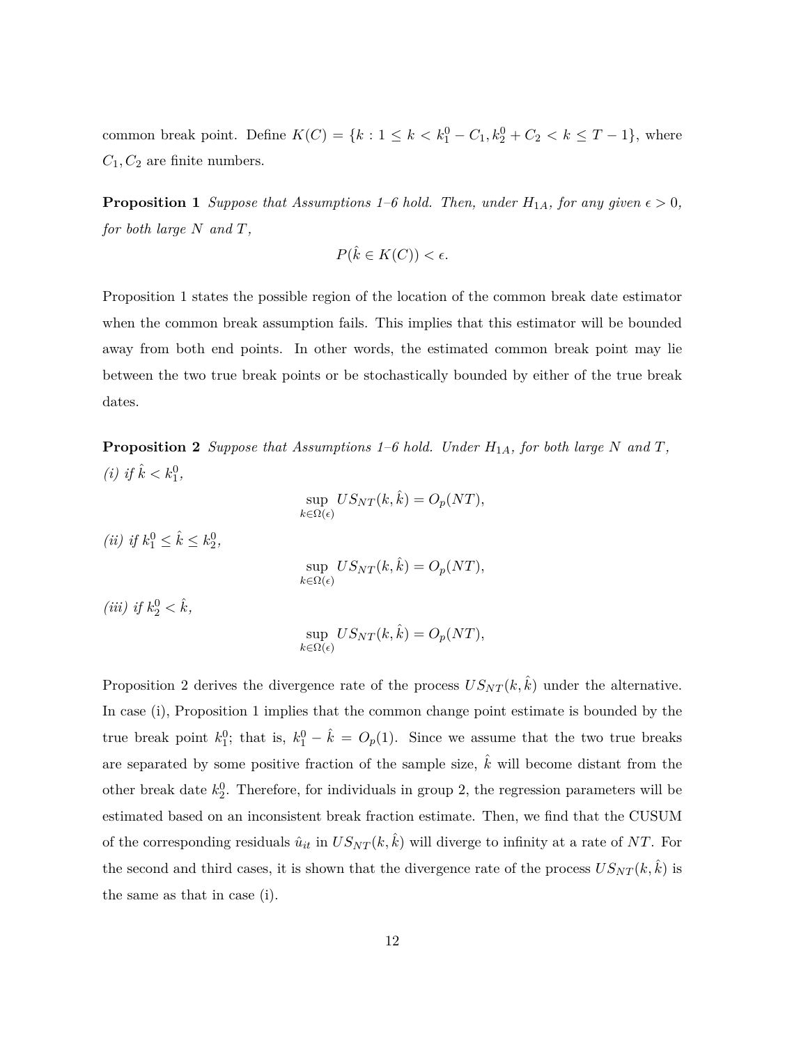common break point. Define $K(C) = \{k : 1 \leq k < k_1^0 - C_1, k_2^0 + C_2 < k \leq T-1\}$, where $C_1, C_2$ are finite numbers.

**Proposition 1** *Suppose that Assumptions 1–6 hold. Then, under $H_{1A}$, for any given $\epsilon > 0$, for both large $N$ and $T$,*

$$P(\hat{k} \in K(C)) < \epsilon.$$

Proposition 1 states the possible region of the location of the common break date estimator when the common break assumption fails. This implies that this estimator will be bounded away from both end points. In other words, the estimated common break point may lie between the two true break points or be stochastically bounded by either of the true break dates.

**Proposition 2** *Suppose that Assumptions 1–6 hold. Under $H_{1A}$, for both large $N$ and $T$,*

*(i) if $\hat{k} < k_1^0$,*

$$\sup_{k \in \Omega(\epsilon)} US_{NT}(k, \hat{k}) = O_p(NT),$$

*(ii) if $k_1^0 \leq \hat{k} \leq k_2^0$,*

$$\sup_{k \in \Omega(\epsilon)} US_{NT}(k, \hat{k}) = O_p(NT),$$

*(iii) if $k_2^0 < \hat{k}$,*

$$\sup_{k \in \Omega(\epsilon)} US_{NT}(k, \hat{k}) = O_p(NT),$$

Proposition 2 derives the divergence rate of the process $US_{NT}(k, \hat{k})$ under the alternative. In case (i), Proposition 1 implies that the common change point estimate is bounded by the true break point $k_1^0$; that is, $k_1^0 - \hat{k} = O_p(1)$. Since we assume that the two true breaks are separated by some positive fraction of the sample size, $\hat{k}$ will become distant from the other break date $k_2^0$. Therefore, for individuals in group 2, the regression parameters will be estimated based on an inconsistent break fraction estimate. Then, we find that the CUSUM of the corresponding residuals $\hat{u}_{it}$ in $US_{NT}(k, \hat{k})$ will diverge to infinity at a rate of $NT$. For the second and third cases, it is shown that the divergence rate of the process $US_{NT}(k, \hat{k})$ is the same as that in case (i).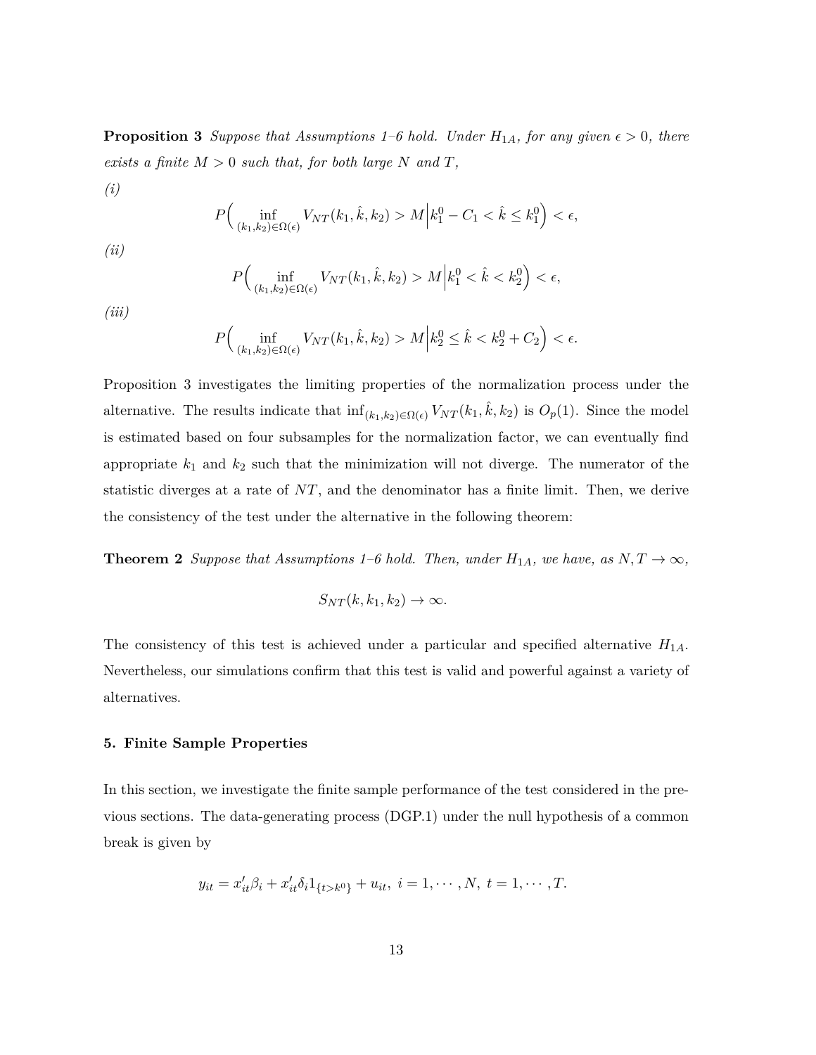**Proposition 3** *Suppose that Assumptions 1–6 hold. Under $H_{1A}$, for any given $\epsilon > 0$, there exists a finite $M > 0$ such that, for both large $N$ and $T$,*

*(i)*

$$P\Big(\inf_{(k_1,k_2)\in\Omega(\epsilon)} V_{NT}(k_1,\hat{k},k_2) > M\Big| k_1^0 - C_1 < \hat{k} \leq k_1^0\Big) < \epsilon,$$

*(ii)*

$$P\Big(\inf_{(k_1,k_2)\in\Omega(\epsilon)} V_{NT}(k_1,\hat{k},k_2) > M\Big| k_1^0 < \hat{k} < k_2^0\Big) < \epsilon,$$

*(iii)*

$$P\Big(\inf_{(k_1,k_2)\in\Omega(\epsilon)} V_{NT}(k_1,\hat{k},k_2) > M\Big| k_2^0 \leq \hat{k} < k_2^0 + C_2\Big) < \epsilon.$$

Proposition 3 investigates the limiting properties of the normalization process under the alternative. The results indicate that $\inf_{(k_1,k_2)\in\Omega(\epsilon)} V_{NT}(k_1,\hat{k},k_2)$ is $O_p(1)$. Since the model is estimated based on four subsamples for the normalization factor, we can eventually find appropriate $k_1$ and $k_2$ such that the minimization will not diverge. The numerator of the statistic diverges at a rate of $NT$, and the denominator has a finite limit. Then, we derive the consistency of the test under the alternative in the following theorem:

**Theorem 2** *Suppose that Assumptions 1–6 hold. Then, under $H_{1A}$, we have, as $N, T \to \infty$,*

$$S_{NT}(k,k_1,k_2) \to \infty.$$

The consistency of this test is achieved under a particular and specified alternative $H_{1A}$. Nevertheless, our simulations confirm that this test is valid and powerful against a variety of alternatives.

### 5. Finite Sample Properties

In this section, we investigate the finite sample performance of the test considered in the previous sections. The data-generating process (DGP.1) under the null hypothesis of a common break is given by

$$y_{it} = x_{it}'\beta_i + x_{it}'\delta_i 1_{\{t>k^0\}} + u_{it},\ i = 1,\cdots,N,\ t = 1,\cdots,T.$$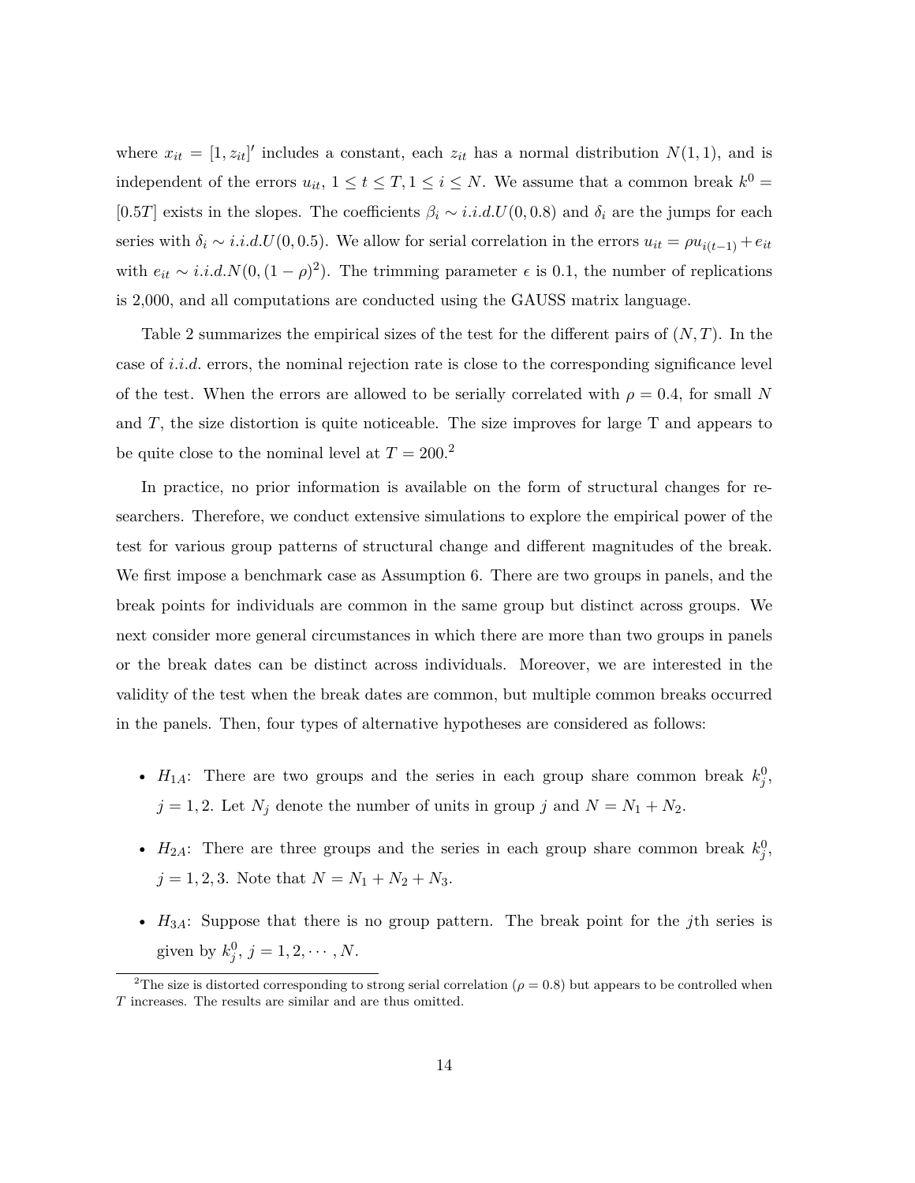where $x_{it} = [1, z_{it}]'$ includes a constant, each $z_{it}$ has a normal distribution $N(1, 1)$, and is independent of the errors $u_{it}$, $1 \leq t \leq T, 1 \leq i \leq N$. We assume that a common break $k^0 = [0.5T]$ exists in the slopes. The coefficients $\beta_i \sim i.i.d.U(0, 0.8)$ and $\delta_i$ are the jumps for each series with $\delta_i \sim i.i.d.U(0, 0.5)$. We allow for serial correlation in the errors $u_{it} = \rho u_{i(t-1)} + e_{it}$ with $e_{it} \sim i.i.d.N(0, (1-\rho)^2)$. The trimming parameter $\epsilon$ is 0.1, the number of replications is 2,000, and all computations are conducted using the GAUSS matrix language.

Table 2 summarizes the empirical sizes of the test for the different pairs of $(N, T)$. In the case of *i.i.d.* errors, the nominal rejection rate is close to the corresponding significance level of the test. When the errors are allowed to be serially correlated with $\rho = 0.4$, for small $N$ and $T$, the size distortion is quite noticeable. The size improves for large T and appears to be quite close to the nominal level at $T = 200$.[2]

In practice, no prior information is available on the form of structural changes for researchers. Therefore, we conduct extensive simulations to explore the empirical power of the test for various group patterns of structural change and different magnitudes of the break. We first impose a benchmark case as Assumption 6. There are two groups in panels, and the break points for individuals are common in the same group but distinct across groups. We next consider more general circumstances in which there are more than two groups in panels or the break dates can be distinct across individuals. Moreover, we are interested in the validity of the test when the break dates are common, but multiple common breaks occurred in the panels. Then, four types of alternative hypotheses are considered as follows:

- $H_{1A}$: There are two groups and the series in each group share common break $k_j^0$, $j = 1, 2$. Let $N_j$ denote the number of units in group $j$ and $N = N_1 + N_2$.
- $H_{2A}$: There are three groups and the series in each group share common break $k_j^0$, $j = 1, 2, 3$. Note that $N = N_1 + N_2 + N_3$.
- $H_{3A}$: Suppose that there is no group pattern. The break point for the $j$th series is given by $k_j^0$, $j = 1, 2, \cdots, N$.

[2] The size is distorted corresponding to strong serial correlation ($\rho = 0.8$) but appears to be controlled when $T$ increases. The results are similar and are thus omitted.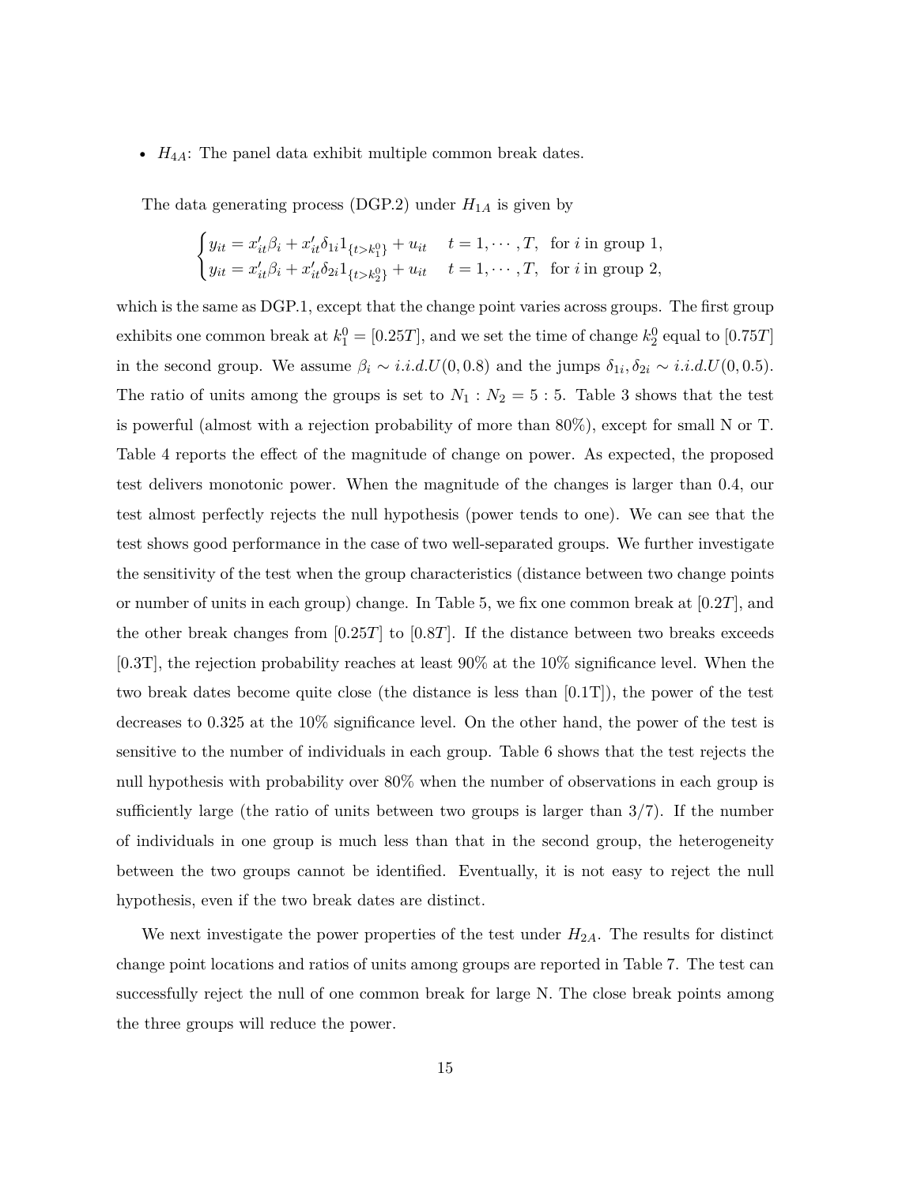- $H_{4A}$: The panel data exhibit multiple common break dates.

The data generating process (DGP.2) under $H_{1A}$ is given by

$$
\begin{cases}
y_{it} = x_{it}'\beta_i + x_{it}'\delta_{1i}1_{\{t>k_1^0\}} + u_{it} & t = 1, \cdots, T, \text{ for } i \text{ in group 1,} \\
y_{it} = x_{it}'\beta_i + x_{it}'\delta_{2i}1_{\{t>k_2^0\}} + u_{it} & t = 1, \cdots, T, \text{ for } i \text{ in group 2,}
\end{cases}
$$

which is the same as DGP.1, except that the change point varies across groups. The first group exhibits one common break at $k_1^0 = [0.25T]$, and we set the time of change $k_2^0$ equal to $[0.75T]$ in the second group. We assume $\beta_i \sim i.i.d.U(0, 0.8)$ and the jumps $\delta_{1i}, \delta_{2i} \sim i.i.d.U(0, 0.5)$. The ratio of units among the groups is set to $N_1 : N_2 = 5 : 5$. Table 3 shows that the test is powerful (almost with a rejection probability of more than 80%), except for small N or T. Table 4 reports the effect of the magnitude of change on power. As expected, the proposed test delivers monotonic power. When the magnitude of the changes is larger than 0.4, our test almost perfectly rejects the null hypothesis (power tends to one). We can see that the test shows good performance in the case of two well-separated groups. We further investigate the sensitivity of the test when the group characteristics (distance between two change points or number of units in each group) change. In Table 5, we fix one common break at $[0.2T]$, and the other break changes from $[0.25T]$ to $[0.8T]$. If the distance between two breaks exceeds [0.3T], the rejection probability reaches at least 90% at the 10% significance level. When the two break dates become quite close (the distance is less than [0.1T]), the power of the test decreases to 0.325 at the 10% significance level. On the other hand, the power of the test is sensitive to the number of individuals in each group. Table 6 shows that the test rejects the null hypothesis with probability over 80% when the number of observations in each group is sufficiently large (the ratio of units between two groups is larger than 3/7). If the number of individuals in one group is much less than that in the second group, the heterogeneity between the two groups cannot be identified. Eventually, it is not easy to reject the null hypothesis, even if the two break dates are distinct.

We next investigate the power properties of the test under $H_{2A}$. The results for distinct change point locations and ratios of units among groups are reported in Table 7. The test can successfully reject the null of one common break for large N. The close break points among the three groups will reduce the power.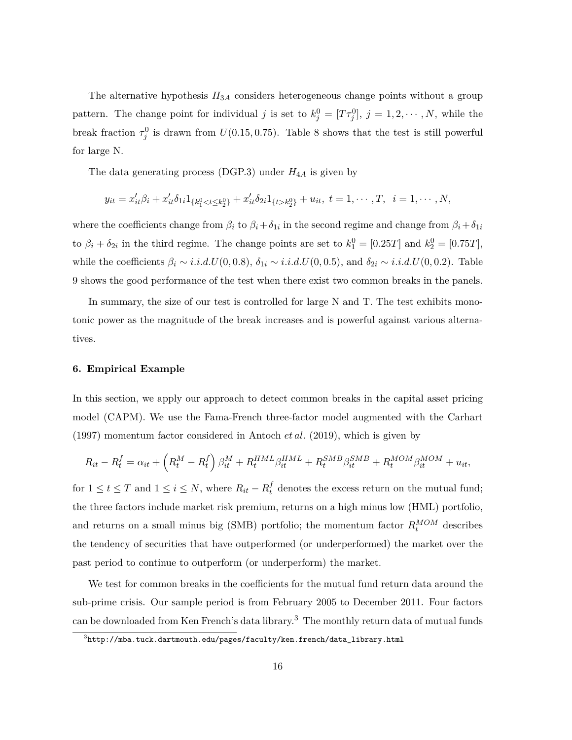The alternative hypothesis $H_{3A}$ considers heterogeneous change points without a group pattern. The change point for individual $j$ is set to $k_j^0 = [T\tau_j^0]$, $j = 1, 2, \cdots, N$, while the break fraction $\tau_j^0$ is drawn from $U(0.15, 0.75)$. Table 8 shows that the test is still powerful for large N.

The data generating process (DGP.3) under $H_{4A}$ is given by

$$y_{it} = x_{it}'\beta_i + x_{it}'\delta_{1i}1_{\{k_1^0 < t \leq k_2^0\}} + x_{it}'\delta_{2i}1_{\{t > k_2^0\}} + u_{it},\ t = 1, \cdots, T,\ \ i = 1, \cdots, N,$$

where the coefficients change from $\beta_i$ to $\beta_i + \delta_{1i}$ in the second regime and change from $\beta_i + \delta_{1i}$ to $\beta_i + \delta_{2i}$ in the third regime. The change points are set to $k_1^0 = [0.25T]$ and $k_2^0 = [0.75T]$, while the coefficients $\beta_i \sim i.i.d.U(0, 0.8)$, $\delta_{1i} \sim i.i.d.U(0, 0.5)$, and $\delta_{2i} \sim i.i.d.U(0, 0.2)$. Table 9 shows the good performance of the test when there exist two common breaks in the panels.

In summary, the size of our test is controlled for large N and T. The test exhibits monotonic power as the magnitude of the break increases and is powerful against various alternatives.

## 6. Empirical Example

In this section, we apply our approach to detect common breaks in the capital asset pricing model (CAPM). We use the Fama-French three-factor model augmented with the Carhart (1997) momentum factor considered in Antoch *et al*. (2019), which is given by

$$R_{it} - R_t^f = \alpha_{it} + \left(R_t^M - R_t^f\right)\beta_{it}^M + R_t^{HML}\beta_{it}^{HML} + R_t^{SMB}\beta_{it}^{SMB} + R_t^{MOM}\beta_{it}^{MOM} + u_{it},$$

for $1 \leq t \leq T$ and $1 \leq i \leq N$, where $R_{it} - R_t^f$ denotes the excess return on the mutual fund; the three factors include market risk premium, returns on a high minus low (HML) portfolio, and returns on a small minus big (SMB) portfolio; the momentum factor $R_t^{MOM}$ describes the tendency of securities that have outperformed (or underperformed) the market over the past period to continue to outperform (or underperform) the market.

We test for common breaks in the coefficients for the mutual fund return data around the sub-prime crisis. Our sample period is from February 2005 to December 2011. Four factors can be downloaded from Ken French's data library.[3] The monthly return data of mutual funds

[3] http://mba.tuck.dartmouth.edu/pages/faculty/ken.french/data_library.html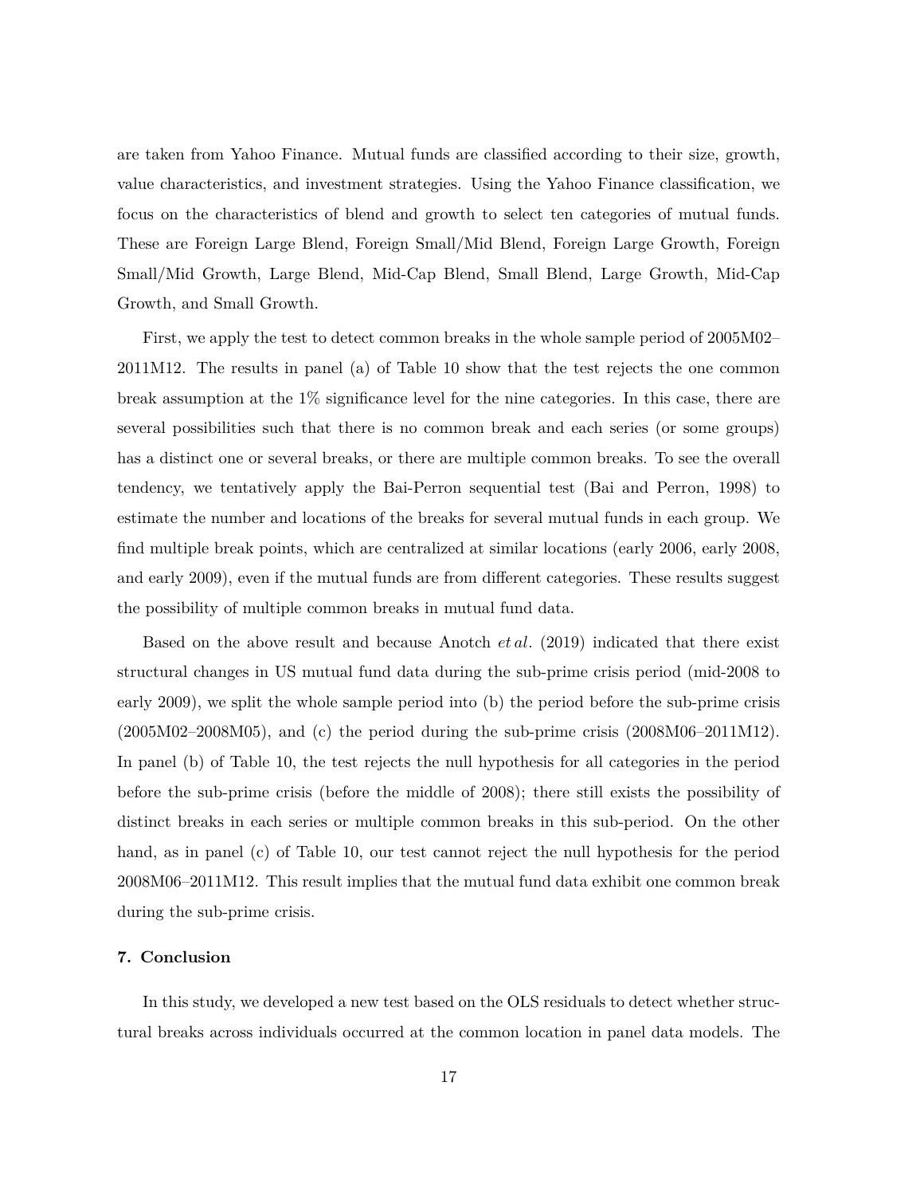are taken from Yahoo Finance. Mutual funds are classified according to their size, growth, value characteristics, and investment strategies. Using the Yahoo Finance classification, we focus on the characteristics of blend and growth to select ten categories of mutual funds. These are Foreign Large Blend, Foreign Small/Mid Blend, Foreign Large Growth, Foreign Small/Mid Growth, Large Blend, Mid-Cap Blend, Small Blend, Large Growth, Mid-Cap Growth, and Small Growth.

First, we apply the test to detect common breaks in the whole sample period of 2005M02–2011M12. The results in panel (a) of Table 10 show that the test rejects the one common break assumption at the 1% significance level for the nine categories. In this case, there are several possibilities such that there is no common break and each series (or some groups) has a distinct one or several breaks, or there are multiple common breaks. To see the overall tendency, we tentatively apply the Bai-Perron sequential test (Bai and Perron, 1998) to estimate the number and locations of the breaks for several mutual funds in each group. We find multiple break points, which are centralized at similar locations (early 2006, early 2008, and early 2009), even if the mutual funds are from different categories. These results suggest the possibility of multiple common breaks in mutual fund data.

Based on the above result and because Anotch *et al.* (2019) indicated that there exist structural changes in US mutual fund data during the sub-prime crisis period (mid-2008 to early 2009), we split the whole sample period into (b) the period before the sub-prime crisis (2005M02–2008M05), and (c) the period during the sub-prime crisis (2008M06–2011M12). In panel (b) of Table 10, the test rejects the null hypothesis for all categories in the period before the sub-prime crisis (before the middle of 2008); there still exists the possibility of distinct breaks in each series or multiple common breaks in this sub-period. On the other hand, as in panel (c) of Table 10, our test cannot reject the null hypothesis for the period 2008M06–2011M12. This result implies that the mutual fund data exhibit one common break during the sub-prime crisis.

## 7. Conclusion

In this study, we developed a new test based on the OLS residuals to detect whether structural breaks across individuals occurred at the common location in panel data models. The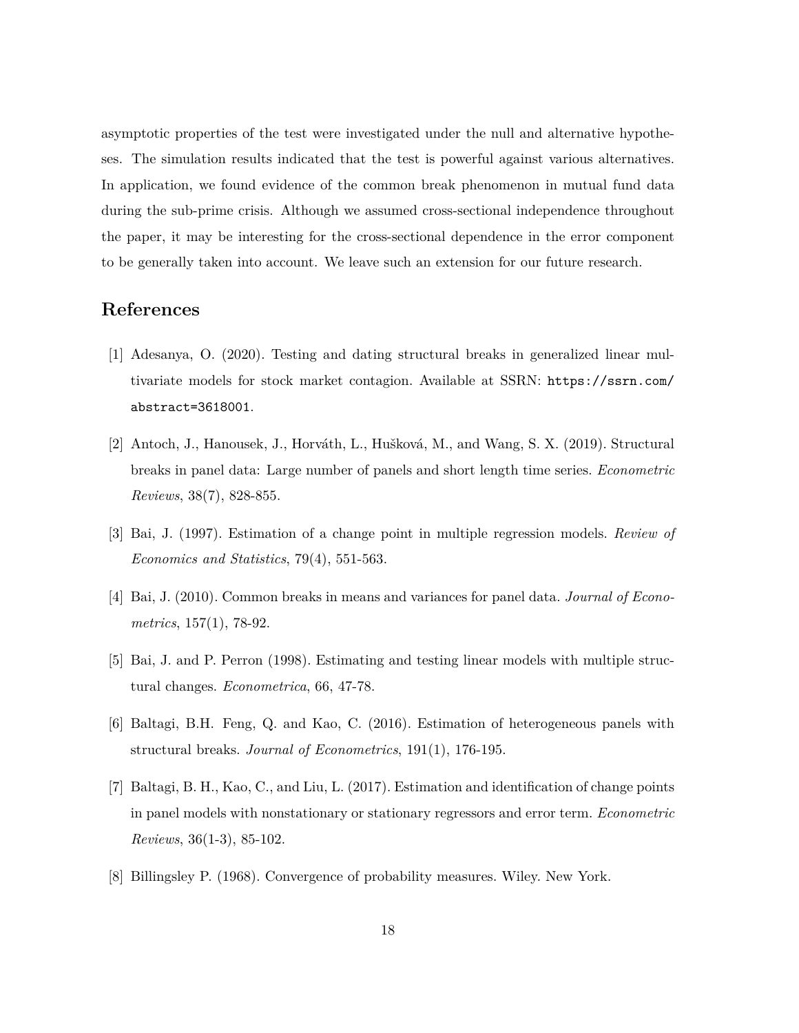asymptotic properties of the test were investigated under the null and alternative hypotheses. The simulation results indicated that the test is powerful against various alternatives. In application, we found evidence of the common break phenomenon in mutual fund data during the sub-prime crisis. Although we assumed cross-sectional independence throughout the paper, it may be interesting for the cross-sectional dependence in the error component to be generally taken into account. We leave such an extension for our future research.

## References

[1] Adesanya, O. (2020). Testing and dating structural breaks in generalized linear multivariate models for stock market contagion. Available at SSRN: https://ssrn.com/abstract=3618001.

[2] Antoch, J., Hanousek, J., Horváth, L., Hušková, M., and Wang, S. X. (2019). Structural breaks in panel data: Large number of panels and short length time series. *Econometric Reviews*, 38(7), 828-855.

[3] Bai, J. (1997). Estimation of a change point in multiple regression models. *Review of Economics and Statistics*, 79(4), 551-563.

[4] Bai, J. (2010). Common breaks in means and variances for panel data. *Journal of Econometrics*, 157(1), 78-92.

[5] Bai, J. and P. Perron (1998). Estimating and testing linear models with multiple structural changes. *Econometrica*, 66, 47-78.

[6] Baltagi, B.H. Feng, Q. and Kao, C. (2016). Estimation of heterogeneous panels with structural breaks. *Journal of Econometrics*, 191(1), 176-195.

[7] Baltagi, B. H., Kao, C., and Liu, L. (2017). Estimation and identification of change points in panel models with nonstationary or stationary regressors and error term. *Econometric Reviews*, 36(1-3), 85-102.

[8] Billingsley P. (1968). Convergence of probability measures. Wiley. New York.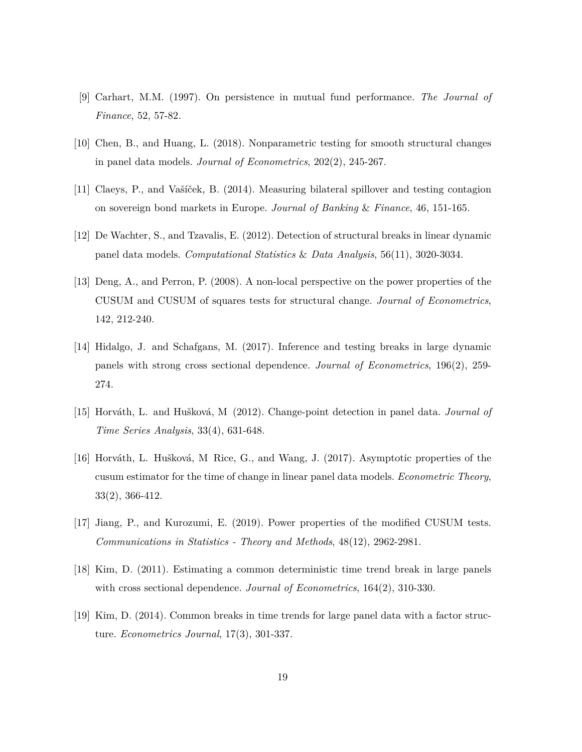[9] Carhart, M.M. (1997). On persistence in mutual fund performance. *The Journal of Finance*, 52, 57-82.

[10] Chen, B., and Huang, L. (2018). Nonparametric testing for smooth structural changes in panel data models. *Journal of Econometrics*, 202(2), 245-267.

[11] Claeys, P., and Vašíček, B. (2014). Measuring bilateral spillover and testing contagion on sovereign bond markets in Europe. *Journal of Banking & Finance*, 46, 151-165.

[12] De Wachter, S., and Tzavalis, E. (2012). Detection of structural breaks in linear dynamic panel data models. *Computational Statistics & Data Analysis*, 56(11), 3020-3034.

[13] Deng, A., and Perron, P. (2008). A non-local perspective on the power properties of the CUSUM and CUSUM of squares tests for structural change. *Journal of Econometrics*, 142, 212-240.

[14] Hidalgo, J. and Schafgans, M. (2017). Inference and testing breaks in large dynamic panels with strong cross sectional dependence. *Journal of Econometrics*, 196(2), 259-274.

[15] Horváth, L. and Hušková, M (2012). Change-point detection in panel data. *Journal of Time Series Analysis*, 33(4), 631-648.

[16] Horváth, L. Hušková, M Rice, G., and Wang, J. (2017). Asymptotic properties of the cusum estimator for the time of change in linear panel data models. *Econometric Theory*, 33(2), 366-412.

[17] Jiang, P., and Kurozumi, E. (2019). Power properties of the modified CUSUM tests. *Communications in Statistics - Theory and Methods*, 48(12), 2962-2981.

[18] Kim, D. (2011). Estimating a common deterministic time trend break in large panels with cross sectional dependence. *Journal of Econometrics*, 164(2), 310-330.

[19] Kim, D. (2014). Common breaks in time trends for large panel data with a factor structure. *Econometrics Journal*, 17(3), 301-337.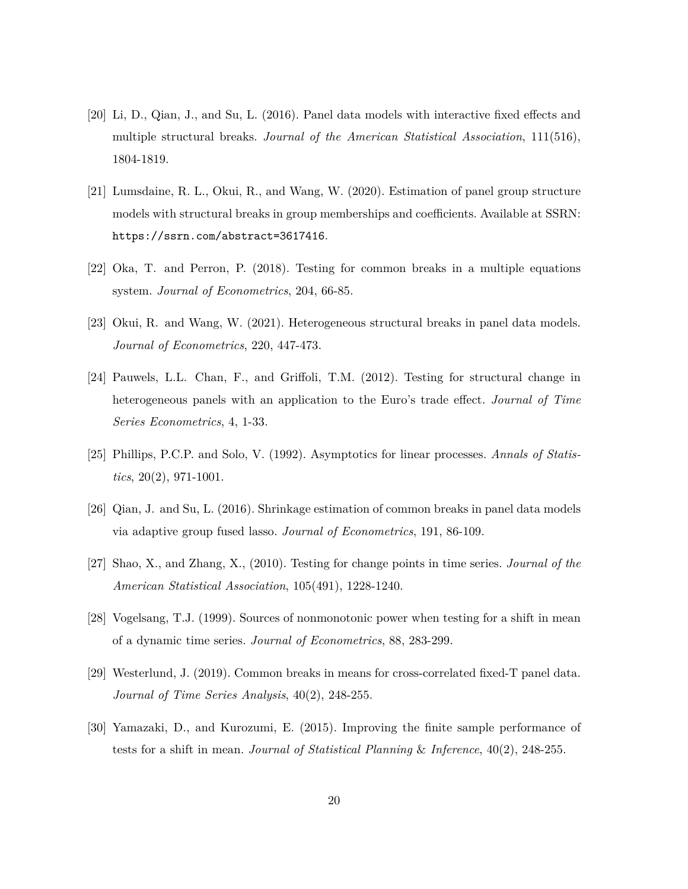[20] Li, D., Qian, J., and Su, L. (2016). Panel data models with interactive fixed effects and multiple structural breaks. *Journal of the American Statistical Association*, 111(516), 1804-1819.

[21] Lumsdaine, R. L., Okui, R., and Wang, W. (2020). Estimation of panel group structure models with structural breaks in group memberships and coefficients. Available at SSRN: `https://ssrn.com/abstract=3617416`.

[22] Oka, T. and Perron, P. (2018). Testing for common breaks in a multiple equations system. *Journal of Econometrics*, 204, 66-85.

[23] Okui, R. and Wang, W. (2021). Heterogeneous structural breaks in panel data models. *Journal of Econometrics*, 220, 447-473.

[24] Pauwels, L.L. Chan, F., and Griffoli, T.M. (2012). Testing for structural change in heterogeneous panels with an application to the Euro's trade effect. *Journal of Time Series Econometrics*, 4, 1-33.

[25] Phillips, P.C.P. and Solo, V. (1992). Asymptotics for linear processes. *Annals of Statistics*, 20(2), 971-1001.

[26] Qian, J. and Su, L. (2016). Shrinkage estimation of common breaks in panel data models via adaptive group fused lasso. *Journal of Econometrics*, 191, 86-109.

[27] Shao, X., and Zhang, X., (2010). Testing for change points in time series. *Journal of the American Statistical Association*, 105(491), 1228-1240.

[28] Vogelsang, T.J. (1999). Sources of nonmonotonic power when testing for a shift in mean of a dynamic time series. *Journal of Econometrics*, 88, 283-299.

[29] Westerlund, J. (2019). Common breaks in means for cross-correlated fixed-T panel data. *Journal of Time Series Analysis*, 40(2), 248-255.

[30] Yamazaki, D., and Kurozumi, E. (2015). Improving the finite sample performance of tests for a shift in mean. *Journal of Statistical Planning* & *Inference*, 40(2), 248-255.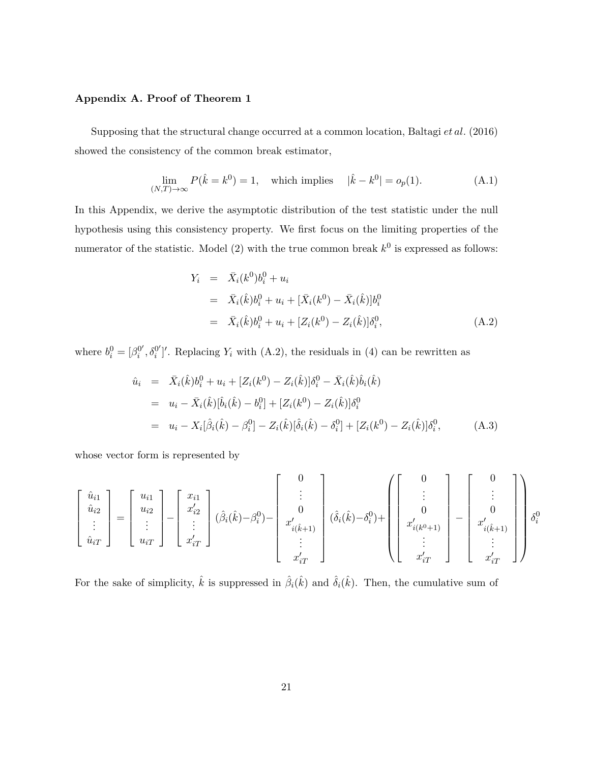### Appendix A. Proof of Theorem 1

Supposing that the structural change occurred at a common location, Baltagi *et al.* (2016) showed the consistency of the common break estimator,

$$\lim_{(N,T)\to\infty} P(\hat{k} = k^0) = 1, \quad \text{which implies} \quad |\hat{k} - k^0| = o_p(1). \tag{A.1}$$

In this Appendix, we derive the asymptotic distribution of the test statistic under the null hypothesis using this consistency property. We first focus on the limiting properties of the numerator of the statistic. Model (2) with the true common break $k^0$ is expressed as follows:

$$\begin{aligned}
Y_i &= \bar{X}_i(k^0)b_i^0 + u_i \\
&= \bar{X}_i(\hat{k})b_i^0 + u_i + [\bar{X}_i(k^0) - \bar{X}_i(\hat{k})]b_i^0 \\
&= \bar{X}_i(\hat{k})b_i^0 + u_i + [Z_i(k^0) - Z_i(\hat{k})]\delta_i^0,
\end{aligned} \tag{A.2}$$

where $b_i^0 = [\beta_i^{0'}, \delta_i^{0'}]'$. Replacing $Y_i$ with (A.2), the residuals in (4) can be rewritten as

$$\begin{aligned}
\hat{u}_i &= \bar{X}_i(\hat{k})b_i^0 + u_i + [Z_i(k^0) - Z_i(\hat{k})]\delta_i^0 - \bar{X}_i(\hat{k})\hat{b}_i(\hat{k}) \\
&= u_i - \bar{X}_i(\hat{k})[\hat{b}_i(\hat{k}) - b_i^0] + [Z_i(k^0) - Z_i(\hat{k})]\delta_i^0 \\
&= u_i - X_i[\hat{\beta}_i(\hat{k}) - \beta_i^0] - Z_i(\hat{k})[\hat{\delta}_i(\hat{k}) - \delta_i^0] + [Z_i(k^0) - Z_i(\hat{k})]\delta_i^0,
\end{aligned} \tag{A.3}$$

whose vector form is represented by

$$\begin{bmatrix} \hat{u}_{i1} \\ \hat{u}_{i2} \\ \vdots \\ \hat{u}_{iT} \end{bmatrix} = \begin{bmatrix} u_{i1} \\ u_{i2} \\ \vdots \\ u_{iT} \end{bmatrix} - \begin{bmatrix} x_{i1} \\ x'_{i2} \\ \vdots \\ x'_{iT} \end{bmatrix} (\hat{\beta}_i(\hat{k}) - \beta_i^0) - \begin{bmatrix} 0 \\ \vdots \\ 0 \\ x'_{i(\hat{k}+1)} \\ \vdots \\ x'_{iT} \end{bmatrix} (\hat{\delta}_i(\hat{k}) - \delta_i^0) + \left( \begin{bmatrix} 0 \\ \vdots \\ 0 \\ x'_{i(k^0+1)} \\ \vdots \\ x'_{iT} \end{bmatrix} - \begin{bmatrix} 0 \\ \vdots \\ 0 \\ x'_{i(\hat{k}+1)} \\ \vdots \\ x'_{iT} \end{bmatrix} \right) \delta_i^0$$

For the sake of simplicity, $\hat{k}$ is suppressed in $\hat{\beta}_i(\hat{k})$ and $\hat{\delta}_i(\hat{k})$. Then, the cumulative sum of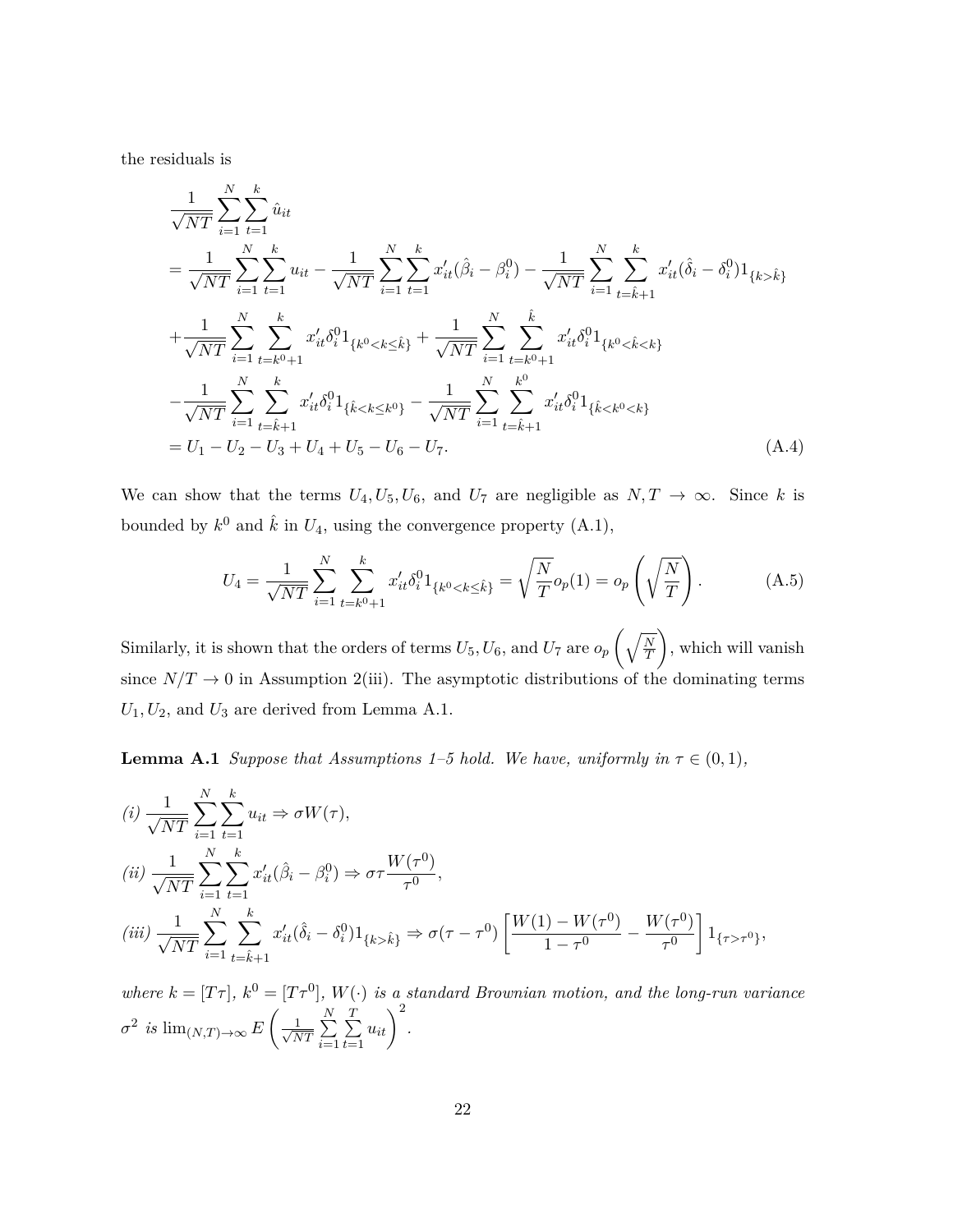the residuals is

$$
\begin{aligned}
&\frac{1}{\sqrt{NT}}\sum_{i=1}^{N}\sum_{t=1}^{k}\hat{u}_{it} \\
&= \frac{1}{\sqrt{NT}}\sum_{i=1}^{N}\sum_{t=1}^{k}u_{it} - \frac{1}{\sqrt{NT}}\sum_{i=1}^{N}\sum_{t=1}^{k}x_{it}'(\hat{\beta}_i - \beta_i^0) - \frac{1}{\sqrt{NT}}\sum_{i=1}^{N}\sum_{t=\hat{k}+1}^{k}x_{it}'(\hat{\delta}_i - \delta_i^0)1_{\{k>\hat{k}\}} \\
&+ \frac{1}{\sqrt{NT}}\sum_{i=1}^{N}\sum_{t=k^0+1}^{k}x_{it}'\delta_i^0 1_{\{k^0<k\leq\hat{k}\}} + \frac{1}{\sqrt{NT}}\sum_{i=1}^{N}\sum_{t=k^0+1}^{\hat{k}}x_{it}'\delta_i^0 1_{\{k^0<\hat{k}<k\}} \\
&- \frac{1}{\sqrt{NT}}\sum_{i=1}^{N}\sum_{t=\hat{k}+1}^{k}x_{it}'\delta_i^0 1_{\{\hat{k}<k\leq k^0\}} - \frac{1}{\sqrt{NT}}\sum_{i=1}^{N}\sum_{t=\hat{k}+1}^{k^0}x_{it}'\delta_i^0 1_{\{\hat{k}<k^0<k\}} \\
&= U_1 - U_2 - U_3 + U_4 + U_5 - U_6 - U_7.
\end{aligned} \tag{A.4}
$$

We can show that the terms $U_4, U_5, U_6$, and $U_7$ are negligible as $N, T \to \infty$. Since $k$ is bounded by $k^0$ and $\hat{k}$ in $U_4$, using the convergence property (A.1),

$$
U_4 = \frac{1}{\sqrt{NT}}\sum_{i=1}^{N}\sum_{t=k^0+1}^{k}x_{it}'\delta_i^0 1_{\{k^0<k\leq\hat{k}\}} = \sqrt{\frac{N}{T}}o_p(1) = o_p\left(\sqrt{\frac{N}{T}}\right). \tag{A.5}
$$

Similarly, it is shown that the orders of terms $U_5, U_6$, and $U_7$ are $o_p\left(\sqrt{\frac{N}{T}}\right)$, which will vanish since $N/T \to 0$ in Assumption 2(iii). The asymptotic distributions of the dominating terms $U_1, U_2$, and $U_3$ are derived from Lemma A.1.

**Lemma A.1** *Suppose that Assumptions 1–5 hold. We have, uniformly in $\tau \in (0,1)$,*

*(i)* $\displaystyle\frac{1}{\sqrt{NT}}\sum_{i=1}^{N}\sum_{t=1}^{k}u_{it} \Rightarrow \sigma W(\tau)$,

*(ii)* $\displaystyle\frac{1}{\sqrt{NT}}\sum_{i=1}^{N}\sum_{t=1}^{k}x_{it}'(\hat{\beta}_i - \beta_i^0) \Rightarrow \sigma\tau\frac{W(\tau^0)}{\tau^0}$,

*(iii)* $\displaystyle\frac{1}{\sqrt{NT}}\sum_{i=1}^{N}\sum_{t=\hat{k}+1}^{k}x_{it}'(\hat{\delta}_i - \delta_i^0)1_{\{k>\hat{k}\}} \Rightarrow \sigma(\tau - \tau^0)\left[\frac{W(1)-W(\tau^0)}{1-\tau^0} - \frac{W(\tau^0)}{\tau^0}\right]1_{\{\tau>\tau^0\}}$,

*where $k = [T\tau]$, $k^0 = [T\tau^0]$, $W(\cdot)$ is a standard Brownian motion, and the long-run variance $\sigma^2$ is* $\lim_{(N,T)\to\infty} E\left(\frac{1}{\sqrt{NT}}\sum_{i=1}^{N}\sum_{t=1}^{T}u_{it}\right)^2$.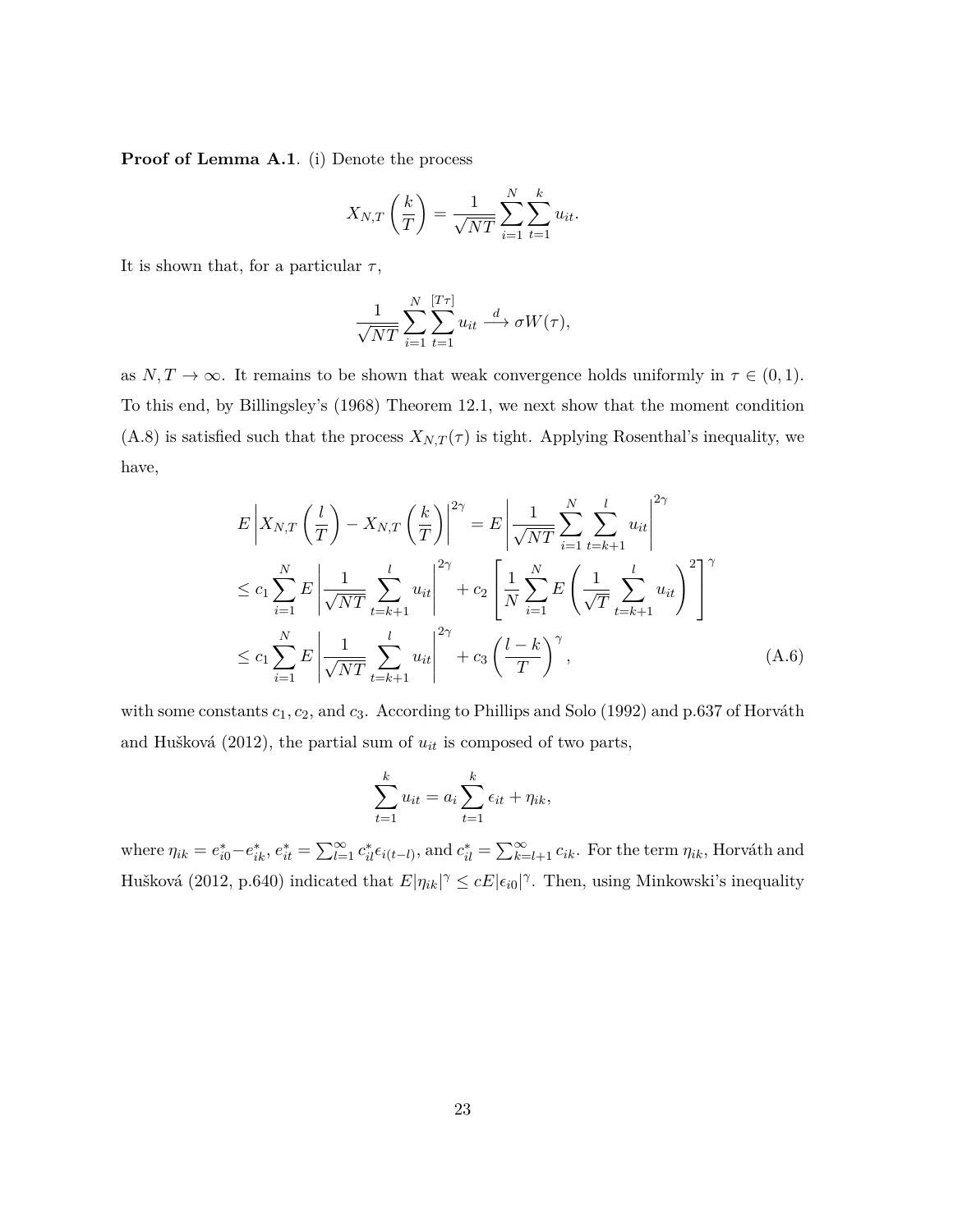**Proof of Lemma A.1**. (i) Denote the process

$$X_{N,T}\left(\frac{k}{T}\right) = \frac{1}{\sqrt{NT}} \sum_{i=1}^{N} \sum_{t=1}^{k} u_{it}.$$

It is shown that, for a particular $\tau$,

$$\frac{1}{\sqrt{NT}} \sum_{i=1}^{N} \sum_{t=1}^{[T\tau]} u_{it} \xrightarrow{d} \sigma W(\tau),$$

as $N, T \to \infty$. It remains to be shown that weak convergence holds uniformly in $\tau \in (0, 1)$. To this end, by Billingsley's (1968) Theorem 12.1, we next show that the moment condition (A.8) is satisfied such that the process $X_{N,T}(\tau)$ is tight. Applying Rosenthal's inequality, we have,

$$\begin{aligned}
& E\left|X_{N,T}\left(\frac{l}{T}\right) - X_{N,T}\left(\frac{k}{T}\right)\right|^{2\gamma} = E\left|\frac{1}{\sqrt{NT}} \sum_{i=1}^{N} \sum_{t=k+1}^{l} u_{it}\right|^{2\gamma} \\
& \leq c_1 \sum_{i=1}^{N} E\left|\frac{1}{\sqrt{NT}} \sum_{t=k+1}^{l} u_{it}\right|^{2\gamma} + c_2 \left[\frac{1}{N} \sum_{i=1}^{N} E\left(\frac{1}{\sqrt{T}} \sum_{t=k+1}^{l} u_{it}\right)^2\right]^{\gamma} \\
& \leq c_1 \sum_{i=1}^{N} E\left|\frac{1}{\sqrt{NT}} \sum_{t=k+1}^{l} u_{it}\right|^{2\gamma} + c_3 \left(\frac{l-k}{T}\right)^{\gamma},
\end{aligned} \tag{A.6}$$

with some constants $c_1, c_2$, and $c_3$. According to Phillips and Solo (1992) and p.637 of Horváth and Hušková (2012), the partial sum of $u_{it}$ is composed of two parts,

$$\sum_{t=1}^{k} u_{it} = a_i \sum_{t=1}^{k} \epsilon_{it} + \eta_{ik},$$

where $\eta_{ik} = e^*_{i0} - e^*_{ik}$, $e^*_{it} = \sum_{l=1}^{\infty} c^*_{il} \epsilon_{i(t-l)}$, and $c^*_{il} = \sum_{k=l+1}^{\infty} c_{ik}$. For the term $\eta_{ik}$, Horváth and Hušková (2012, p.640) indicated that $E|\eta_{ik}|^{\gamma} \leq cE|\epsilon_{i0}|^{\gamma}$. Then, using Minkowski's inequality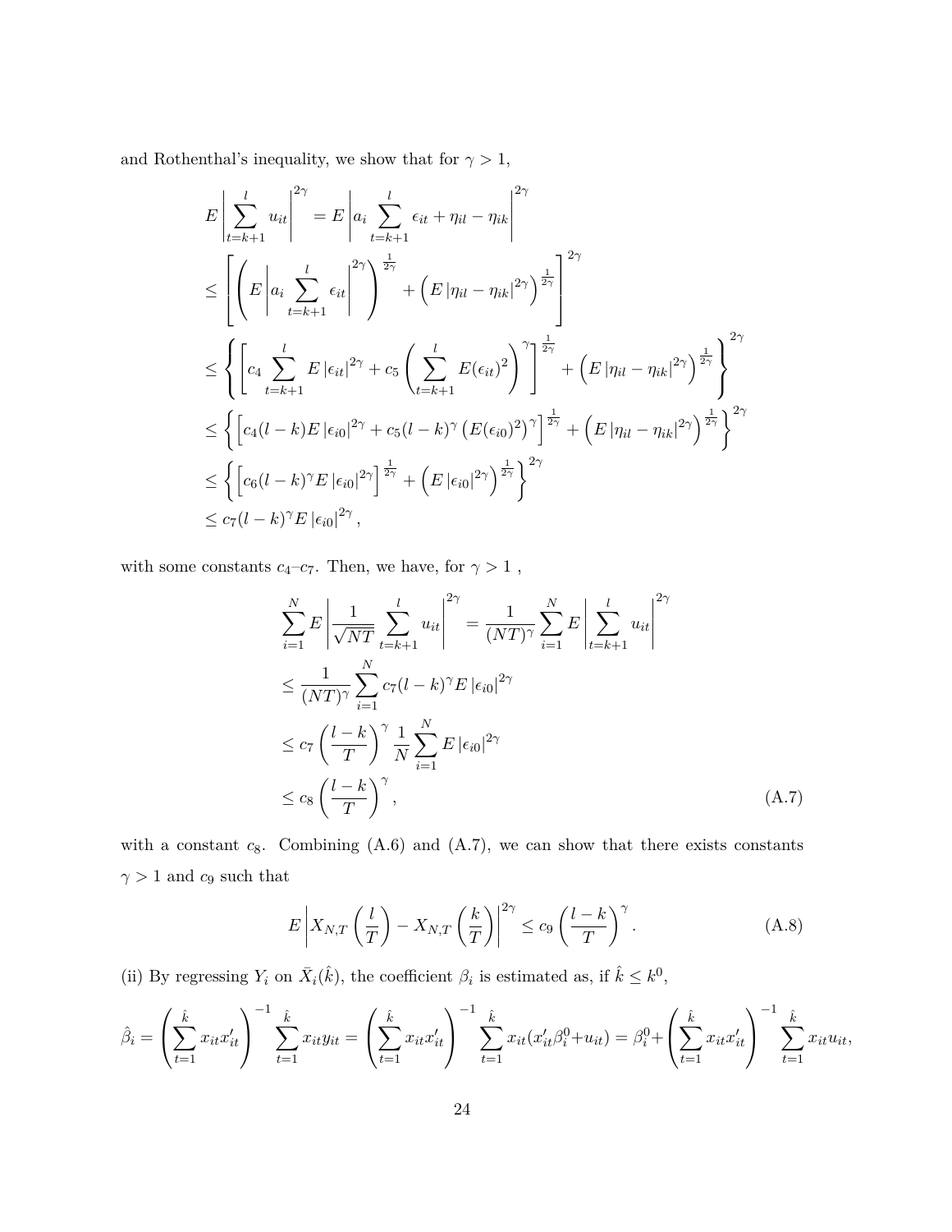and Rothenthal's inequality, we show that for $\gamma > 1$,

$$
\begin{aligned}
E\left|\sum_{t=k+1}^{l} u_{it}\right|^{2\gamma} &= E\left|a_i \sum_{t=k+1}^{l} \epsilon_{it} + \eta_{il} - \eta_{ik}\right|^{2\gamma} \\
&\leq \left[\left(E\left|a_i \sum_{t=k+1}^{l} \epsilon_{it}\right|^{2\gamma}\right)^{\frac{1}{2\gamma}} + \left(E\left|\eta_{il} - \eta_{ik}\right|^{2\gamma}\right)^{\frac{1}{2\gamma}}\right]^{2\gamma} \\
&\leq \left\{\left[c_4 \sum_{t=k+1}^{l} E\left|\epsilon_{it}\right|^{2\gamma} + c_5\left(\sum_{t=k+1}^{l} E(\epsilon_{it})^2\right)^{\gamma}\right]^{\frac{1}{2\gamma}} + \left(E\left|\eta_{il} - \eta_{ik}\right|^{2\gamma}\right)^{\frac{1}{2\gamma}}\right\}^{2\gamma} \\
&\leq \left\{\left[c_4 (l-k) E\left|\epsilon_{i0}\right|^{2\gamma} + c_5 (l-k)^{\gamma}\left(E(\epsilon_{i0})^2\right)^{\gamma}\right]^{\frac{1}{2\gamma}} + \left(E\left|\eta_{il} - \eta_{ik}\right|^{2\gamma}\right)^{\frac{1}{2\gamma}}\right\}^{2\gamma} \\
&\leq \left\{\left[c_6 (l-k)^{\gamma} E\left|\epsilon_{i0}\right|^{2\gamma}\right]^{\frac{1}{2\gamma}} + \left(E\left|\epsilon_{i0}\right|^{2\gamma}\right)^{\frac{1}{2\gamma}}\right\}^{2\gamma} \\
&\leq c_7 (l-k)^{\gamma} E\left|\epsilon_{i0}\right|^{2\gamma},
\end{aligned}
$$

with some constants $c_4$–$c_7$. Then, we have, for $\gamma > 1$ ,

$$
\begin{aligned}
\sum_{i=1}^{N} E\left|\frac{1}{\sqrt{NT}} \sum_{t=k+1}^{l} u_{it}\right|^{2\gamma} &= \frac{1}{(NT)^{\gamma}} \sum_{i=1}^{N} E\left|\sum_{t=k+1}^{l} u_{it}\right|^{2\gamma} \\
&\leq \frac{1}{(NT)^{\gamma}} \sum_{i=1}^{N} c_7 (l-k)^{\gamma} E\left|\epsilon_{i0}\right|^{2\gamma} \\
&\leq c_7 \left(\frac{l-k}{T}\right)^{\gamma} \frac{1}{N} \sum_{i=1}^{N} E\left|\epsilon_{i0}\right|^{2\gamma} \\
&\leq c_8 \left(\frac{l-k}{T}\right)^{\gamma}, \qquad \text{(A.7)}
\end{aligned}
$$

with a constant $c_8$. Combining (A.6) and (A.7), we can show that there exists constants $\gamma > 1$ and $c_9$ such that

$$
E\left|X_{N,T}\left(\frac{l}{T}\right) - X_{N,T}\left(\frac{k}{T}\right)\right|^{2\gamma} \leq c_9 \left(\frac{l-k}{T}\right)^{\gamma}. \qquad \text{(A.8)}
$$

(ii) By regressing $Y_i$ on $\bar{X}_i(\hat{k})$, the coefficient $\beta_i$ is estimated as, if $\hat{k} \leq k^0$,

$$
\hat{\beta}_i = \left(\sum_{t=1}^{\hat{k}} x_{it} x_{it}'\right)^{-1} \sum_{t=1}^{\hat{k}} x_{it} y_{it} = \left(\sum_{t=1}^{\hat{k}} x_{it} x_{it}'\right)^{-1} \sum_{t=1}^{\hat{k}} x_{it}(x_{it}' \beta_i^0 + u_{it}) = \beta_i^0 + \left(\sum_{t=1}^{\hat{k}} x_{it} x_{it}'\right)^{-1} \sum_{t=1}^{\hat{k}} x_{it} u_{it},
$$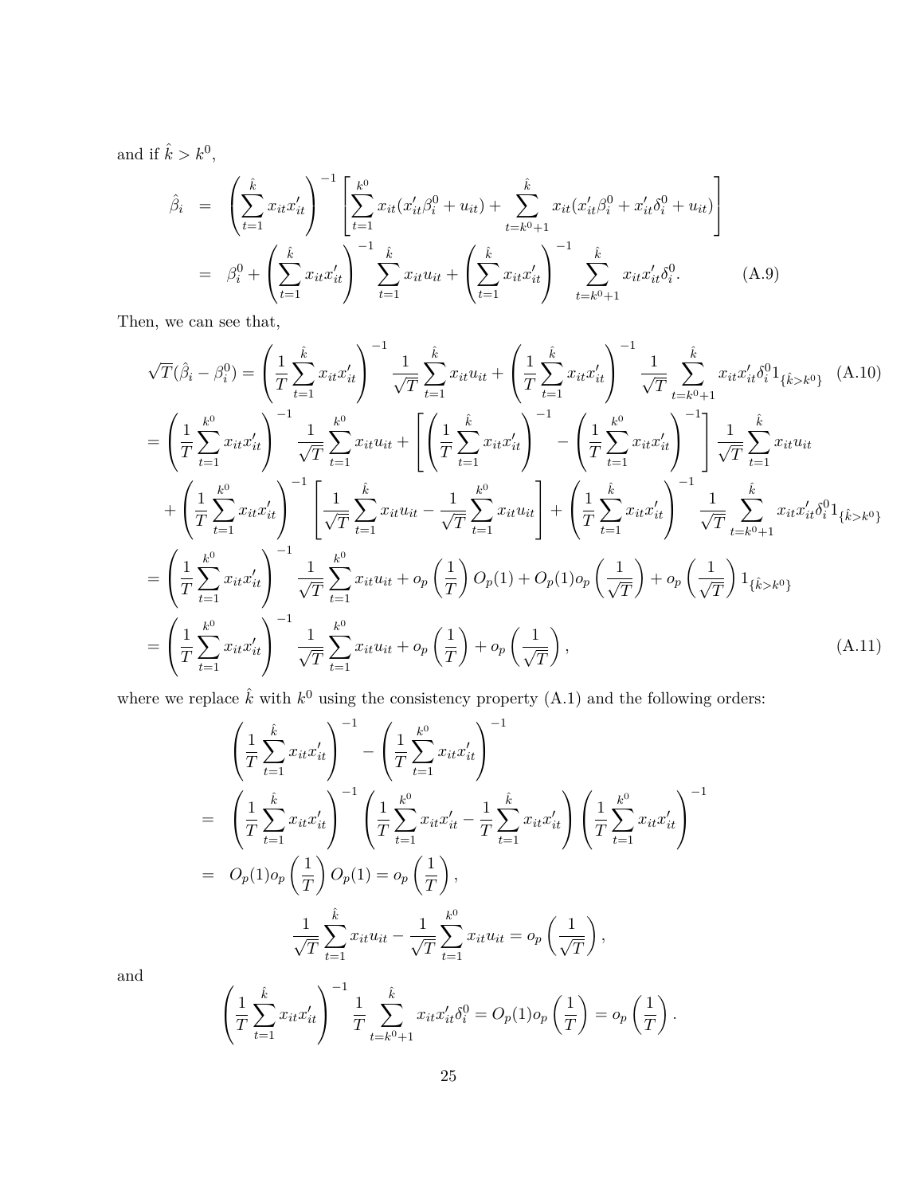and if $\hat{k} > k^0$,

$$
\begin{aligned}
\hat{\beta}_i &= \left(\sum_{t=1}^{\hat{k}} x_{it}x_{it}'\right)^{-1} \left[\sum_{t=1}^{k^0} x_{it}(x_{it}'\beta_i^0 + u_{it}) + \sum_{t=k^0+1}^{\hat{k}} x_{it}(x_{it}'\beta_i^0 + x_{it}'\delta_i^0 + u_{it})\right] \\
&= \beta_i^0 + \left(\sum_{t=1}^{\hat{k}} x_{it}x_{it}'\right)^{-1} \sum_{t=1}^{\hat{k}} x_{it}u_{it} + \left(\sum_{t=1}^{\hat{k}} x_{it}x_{it}'\right)^{-1} \sum_{t=k^0+1}^{\hat{k}} x_{it}x_{it}'\delta_i^0. \qquad \text{(A.9)}
\end{aligned}
$$

Then, we can see that,

$$
\sqrt{T}(\hat{\beta}_i - \beta_i^0) = \left(\frac{1}{T}\sum_{t=1}^{\hat{k}} x_{it}x_{it}'\right)^{-1} \frac{1}{\sqrt{T}}\sum_{t=1}^{\hat{k}} x_{it}u_{it} + \left(\frac{1}{T}\sum_{t=1}^{\hat{k}} x_{it}x_{it}'\right)^{-1} \frac{1}{\sqrt{T}}\sum_{t=k^0+1}^{\hat{k}} x_{it}x_{it}'\delta_i^0 1_{\{\hat{k}>k^0\}} \qquad \text{(A.10)}
$$

$$
\begin{aligned}
&= \left(\frac{1}{T}\sum_{t=1}^{k^0} x_{it}x_{it}'\right)^{-1} \frac{1}{\sqrt{T}}\sum_{t=1}^{k^0} x_{it}u_{it} + \left[\left(\frac{1}{T}\sum_{t=1}^{\hat{k}} x_{it}x_{it}'\right)^{-1} - \left(\frac{1}{T}\sum_{t=1}^{k^0} x_{it}x_{it}'\right)^{-1}\right] \frac{1}{\sqrt{T}}\sum_{t=1}^{\hat{k}} x_{it}u_{it} \\
&\quad + \left(\frac{1}{T}\sum_{t=1}^{k^0} x_{it}x_{it}'\right)^{-1} \left[\frac{1}{\sqrt{T}}\sum_{t=1}^{\hat{k}} x_{it}u_{it} - \frac{1}{\sqrt{T}}\sum_{t=1}^{k^0} x_{it}u_{it}\right] + \left(\frac{1}{T}\sum_{t=1}^{\hat{k}} x_{it}x_{it}'\right)^{-1} \frac{1}{\sqrt{T}}\sum_{t=k^0+1}^{\hat{k}} x_{it}x_{it}'\delta_i^0 1_{\{\hat{k}>k^0\}} \\
&= \left(\frac{1}{T}\sum_{t=1}^{k^0} x_{it}x_{it}'\right)^{-1} \frac{1}{\sqrt{T}}\sum_{t=1}^{k^0} x_{it}u_{it} + o_p\left(\frac{1}{T}\right)O_p(1) + O_p(1)o_p\left(\frac{1}{\sqrt{T}}\right) + o_p\left(\frac{1}{\sqrt{T}}\right)1_{\{\hat{k}>k^0\}} \\
&= \left(\frac{1}{T}\sum_{t=1}^{k^0} x_{it}x_{it}'\right)^{-1} \frac{1}{\sqrt{T}}\sum_{t=1}^{k^0} x_{it}u_{it} + o_p\left(\frac{1}{T}\right) + o_p\left(\frac{1}{\sqrt{T}}\right), \qquad \text{(A.11)}
\end{aligned}
$$

where we replace $\hat{k}$ with $k^0$ using the consistency property (A.1) and the following orders:

$$
\begin{aligned}
& \left(\frac{1}{T}\sum_{t=1}^{\hat{k}} x_{it}x_{it}'\right)^{-1} - \left(\frac{1}{T}\sum_{t=1}^{k^0} x_{it}x_{it}'\right)^{-1} \\
&= \left(\frac{1}{T}\sum_{t=1}^{\hat{k}} x_{it}x_{it}'\right)^{-1} \left(\frac{1}{T}\sum_{t=1}^{k^0} x_{it}x_{it}' - \frac{1}{T}\sum_{t=1}^{\hat{k}} x_{it}x_{it}'\right) \left(\frac{1}{T}\sum_{t=1}^{k^0} x_{it}x_{it}'\right)^{-1} \\
&= O_p(1)o_p\left(\frac{1}{T}\right)O_p(1) = o_p\left(\frac{1}{T}\right),
\end{aligned}
$$

$$
\frac{1}{\sqrt{T}}\sum_{t=1}^{\hat{k}} x_{it}u_{it} - \frac{1}{\sqrt{T}}\sum_{t=1}^{k^0} x_{it}u_{it} = o_p\left(\frac{1}{\sqrt{T}}\right),
$$

and

$$
\left(\frac{1}{T}\sum_{t=1}^{\hat{k}} x_{it}x_{it}'\right)^{-1} \frac{1}{T}\sum_{t=k^0+1}^{\hat{k}} x_{it}x_{it}'\delta_i^0 = O_p(1)o_p\left(\frac{1}{T}\right) = o_p\left(\frac{1}{T}\right).
$$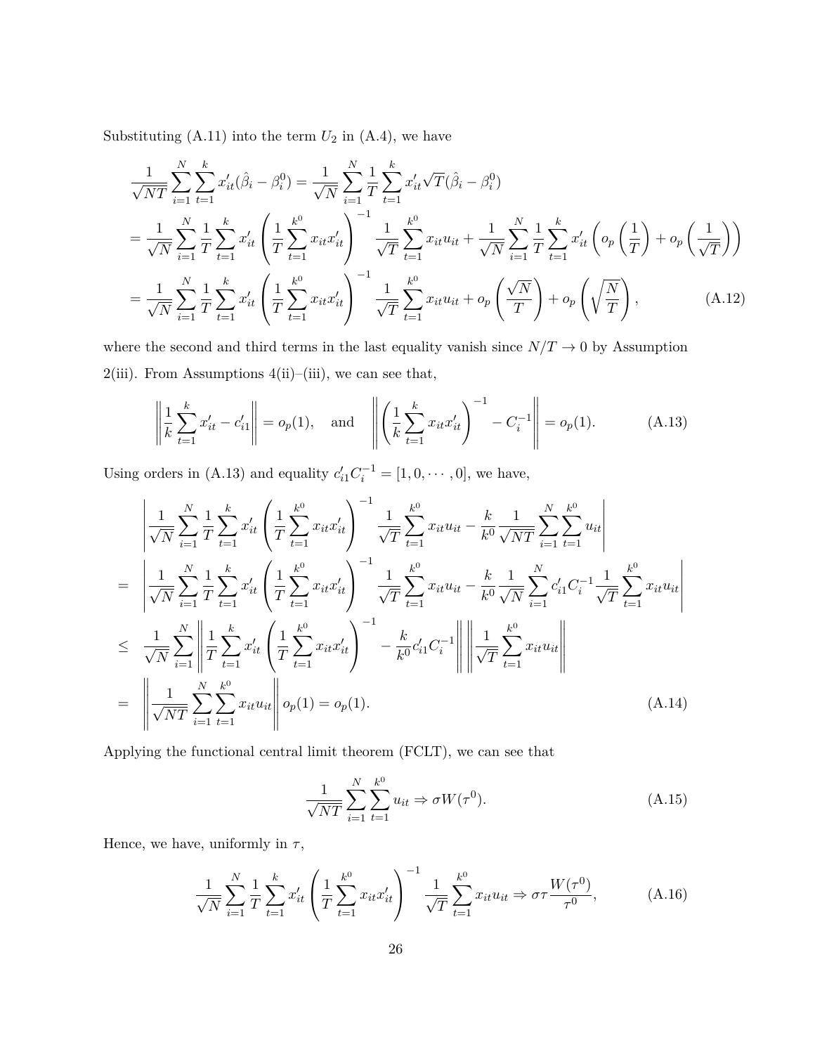Substituting (A.11) into the term $U_2$ in (A.4), we have

$$
\begin{aligned}
&\frac{1}{\sqrt{NT}}\sum_{i=1}^{N}\sum_{t=1}^{k}x_{it}'(\hat{\beta}_i-\beta_i^0)=\frac{1}{\sqrt{N}}\sum_{i=1}^{N}\frac{1}{T}\sum_{t=1}^{k}x_{it}'\sqrt{T}(\hat{\beta}_i-\beta_i^0)\\
&=\frac{1}{\sqrt{N}}\sum_{i=1}^{N}\frac{1}{T}\sum_{t=1}^{k}x_{it}'\left(\frac{1}{T}\sum_{t=1}^{k^0}x_{it}x_{it}'\right)^{-1}\frac{1}{\sqrt{T}}\sum_{t=1}^{k^0}x_{it}u_{it}+\frac{1}{\sqrt{N}}\sum_{i=1}^{N}\frac{1}{T}\sum_{t=1}^{k}x_{it}'\left(o_p\left(\frac{1}{T}\right)+o_p\left(\frac{1}{\sqrt{T}}\right)\right)\\
&=\frac{1}{\sqrt{N}}\sum_{i=1}^{N}\frac{1}{T}\sum_{t=1}^{k}x_{it}'\left(\frac{1}{T}\sum_{t=1}^{k^0}x_{it}x_{it}'\right)^{-1}\frac{1}{\sqrt{T}}\sum_{t=1}^{k^0}x_{it}u_{it}+o_p\left(\frac{\sqrt{N}}{T}\right)+o_p\left(\sqrt{\frac{N}{T}}\right),
\end{aligned}
\tag{A.12}
$$

where the second and third terms in the last equality vanish since $N/T\to 0$ by Assumption 2(iii). From Assumptions 4(ii)–(iii), we can see that,

$$
\left\|\frac{1}{k}\sum_{t=1}^{k}x_{it}'-c_{i1}'\right\|=o_p(1),\quad\text{and}\quad\left\|\left(\frac{1}{k}\sum_{t=1}^{k}x_{it}x_{it}'\right)^{-1}-C_i^{-1}\right\|=o_p(1).\tag{A.13}
$$

Using orders in (A.13) and equality $c_{i1}'C_i^{-1}=[1,0,\cdots,0]$, we have,

$$
\begin{aligned}
&\left|\frac{1}{\sqrt{N}}\sum_{i=1}^{N}\frac{1}{T}\sum_{t=1}^{k}x_{it}'\left(\frac{1}{T}\sum_{t=1}^{k^0}x_{it}x_{it}'\right)^{-1}\frac{1}{\sqrt{T}}\sum_{t=1}^{k^0}x_{it}u_{it}-\frac{k}{k^0}\frac{1}{\sqrt{NT}}\sum_{i=1}^{N}\sum_{t=1}^{k^0}u_{it}\right|\\
=\ &\left|\frac{1}{\sqrt{N}}\sum_{i=1}^{N}\frac{1}{T}\sum_{t=1}^{k}x_{it}'\left(\frac{1}{T}\sum_{t=1}^{k^0}x_{it}x_{it}'\right)^{-1}\frac{1}{\sqrt{T}}\sum_{t=1}^{k^0}x_{it}u_{it}-\frac{k}{k^0}\frac{1}{\sqrt{N}}\sum_{i=1}^{N}c_{i1}'C_i^{-1}\frac{1}{\sqrt{T}}\sum_{t=1}^{k^0}x_{it}u_{it}\right|\\
\le\ &\frac{1}{\sqrt{N}}\sum_{i=1}^{N}\left\|\frac{1}{T}\sum_{t=1}^{k}x_{it}'\left(\frac{1}{T}\sum_{t=1}^{k^0}x_{it}x_{it}'\right)^{-1}-\frac{k}{k^0}c_{i1}'C_i^{-1}\right\|\left\|\frac{1}{\sqrt{T}}\sum_{t=1}^{k^0}x_{it}u_{it}\right\|\\
=\ &\left\|\frac{1}{\sqrt{NT}}\sum_{i=1}^{N}\sum_{t=1}^{k^0}x_{it}u_{it}\right\|o_p(1)=o_p(1).
\end{aligned}
\tag{A.14}
$$

Applying the functional central limit theorem (FCLT), we can see that

$$
\frac{1}{\sqrt{NT}}\sum_{i=1}^{N}\sum_{t=1}^{k^0}u_{it}\Rightarrow\sigma W(\tau^0).\tag{A.15}
$$

Hence, we have, uniformly in $\tau$,

$$
\frac{1}{\sqrt{N}}\sum_{i=1}^{N}\frac{1}{T}\sum_{t=1}^{k}x_{it}'\left(\frac{1}{T}\sum_{t=1}^{k^0}x_{it}x_{it}'\right)^{-1}\frac{1}{\sqrt{T}}\sum_{t=1}^{k^0}x_{it}u_{it}\Rightarrow\sigma\tau\frac{W(\tau^0)}{\tau^0},\tag{A.16}
$$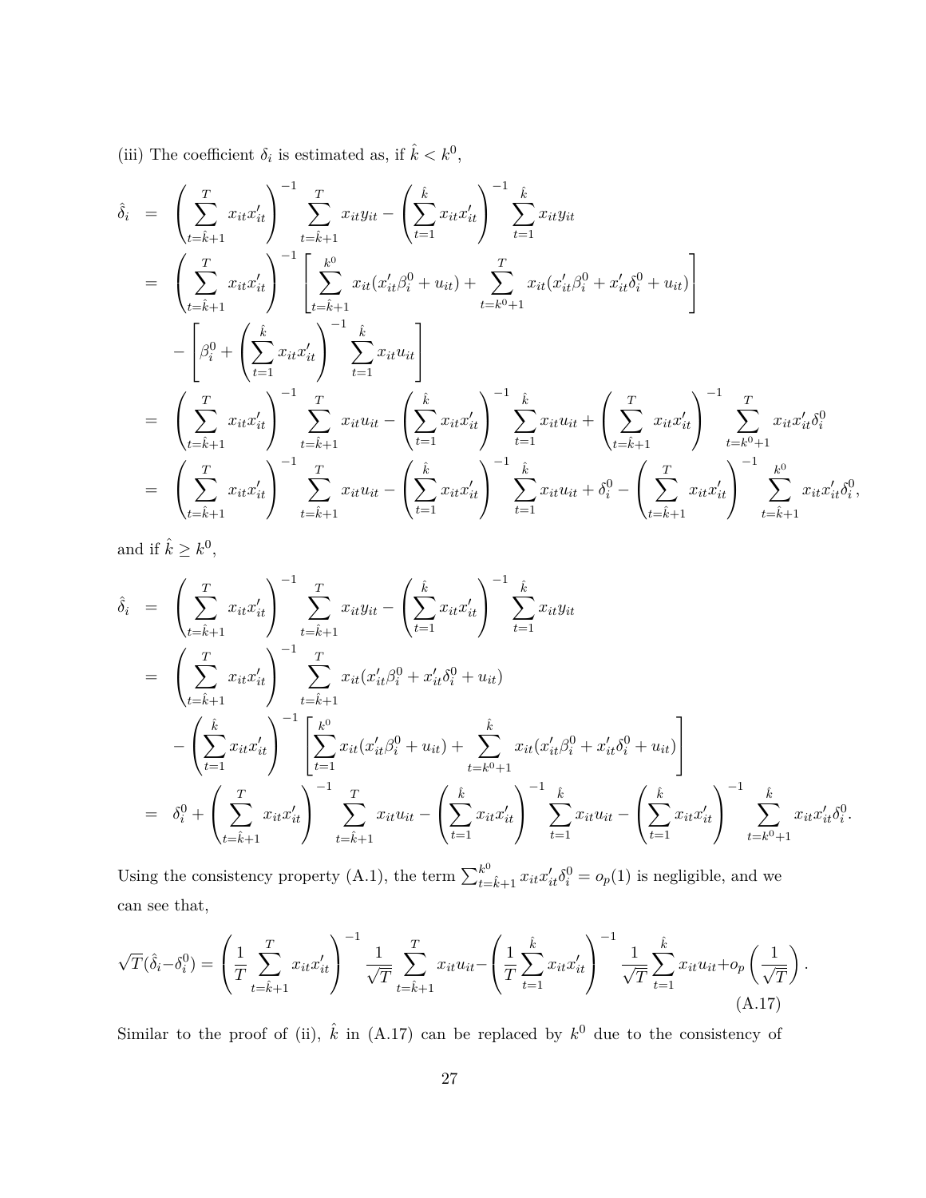(iii) The coefficient $\delta_i$ is estimated as, if $\hat{k} < k^0$,

$$
\begin{aligned}
\hat{\delta}_i &= \left(\sum_{t=\hat{k}+1}^{T} x_{it}x_{it}'\right)^{-1} \sum_{t=\hat{k}+1}^{T} x_{it}y_{it} - \left(\sum_{t=1}^{\hat{k}} x_{it}x_{it}'\right)^{-1} \sum_{t=1}^{\hat{k}} x_{it}y_{it} \\
&= \left(\sum_{t=\hat{k}+1}^{T} x_{it}x_{it}'\right)^{-1} \left[\sum_{t=\hat{k}+1}^{k^0} x_{it}(x_{it}'\beta_i^0 + u_{it}) + \sum_{t=k^0+1}^{T} x_{it}(x_{it}'\beta_i^0 + x_{it}'\delta_i^0 + u_{it})\right] \\
&\quad - \left[\beta_i^0 + \left(\sum_{t=1}^{\hat{k}} x_{it}x_{it}'\right)^{-1} \sum_{t=1}^{\hat{k}} x_{it}u_{it}\right] \\
&= \left(\sum_{t=\hat{k}+1}^{T} x_{it}x_{it}'\right)^{-1} \sum_{t=\hat{k}+1}^{T} x_{it}u_{it} - \left(\sum_{t=1}^{\hat{k}} x_{it}x_{it}'\right)^{-1} \sum_{t=1}^{\hat{k}} x_{it}u_{it} + \left(\sum_{t=\hat{k}+1}^{T} x_{it}x_{it}'\right)^{-1} \sum_{t=k^0+1}^{T} x_{it}x_{it}'\delta_i^0 \\
&= \left(\sum_{t=\hat{k}+1}^{T} x_{it}x_{it}'\right)^{-1} \sum_{t=\hat{k}+1}^{T} x_{it}u_{it} - \left(\sum_{t=1}^{\hat{k}} x_{it}x_{it}'\right)^{-1} \sum_{t=1}^{\hat{k}} x_{it}u_{it} + \delta_i^0 - \left(\sum_{t=\hat{k}+1}^{T} x_{it}x_{it}'\right)^{-1} \sum_{t=\hat{k}+1}^{k^0} x_{it}x_{it}'\delta_i^0,
\end{aligned}
$$

and if $\hat{k} \geq k^0$,

$$
\begin{aligned}
\hat{\delta}_i &= \left(\sum_{t=\hat{k}+1}^{T} x_{it}x_{it}'\right)^{-1} \sum_{t=\hat{k}+1}^{T} x_{it}y_{it} - \left(\sum_{t=1}^{\hat{k}} x_{it}x_{it}'\right)^{-1} \sum_{t=1}^{\hat{k}} x_{it}y_{it} \\
&= \left(\sum_{t=\hat{k}+1}^{T} x_{it}x_{it}'\right)^{-1} \sum_{t=\hat{k}+1}^{T} x_{it}(x_{it}'\beta_i^0 + x_{it}'\delta_i^0 + u_{it}) \\
&\quad - \left(\sum_{t=1}^{\hat{k}} x_{it}x_{it}'\right)^{-1} \left[\sum_{t=1}^{k^0} x_{it}(x_{it}'\beta_i^0 + u_{it}) + \sum_{t=k^0+1}^{\hat{k}} x_{it}(x_{it}'\beta_i^0 + x_{it}'\delta_i^0 + u_{it})\right] \\
&= \delta_i^0 + \left(\sum_{t=\hat{k}+1}^{T} x_{it}x_{it}'\right)^{-1} \sum_{t=\hat{k}+1}^{T} x_{it}u_{it} - \left(\sum_{t=1}^{\hat{k}} x_{it}x_{it}'\right)^{-1} \sum_{t=1}^{\hat{k}} x_{it}u_{it} - \left(\sum_{t=1}^{\hat{k}} x_{it}x_{it}'\right)^{-1} \sum_{t=k^0+1}^{\hat{k}} x_{it}x_{it}'\delta_i^0.
\end{aligned}
$$

Using the consistency property (A.1), the term $\sum_{t=\hat{k}+1}^{k^0} x_{it}x_{it}'\delta_i^0 = o_p(1)$ is negligible, and we can see that,

$$
\sqrt{T}(\hat{\delta}_i - \delta_i^0) = \left(\frac{1}{T}\sum_{t=\hat{k}+1}^{T} x_{it}x_{it}'\right)^{-1} \frac{1}{\sqrt{T}} \sum_{t=\hat{k}+1}^{T} x_{it}u_{it} - \left(\frac{1}{T}\sum_{t=1}^{\hat{k}} x_{it}x_{it}'\right)^{-1} \frac{1}{\sqrt{T}} \sum_{t=1}^{\hat{k}} x_{it}u_{it} + o_p\left(\frac{1}{\sqrt{T}}\right). \tag{A.17}
$$

Similar to the proof of (ii), $\hat{k}$ in (A.17) can be replaced by $k^0$ due to the consistency of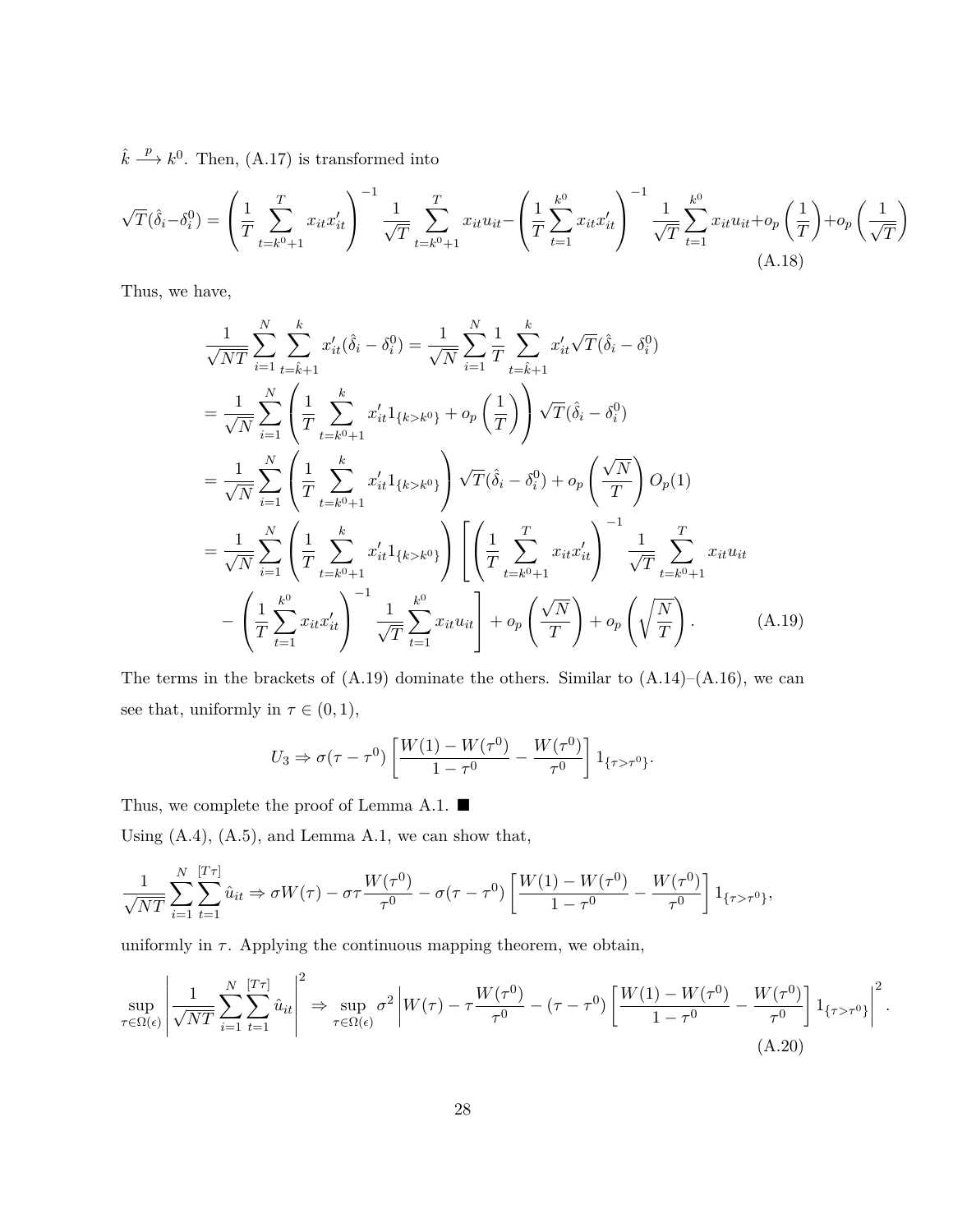$\hat{k} \xrightarrow{p} k^0$. Then, (A.17) is transformed into

$$\sqrt{T}(\hat{\delta}_i - \delta_i^0) = \left(\frac{1}{T}\sum_{t=k^0+1}^{T} x_{it}x_{it}'\right)^{-1} \frac{1}{\sqrt{T}}\sum_{t=k^0+1}^{T} x_{it}u_{it} - \left(\frac{1}{T}\sum_{t=1}^{k^0} x_{it}x_{it}'\right)^{-1} \frac{1}{\sqrt{T}}\sum_{t=1}^{k^0} x_{it}u_{it} + o_p\left(\frac{1}{T}\right) + o_p\left(\frac{1}{\sqrt{T}}\right) \tag{A.18}$$

Thus, we have,

$$\begin{aligned}
&\frac{1}{\sqrt{NT}}\sum_{i=1}^{N}\sum_{t=\hat{k}+1}^{k} x_{it}'(\hat{\delta}_i - \delta_i^0) = \frac{1}{\sqrt{N}}\sum_{i=1}^{N}\frac{1}{T}\sum_{t=\hat{k}+1}^{k} x_{it}'\sqrt{T}(\hat{\delta}_i - \delta_i^0) \\
&= \frac{1}{\sqrt{N}}\sum_{i=1}^{N}\left(\frac{1}{T}\sum_{t=k^0+1}^{k} x_{it}'1_{\{k>k^0\}} + o_p\left(\frac{1}{T}\right)\right)\sqrt{T}(\hat{\delta}_i - \delta_i^0) \\
&= \frac{1}{\sqrt{N}}\sum_{i=1}^{N}\left(\frac{1}{T}\sum_{t=k^0+1}^{k} x_{it}'1_{\{k>k^0\}}\right)\sqrt{T}(\hat{\delta}_i - \delta_i^0) + o_p\left(\frac{\sqrt{N}}{T}\right)O_p(1) \\
&= \frac{1}{\sqrt{N}}\sum_{i=1}^{N}\left(\frac{1}{T}\sum_{t=k^0+1}^{k} x_{it}'1_{\{k>k^0\}}\right)\left[\left(\frac{1}{T}\sum_{t=k^0+1}^{T} x_{it}x_{it}'\right)^{-1}\frac{1}{\sqrt{T}}\sum_{t=k^0+1}^{T} x_{it}u_{it}\right. \\
&\quad \left. - \left(\frac{1}{T}\sum_{t=1}^{k^0} x_{it}x_{it}'\right)^{-1}\frac{1}{\sqrt{T}}\sum_{t=1}^{k^0} x_{it}u_{it}\right] + o_p\left(\frac{\sqrt{N}}{T}\right) + o_p\left(\sqrt{\frac{N}{T}}\right).
\end{aligned} \tag{A.19}$$

The terms in the brackets of (A.19) dominate the others. Similar to (A.14)–(A.16), we can see that, uniformly in $\tau \in (0, 1)$,

$$U_3 \Rightarrow \sigma(\tau - \tau^0)\left[\frac{W(1) - W(\tau^0)}{1 - \tau^0} - \frac{W(\tau^0)}{\tau^0}\right]1_{\{\tau>\tau^0\}}.$$

Thus, we complete the proof of Lemma A.1. ■

Using (A.4), (A.5), and Lemma A.1, we can show that,

$$\frac{1}{\sqrt{NT}}\sum_{i=1}^{N}\sum_{t=1}^{[T\tau]} \hat{u}_{it} \Rightarrow \sigma W(\tau) - \sigma\tau\frac{W(\tau^0)}{\tau^0} - \sigma(\tau - \tau^0)\left[\frac{W(1) - W(\tau^0)}{1 - \tau^0} - \frac{W(\tau^0)}{\tau^0}\right]1_{\{\tau>\tau^0\}},$$

uniformly in $\tau$. Applying the continuous mapping theorem, we obtain,

$$\sup_{\tau\in\Omega(\epsilon)}\left|\frac{1}{\sqrt{NT}}\sum_{i=1}^{N}\sum_{t=1}^{[T\tau]} \hat{u}_{it}\right|^2 \Rightarrow \sup_{\tau\in\Omega(\epsilon)} \sigma^2\left|W(\tau) - \tau\frac{W(\tau^0)}{\tau^0} - (\tau - \tau^0)\left[\frac{W(1) - W(\tau^0)}{1 - \tau^0} - \frac{W(\tau^0)}{\tau^0}\right]1_{\{\tau>\tau^0\}}\right|^2. \tag{A.20}$$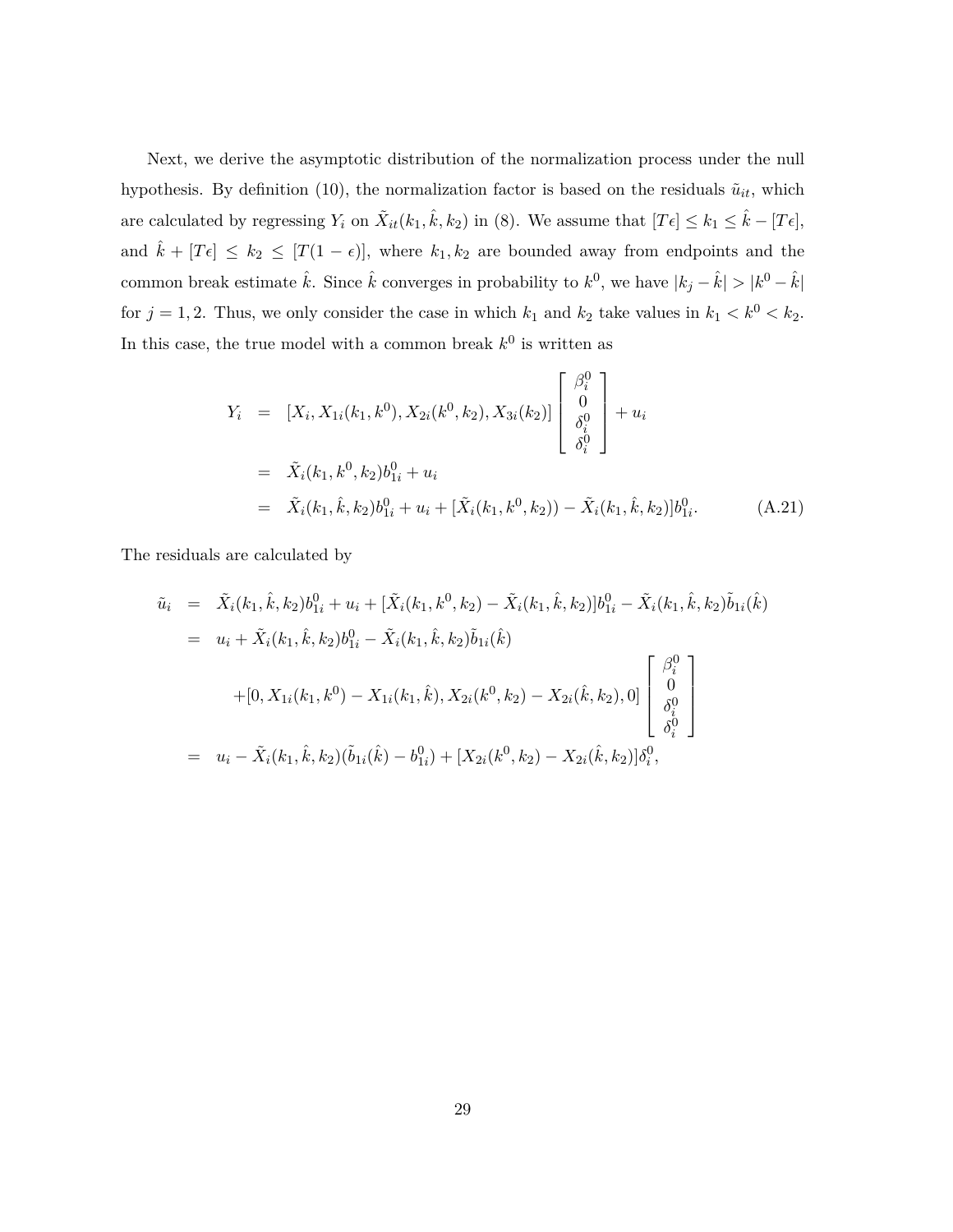Next, we derive the asymptotic distribution of the normalization process under the null hypothesis. By definition (10), the normalization factor is based on the residuals $\tilde{u}_{it}$, which are calculated by regressing $Y_i$ on $\tilde{X}_{it}(k_1, \hat{k}, k_2)$ in (8). We assume that $[T\epsilon] \leq k_1 \leq \hat{k} - [T\epsilon]$, and $\hat{k} + [T\epsilon] \leq k_2 \leq [T(1-\epsilon)]$, where $k_1, k_2$ are bounded away from endpoints and the common break estimate $\hat{k}$. Since $\hat{k}$ converges in probability to $k^0$, we have $|k_j - \hat{k}| > |k^0 - \hat{k}|$ for $j = 1, 2$. Thus, we only consider the case in which $k_1$ and $k_2$ take values in $k_1 < k^0 < k_2$. In this case, the true model with a common break $k^0$ is written as

$$
\begin{aligned}
Y_i &= [X_i, X_{1i}(k_1, k^0), X_{2i}(k^0, k_2), X_{3i}(k_2)] \begin{bmatrix} \beta_i^0 \\ 0 \\ \delta_i^0 \\ \delta_i^0 \end{bmatrix} + u_i \\
&= \tilde{X}_i(k_1, k^0, k_2) b_{1i}^0 + u_i \\
&= \tilde{X}_i(k_1, \hat{k}, k_2) b_{1i}^0 + u_i + [\tilde{X}_i(k_1, k^0, k_2)) - \tilde{X}_i(k_1, \hat{k}, k_2)] b_{1i}^0. \qquad \text{(A.21)}
\end{aligned}
$$

The residuals are calculated by

$$
\begin{aligned}
\tilde{u}_i &= \tilde{X}_i(k_1, \hat{k}, k_2) b_{1i}^0 + u_i + [\tilde{X}_i(k_1, k^0, k_2) - \tilde{X}_i(k_1, \hat{k}, k_2)] b_{1i}^0 - \tilde{X}_i(k_1, \hat{k}, k_2) \tilde{b}_{1i}(\hat{k}) \\
&= u_i + \tilde{X}_i(k_1, \hat{k}, k_2) b_{1i}^0 - \tilde{X}_i(k_1, \hat{k}, k_2) \tilde{b}_{1i}(\hat{k}) \\
&\quad + [0, X_{1i}(k_1, k^0) - X_{1i}(k_1, \hat{k}), X_{2i}(k^0, k_2) - X_{2i}(\hat{k}, k_2), 0] \begin{bmatrix} \beta_i^0 \\ 0 \\ \delta_i^0 \\ \delta_i^0 \end{bmatrix} \\
&= u_i - \tilde{X}_i(k_1, \hat{k}, k_2)(\tilde{b}_{1i}(\hat{k}) - b_{1i}^0) + [X_{2i}(k^0, k_2) - X_{2i}(\hat{k}, k_2)] \delta_i^0,
\end{aligned}
$$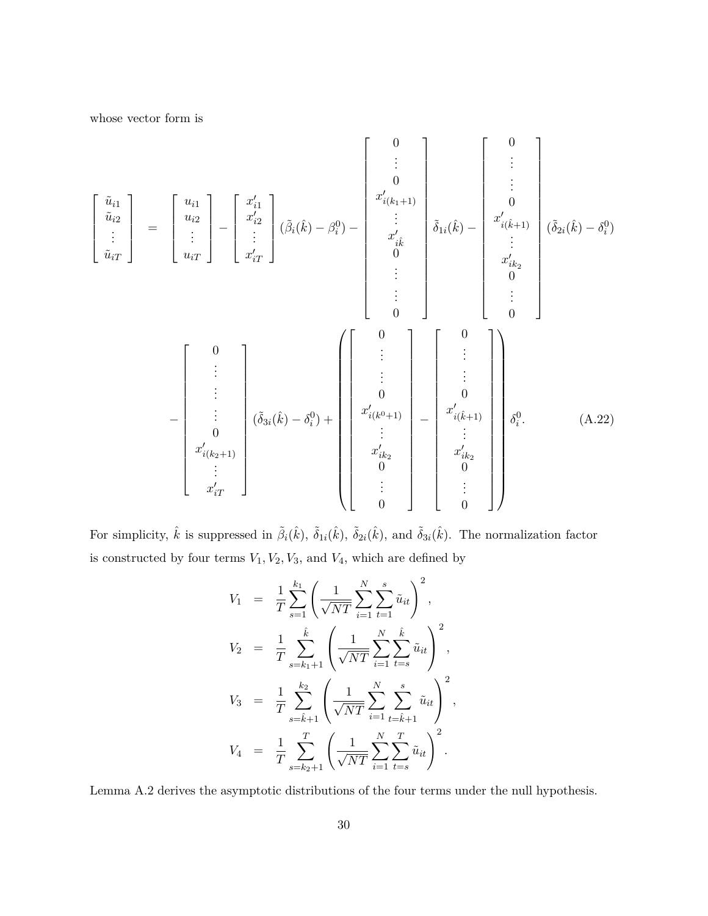whose vector form is

$$
\begin{bmatrix} \tilde{u}_{i1} \\ \tilde{u}_{i2} \\ \vdots \\ \tilde{u}_{iT} \end{bmatrix} = \begin{bmatrix} u_{i1} \\ u_{i2} \\ \vdots \\ u_{iT} \end{bmatrix} - \begin{bmatrix} x'_{i1} \\ x'_{i2} \\ \vdots \\ x'_{iT} \end{bmatrix} (\tilde{\beta}_i(\hat{k}) - \beta_i^0) - \begin{bmatrix} 0 \\ \vdots \\ 0 \\ x'_{i(k_1+1)} \\ \vdots \\ x'_{i\hat{k}} \\ 0 \\ \vdots \\ \vdots \\ 0 \end{bmatrix} \tilde{\delta}_{1i}(\hat{k}) - \begin{bmatrix} 0 \\ \vdots \\ \vdots \\ 0 \\ x'_{i(\hat{k}+1)} \\ \vdots \\ x'_{ik_2} \\ 0 \\ \vdots \\ 0 \end{bmatrix} (\tilde{\delta}_{2i}(\hat{k}) - \delta_i^0)
$$

$$
- \begin{bmatrix} 0 \\ \vdots \\ \vdots \\ \vdots \\ 0 \\ x'_{i(k_2+1)} \\ \vdots \\ x'_{iT} \end{bmatrix} (\tilde{\delta}_{3i}(\hat{k}) - \delta_i^0) + \left( \begin{bmatrix} 0 \\ \vdots \\ \vdots \\ 0 \\ x'_{i(k^0+1)} \\ \vdots \\ x'_{ik_2} \\ 0 \\ \vdots \\ 0 \end{bmatrix} - \begin{bmatrix} 0 \\ \vdots \\ \vdots \\ 0 \\ x'_{i(\hat{k}+1)} \\ \vdots \\ x'_{ik_2} \\ 0 \\ \vdots \\ 0 \end{bmatrix} \right) \delta_i^0. \tag{A.22}
$$

For simplicity, $\hat{k}$ is suppressed in $\tilde{\beta}_i(\hat{k})$, $\tilde{\delta}_{1i}(\hat{k})$, $\tilde{\delta}_{2i}(\hat{k})$, and $\tilde{\delta}_{3i}(\hat{k})$. The normalization factor is constructed by four terms $V_1, V_2, V_3$, and $V_4$, which are defined by

$$
\begin{aligned}
V_1 &= \frac{1}{T} \sum_{s=1}^{k_1} \left( \frac{1}{\sqrt{NT}} \sum_{i=1}^{N} \sum_{t=1}^{s} \tilde{u}_{it} \right)^2, \\
V_2 &= \frac{1}{T} \sum_{s=k_1+1}^{\hat{k}} \left( \frac{1}{\sqrt{NT}} \sum_{i=1}^{N} \sum_{t=s}^{\hat{k}} \tilde{u}_{it} \right)^2, \\
V_3 &= \frac{1}{T} \sum_{s=\hat{k}+1}^{k_2} \left( \frac{1}{\sqrt{NT}} \sum_{i=1}^{N} \sum_{t=\hat{k}+1}^{s} \tilde{u}_{it} \right)^2, \\
V_4 &= \frac{1}{T} \sum_{s=k_2+1}^{T} \left( \frac{1}{\sqrt{NT}} \sum_{i=1}^{N} \sum_{t=s}^{T} \tilde{u}_{it} \right)^2.
\end{aligned}
$$

Lemma A.2 derives the asymptotic distributions of the four terms under the null hypothesis.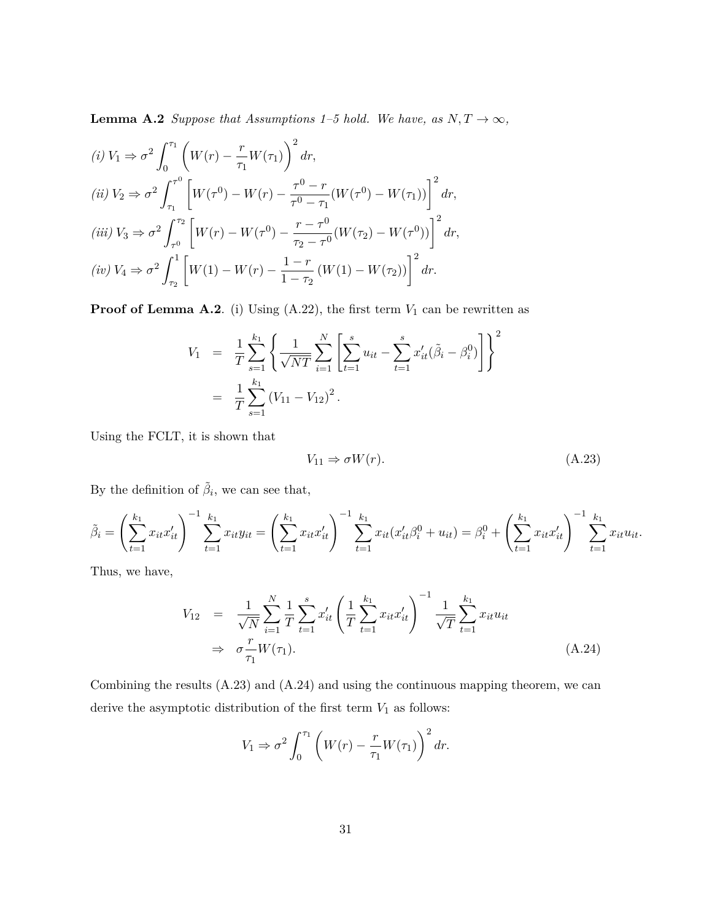**Lemma A.2** *Suppose that Assumptions 1–5 hold. We have, as $N, T \to \infty$,*

*(i)* $V_1 \Rightarrow \sigma^2 \int_0^{\tau_1} \left( W(r) - \frac{r}{\tau_1} W(\tau_1) \right)^2 dr,$

*(ii)* $V_2 \Rightarrow \sigma^2 \int_{\tau_1}^{\tau^0} \left[ W(\tau^0) - W(r) - \frac{\tau^0 - r}{\tau^0 - \tau_1} (W(\tau^0) - W(\tau_1)) \right]^2 dr,$

*(iii)* $V_3 \Rightarrow \sigma^2 \int_{\tau^0}^{\tau_2} \left[ W(r) - W(\tau^0) - \frac{r - \tau^0}{\tau_2 - \tau^0} (W(\tau_2) - W(\tau^0)) \right]^2 dr,$

*(iv)* $V_4 \Rightarrow \sigma^2 \int_{\tau_2}^{1} \left[ W(1) - W(r) - \frac{1 - r}{1 - \tau_2} \left( W(1) - W(\tau_2) \right) \right]^2 dr.$

**Proof of Lemma A.2**. (i) Using (A.22), the first term $V_1$ can be rewritten as

$$
\begin{aligned}
V_1 &= \frac{1}{T} \sum_{s=1}^{k_1} \left\{ \frac{1}{\sqrt{NT}} \sum_{i=1}^{N} \left[ \sum_{t=1}^{s} u_{it} - \sum_{t=1}^{s} x_{it}' (\tilde{\beta}_i - \beta_i^0) \right] \right\}^2 \\
&= \frac{1}{T} \sum_{s=1}^{k_1} \left( V_{11} - V_{12} \right)^2.
\end{aligned}
$$

Using the FCLT, it is shown that

$$
V_{11} \Rightarrow \sigma W(r). \tag{A.23}
$$

By the definition of $\tilde{\beta}_i$, we can see that,

$$
\tilde{\beta}_i = \left( \sum_{t=1}^{k_1} x_{it} x_{it}' \right)^{-1} \sum_{t=1}^{k_1} x_{it} y_{it} = \left( \sum_{t=1}^{k_1} x_{it} x_{it}' \right)^{-1} \sum_{t=1}^{k_1} x_{it} (x_{it}' \beta_i^0 + u_{it}) = \beta_i^0 + \left( \sum_{t=1}^{k_1} x_{it} x_{it}' \right)^{-1} \sum_{t=1}^{k_1} x_{it} u_{it}.
$$

Thus, we have,

$$
\begin{aligned}
V_{12} &= \frac{1}{\sqrt{N}} \sum_{i=1}^{N} \frac{1}{T} \sum_{t=1}^{s} x_{it}' \left( \frac{1}{T} \sum_{t=1}^{k_1} x_{it} x_{it}' \right)^{-1} \frac{1}{\sqrt{T}} \sum_{t=1}^{k_1} x_{it} u_{it} \\
&\Rightarrow \sigma \frac{r}{\tau_1} W(\tau_1).
\end{aligned} \tag{A.24}
$$

Combining the results (A.23) and (A.24) and using the continuous mapping theorem, we can derive the asymptotic distribution of the first term $V_1$ as follows:

$$
V_1 \Rightarrow \sigma^2 \int_0^{\tau_1} \left( W(r) - \frac{r}{\tau_1} W(\tau_1) \right)^2 dr.
$$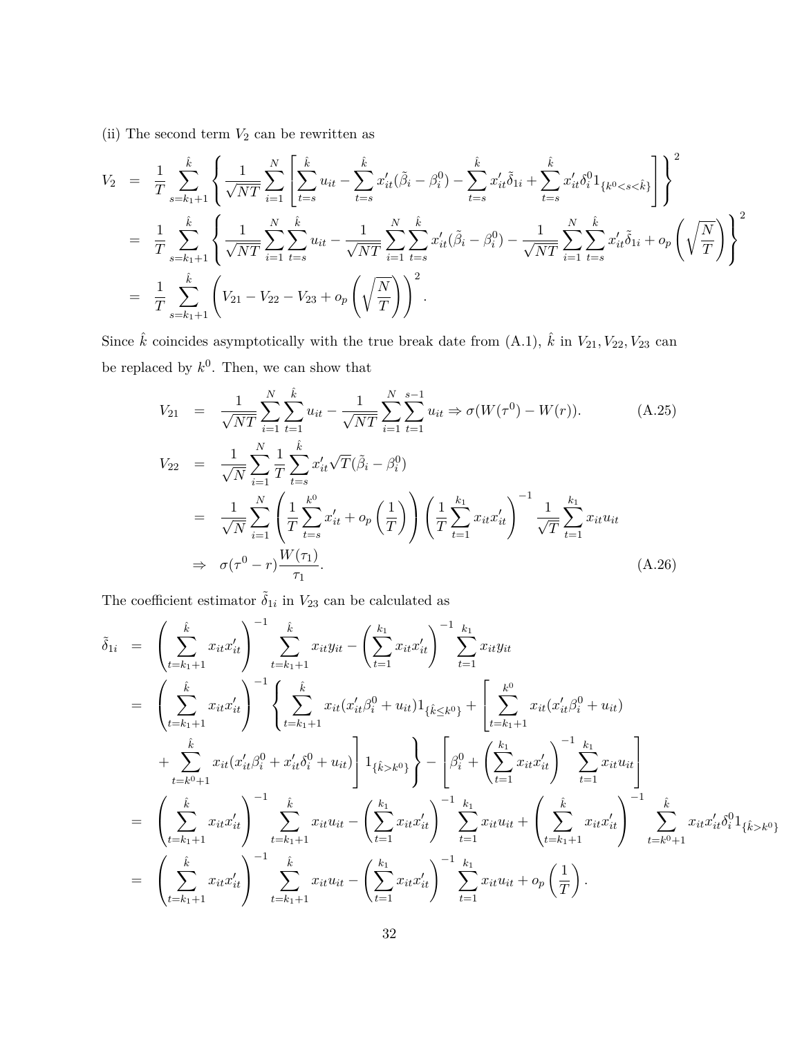(ii) The second term $V_2$ can be rewritten as

$$
\begin{aligned}
V_2 &= \frac{1}{T}\sum_{s=k_1+1}^{\hat{k}}\left\{\frac{1}{\sqrt{NT}}\sum_{i=1}^{N}\left[\sum_{t=s}^{\hat{k}}u_{it}-\sum_{t=s}^{\hat{k}}x_{it}'(\tilde{\beta}_i-\beta_i^0)-\sum_{t=s}^{\hat{k}}x_{it}'\tilde{\delta}_{1i}+\sum_{t=s}^{\hat{k}}x_{it}'\delta_i^0 1_{\{k^0<s<\hat{k}\}}\right]\right\}^2 \\
&= \frac{1}{T}\sum_{s=k_1+1}^{\hat{k}}\left\{\frac{1}{\sqrt{NT}}\sum_{i=1}^{N}\sum_{t=s}^{\hat{k}}u_{it}-\frac{1}{\sqrt{NT}}\sum_{i=1}^{N}\sum_{t=s}^{\hat{k}}x_{it}'(\tilde{\beta}_i-\beta_i^0)-\frac{1}{\sqrt{NT}}\sum_{i=1}^{N}\sum_{t=s}^{\hat{k}}x_{it}'\tilde{\delta}_{1i}+o_p\left(\sqrt{\frac{N}{T}}\right)\right\}^2 \\
&= \frac{1}{T}\sum_{s=k_1+1}^{\hat{k}}\left(V_{21}-V_{22}-V_{23}+o_p\left(\sqrt{\frac{N}{T}}\right)\right)^2.
\end{aligned}
$$

Since $\hat{k}$ coincides asymptotically with the true break date from (A.1), $\hat{k}$ in $V_{21}, V_{22}, V_{23}$ can be replaced by $k^0$. Then, we can show that

$$
V_{21} = \frac{1}{\sqrt{NT}}\sum_{i=1}^{N}\sum_{t=1}^{\hat{k}}u_{it}-\frac{1}{\sqrt{NT}}\sum_{i=1}^{N}\sum_{t=1}^{s-1}u_{it}\Rightarrow\sigma(W(\tau^0)-W(r)). \tag{A.25}
$$

$$
\begin{aligned}
V_{22} &= \frac{1}{\sqrt{N}}\sum_{i=1}^{N}\frac{1}{T}\sum_{t=s}^{\hat{k}}x_{it}'\sqrt{T}(\tilde{\beta}_i-\beta_i^0) \\
&= \frac{1}{\sqrt{N}}\sum_{i=1}^{N}\left(\frac{1}{T}\sum_{t=s}^{k^0}x_{it}'+o_p\left(\frac{1}{T}\right)\right)\left(\frac{1}{T}\sum_{t=1}^{k_1}x_{it}x_{it}'\right)^{-1}\frac{1}{\sqrt{T}}\sum_{t=1}^{k_1}x_{it}u_{it} \\
&\Rightarrow \sigma(\tau^0-r)\frac{W(\tau_1)}{\tau_1}.
\end{aligned}
\tag{A.26}
$$

The coefficient estimator $\tilde{\delta}_{1i}$ in $V_{23}$ can be calculated as

$$
\begin{aligned}
\tilde{\delta}_{1i} &= \left(\sum_{t=k_1+1}^{\hat{k}}x_{it}x_{it}'\right)^{-1}\sum_{t=k_1+1}^{\hat{k}}x_{it}y_{it}-\left(\sum_{t=1}^{k_1}x_{it}x_{it}'\right)^{-1}\sum_{t=1}^{k_1}x_{it}y_{it} \\
&= \left(\sum_{t=k_1+1}^{\hat{k}}x_{it}x_{it}'\right)^{-1}\left\{\sum_{t=k_1+1}^{\hat{k}}x_{it}(x_{it}'\beta_i^0+u_{it})1_{\{\hat{k}\leq k^0\}}+\left[\sum_{t=k_1+1}^{k^0}x_{it}(x_{it}'\beta_i^0+u_{it})\right.\right. \\
&\quad \left.\left.+\sum_{t=k^0+1}^{\hat{k}}x_{it}(x_{it}'\beta_i^0+x_{it}'\delta_i^0+u_{it})\right]1_{\{\hat{k}>k^0\}}\right\}-\left[\beta_i^0+\left(\sum_{t=1}^{k_1}x_{it}x_{it}'\right)^{-1}\sum_{t=1}^{k_1}x_{it}u_{it}\right] \\
&= \left(\sum_{t=k_1+1}^{\hat{k}}x_{it}x_{it}'\right)^{-1}\sum_{t=k_1+1}^{\hat{k}}x_{it}u_{it}-\left(\sum_{t=1}^{k_1}x_{it}x_{it}'\right)^{-1}\sum_{t=1}^{k_1}x_{it}u_{it}+\left(\sum_{t=k_1+1}^{\hat{k}}x_{it}x_{it}'\right)^{-1}\sum_{t=k^0+1}^{\hat{k}}x_{it}x_{it}'\delta_i^0 1_{\{\hat{k}>k^0\}} \\
&= \left(\sum_{t=k_1+1}^{\hat{k}}x_{it}x_{it}'\right)^{-1}\sum_{t=k_1+1}^{\hat{k}}x_{it}u_{it}-\left(\sum_{t=1}^{k_1}x_{it}x_{it}'\right)^{-1}\sum_{t=1}^{k_1}x_{it}u_{it}+o_p\left(\frac{1}{T}\right).
\end{aligned}
$$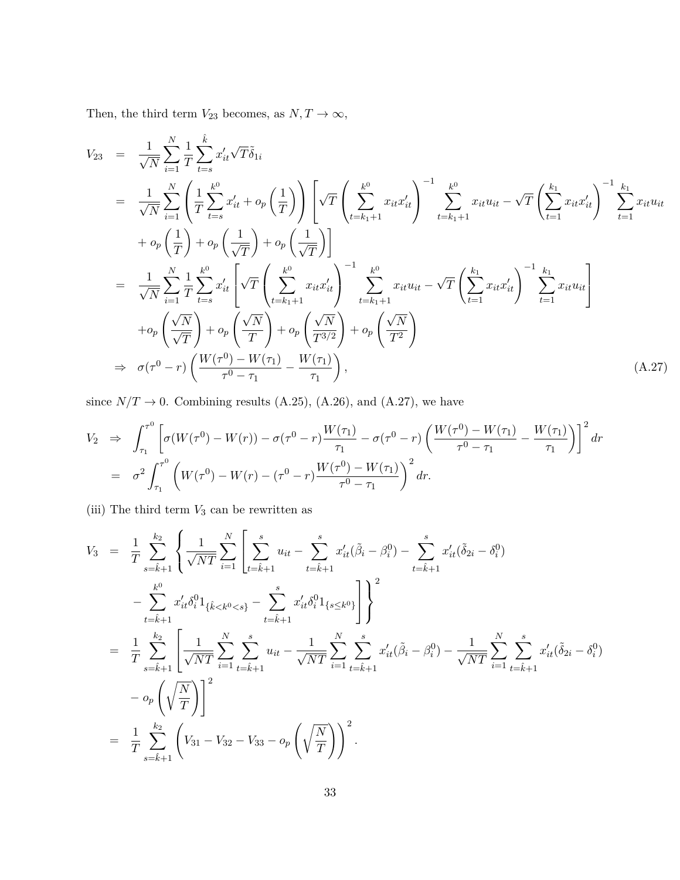Then, the third term $V_{23}$ becomes, as $N, T \to \infty$,

$$
\begin{aligned}
V_{23} &= \frac{1}{\sqrt{N}} \sum_{i=1}^{N} \frac{1}{T} \sum_{t=s}^{\hat{k}} x_{it}' \sqrt{T} \tilde{\delta}_{1i} \\
&= \frac{1}{\sqrt{N}} \sum_{i=1}^{N} \left( \frac{1}{T} \sum_{t=s}^{k^0} x_{it}' + o_p\left(\frac{1}{T}\right) \right) \left[ \sqrt{T} \left( \sum_{t=k_1+1}^{k^0} x_{it} x_{it}' \right)^{-1} \sum_{t=k_1+1}^{k^0} x_{it} u_{it} - \sqrt{T} \left( \sum_{t=1}^{k_1} x_{it} x_{it}' \right)^{-1} \sum_{t=1}^{k_1} x_{it} u_{it} \right. \\
&\quad \left. + o_p\left(\frac{1}{T}\right) + o_p\left(\frac{1}{\sqrt{T}}\right) + o_p\left(\frac{1}{\sqrt{T}}\right) \right] \\
&= \frac{1}{\sqrt{N}} \sum_{i=1}^{N} \frac{1}{T} \sum_{t=s}^{k^0} x_{it}' \left[ \sqrt{T} \left( \sum_{t=k_1+1}^{k^0} x_{it} x_{it}' \right)^{-1} \sum_{t=k_1+1}^{k^0} x_{it} u_{it} - \sqrt{T} \left( \sum_{t=1}^{k_1} x_{it} x_{it}' \right)^{-1} \sum_{t=1}^{k_1} x_{it} u_{it} \right] \\
&\quad + o_p\left(\frac{\sqrt{N}}{\sqrt{T}}\right) + o_p\left(\frac{\sqrt{N}}{T}\right) + o_p\left(\frac{\sqrt{N}}{T^{3/2}}\right) + o_p\left(\frac{\sqrt{N}}{T^2}\right) \\
&\Rightarrow \sigma(\tau^0 - r) \left( \frac{W(\tau^0) - W(\tau_1)}{\tau^0 - \tau_1} - \frac{W(\tau_1)}{\tau_1} \right), \qquad \text{(A.27)}
\end{aligned}
$$

since $N/T \to 0$. Combining results (A.25), (A.26), and (A.27), we have

$$
\begin{aligned}
V_2 &\Rightarrow \int_{\tau_1}^{\tau^0} \left[ \sigma(W(\tau^0) - W(r)) - \sigma(\tau^0 - r)\frac{W(\tau_1)}{\tau_1} - \sigma(\tau^0 - r) \left( \frac{W(\tau^0) - W(\tau_1)}{\tau^0 - \tau_1} - \frac{W(\tau_1)}{\tau_1} \right) \right]^2 dr \\
&= \sigma^2 \int_{\tau_1}^{\tau^0} \left( W(\tau^0) - W(r) - (\tau^0 - r)\frac{W(\tau^0) - W(\tau_1)}{\tau^0 - \tau_1} \right)^2 dr.
\end{aligned}
$$

(iii) The third term $V_3$ can be rewritten as

$$
\begin{aligned}
V_3 &= \frac{1}{T} \sum_{s=\hat{k}+1}^{k_2} \left\{ \frac{1}{\sqrt{NT}} \sum_{i=1}^{N} \left[ \sum_{t=\hat{k}+1}^{s} u_{it} - \sum_{t=\hat{k}+1}^{s} x_{it}'(\tilde{\beta}_i - \beta_i^0) - \sum_{t=\hat{k}+1}^{s} x_{it}'(\tilde{\delta}_{2i} - \delta_i^0) \right. \right. \\
&\quad \left. \left. - \sum_{t=\hat{k}+1}^{k^0} x_{it}' \delta_i^0 1_{\{\hat{k} < k^0 < s\}} - \sum_{t=\hat{k}+1}^{s} x_{it}' \delta_i^0 1_{\{s \le k^0\}} \right] \right\}^2 \\
&= \frac{1}{T} \sum_{s=\hat{k}+1}^{k_2} \left[ \frac{1}{\sqrt{NT}} \sum_{i=1}^{N} \sum_{t=\hat{k}+1}^{s} u_{it} - \frac{1}{\sqrt{NT}} \sum_{i=1}^{N} \sum_{t=\hat{k}+1}^{s} x_{it}'(\tilde{\beta}_i - \beta_i^0) - \frac{1}{\sqrt{NT}} \sum_{i=1}^{N} \sum_{t=\hat{k}+1}^{s} x_{it}'(\tilde{\delta}_{2i} - \delta_i^0) \right. \\
&\quad \left. - o_p\left(\sqrt{\frac{N}{T}}\right) \right]^2 \\
&= \frac{1}{T} \sum_{s=\hat{k}+1}^{k_2} \left( V_{31} - V_{32} - V_{33} - o_p\left(\sqrt{\frac{N}{T}}\right) \right)^2.
\end{aligned}
$$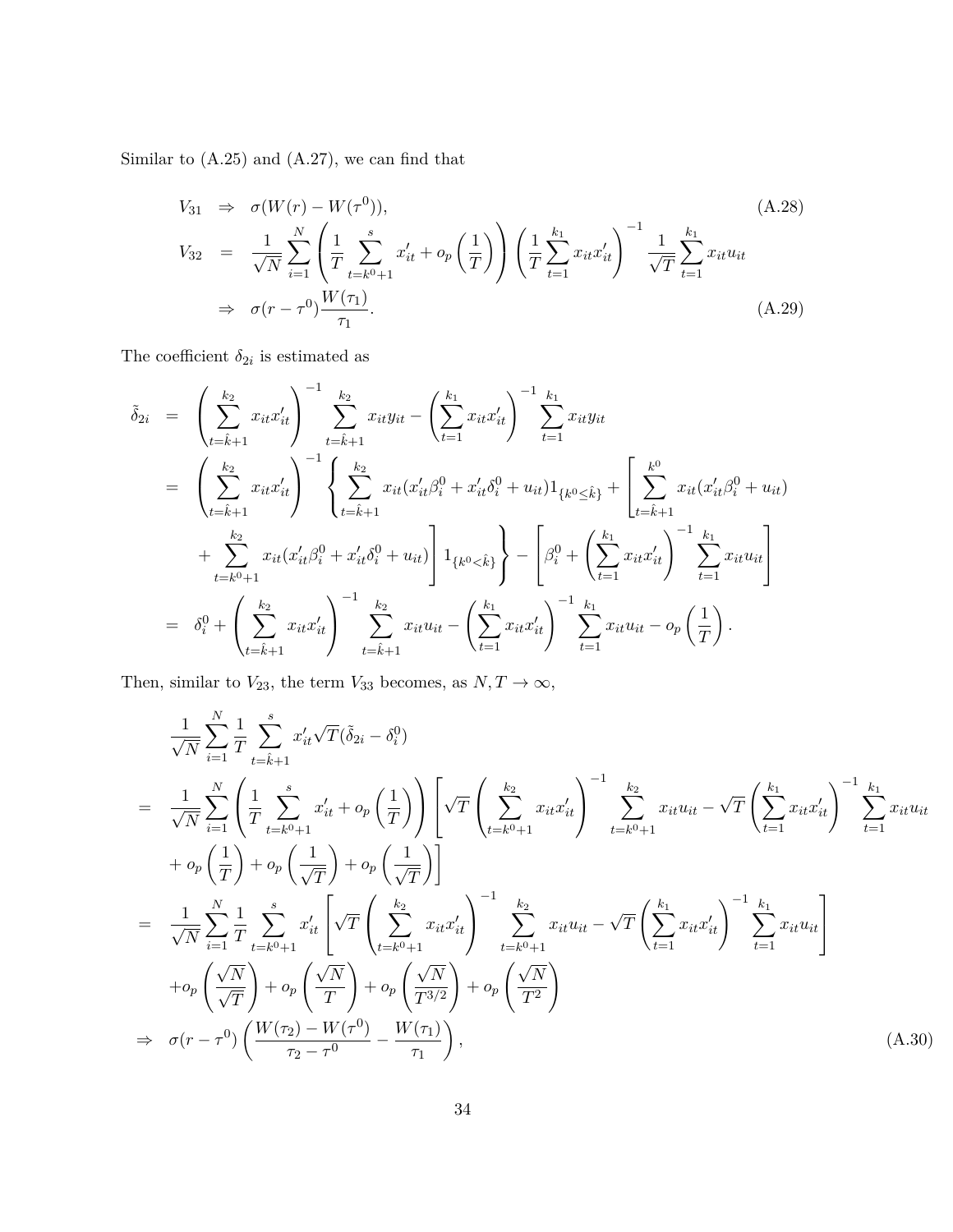Similar to (A.25) and (A.27), we can find that

$$
\begin{aligned}
V_{31} &\Rightarrow \sigma(W(r) - W(\tau^0)), && \text{(A.28)} \\
V_{32} &= \frac{1}{\sqrt{N}} \sum_{i=1}^{N} \left( \frac{1}{T} \sum_{t=k^0+1}^{s} x_{it}' + o_p\left(\frac{1}{T}\right) \right) \left( \frac{1}{T} \sum_{t=1}^{k_1} x_{it} x_{it}' \right)^{-1} \frac{1}{\sqrt{T}} \sum_{t=1}^{k_1} x_{it} u_{it} \\
&\Rightarrow \sigma(r - \tau^0) \frac{W(\tau_1)}{\tau_1}. && \text{(A.29)}
\end{aligned}
$$

The coefficient $\delta_{2i}$ is estimated as

$$
\begin{aligned}
\tilde{\delta}_{2i} &= \left( \sum_{t=\hat{k}+1}^{k_2} x_{it} x_{it}' \right)^{-1} \sum_{t=\hat{k}+1}^{k_2} x_{it} y_{it} - \left( \sum_{t=1}^{k_1} x_{it} x_{it}' \right)^{-1} \sum_{t=1}^{k_1} x_{it} y_{it} \\
&= \left( \sum_{t=\hat{k}+1}^{k_2} x_{it} x_{it}' \right)^{-1} \left\{ \sum_{t=\hat{k}+1}^{k_2} x_{it}(x_{it}'\beta_i^0 + x_{it}'\delta_i^0 + u_{it}) 1_{\{k^0 \le \hat{k}\}} + \left[ \sum_{t=\hat{k}+1}^{k^0} x_{it}(x_{it}'\beta_i^0 + u_{it}) \right.\right. \\
&\quad \left.\left. + \sum_{t=k^0+1}^{k_2} x_{it}(x_{it}'\beta_i^0 + x_{it}'\delta_i^0 + u_{it}) \right] 1_{\{k^0 < \hat{k}\}} \right\} - \left[ \beta_i^0 + \left( \sum_{t=1}^{k_1} x_{it} x_{it}' \right)^{-1} \sum_{t=1}^{k_1} x_{it} u_{it} \right] \\
&= \delta_i^0 + \left( \sum_{t=\hat{k}+1}^{k_2} x_{it} x_{it}' \right)^{-1} \sum_{t=\hat{k}+1}^{k_2} x_{it} u_{it} - \left( \sum_{t=1}^{k_1} x_{it} x_{it}' \right)^{-1} \sum_{t=1}^{k_1} x_{it} u_{it} - o_p\left(\frac{1}{T}\right).
\end{aligned}
$$

Then, similar to $V_{23}$, the term $V_{33}$ becomes, as $N, T \to \infty$,

$$
\begin{aligned}
& \frac{1}{\sqrt{N}} \sum_{i=1}^{N} \frac{1}{T} \sum_{t=\hat{k}+1}^{s} x_{it}' \sqrt{T}(\tilde{\delta}_{2i} - \delta_i^0) \\
=\ & \frac{1}{\sqrt{N}} \sum_{i=1}^{N} \left( \frac{1}{T} \sum_{t=k^0+1}^{s} x_{it}' + o_p\left(\frac{1}{T}\right) \right) \left[ \sqrt{T} \left( \sum_{t=k^0+1}^{k_2} x_{it} x_{it}' \right)^{-1} \sum_{t=k^0+1}^{k_2} x_{it} u_{it} - \sqrt{T} \left( \sum_{t=1}^{k_1} x_{it} x_{it}' \right)^{-1} \sum_{t=1}^{k_1} x_{it} u_{it} \right. \\
& \left. + o_p\left(\frac{1}{T}\right) + o_p\left(\frac{1}{\sqrt{T}}\right) + o_p\left(\frac{1}{\sqrt{T}}\right) \right] \\
=\ & \frac{1}{\sqrt{N}} \sum_{i=1}^{N} \frac{1}{T} \sum_{t=k^0+1}^{s} x_{it}' \left[ \sqrt{T} \left( \sum_{t=k^0+1}^{k_2} x_{it} x_{it}' \right)^{-1} \sum_{t=k^0+1}^{k_2} x_{it} u_{it} - \sqrt{T} \left( \sum_{t=1}^{k_1} x_{it} x_{it}' \right)^{-1} \sum_{t=1}^{k_1} x_{it} u_{it} \right] \\
& + o_p\left(\frac{\sqrt{N}}{\sqrt{T}}\right) + o_p\left(\frac{\sqrt{N}}{T}\right) + o_p\left(\frac{\sqrt{N}}{T^{3/2}}\right) + o_p\left(\frac{\sqrt{N}}{T^2}\right) \\
\Rightarrow\ & \sigma(r - \tau^0) \left( \frac{W(\tau_2) - W(\tau^0)}{\tau_2 - \tau^0} - \frac{W(\tau_1)}{\tau_1} \right), \qquad \text{(A.30)}
\end{aligned}
$$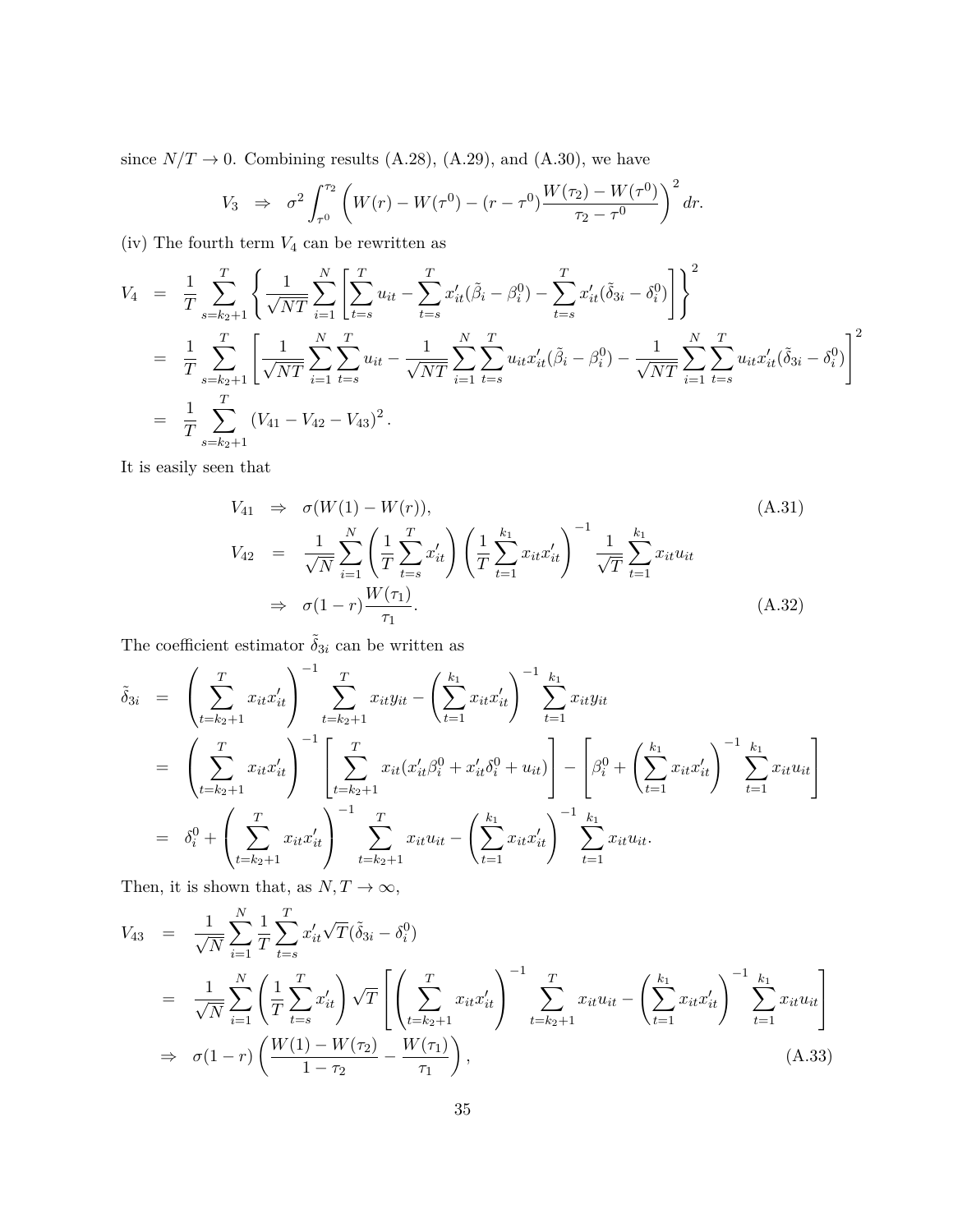since $N/T \to 0$. Combining results (A.28), (A.29), and (A.30), we have

$$V_3 \;\; \Rightarrow \;\; \sigma^2 \int_{\tau^0}^{\tau_2} \left( W(r) - W(\tau^0) - (r - \tau^0) \frac{W(\tau_2) - W(\tau^0)}{\tau_2 - \tau^0} \right)^2 dr.$$

(iv) The fourth term $V_4$ can be rewritten as

$$\begin{aligned}
V_4 &= \frac{1}{T} \sum_{s=k_2+1}^{T} \left\{ \frac{1}{\sqrt{NT}} \sum_{i=1}^{N} \left[ \sum_{t=s}^{T} u_{it} - \sum_{t=s}^{T} x_{it}'(\tilde{\beta}_i - \beta_i^0) - \sum_{t=s}^{T} x_{it}'(\tilde{\delta}_{3i} - \delta_i^0) \right] \right\}^2 \\
&= \frac{1}{T} \sum_{s=k_2+1}^{T} \left[ \frac{1}{\sqrt{NT}} \sum_{i=1}^{N} \sum_{t=s}^{T} u_{it} - \frac{1}{\sqrt{NT}} \sum_{i=1}^{N} \sum_{t=s}^{T} u_{it} x_{it}'(\tilde{\beta}_i - \beta_i^0) - \frac{1}{\sqrt{NT}} \sum_{i=1}^{N} \sum_{t=s}^{T} u_{it} x_{it}'(\tilde{\delta}_{3i} - \delta_i^0) \right]^2 \\
&= \frac{1}{T} \sum_{s=k_2+1}^{T} \left( V_{41} - V_{42} - V_{43} \right)^2.
\end{aligned}$$

It is easily seen that

$$\begin{aligned}
V_{41} &\Rightarrow \sigma(W(1) - W(r)), &\text{(A.31)} \\
V_{42} &= \frac{1}{\sqrt{N}} \sum_{i=1}^{N} \left( \frac{1}{T} \sum_{t=s}^{T} x_{it}' \right) \left( \frac{1}{T} \sum_{t=1}^{k_1} x_{it} x_{it}' \right)^{-1} \frac{1}{\sqrt{T}} \sum_{t=1}^{k_1} x_{it} u_{it} \\
&\Rightarrow \sigma(1 - r) \frac{W(\tau_1)}{\tau_1}. &\text{(A.32)}
\end{aligned}$$

The coefficient estimator $\tilde{\delta}_{3i}$ can be written as

$$\begin{aligned}
\tilde{\delta}_{3i} &= \left( \sum_{t=k_2+1}^{T} x_{it} x_{it}' \right)^{-1} \sum_{t=k_2+1}^{T} x_{it} y_{it} - \left( \sum_{t=1}^{k_1} x_{it} x_{it}' \right)^{-1} \sum_{t=1}^{k_1} x_{it} y_{it} \\
&= \left( \sum_{t=k_2+1}^{T} x_{it} x_{it}' \right)^{-1} \left[ \sum_{t=k_2+1}^{T} x_{it}(x_{it}' \beta_i^0 + x_{it}' \delta_i^0 + u_{it}) \right] - \left[ \beta_i^0 + \left( \sum_{t=1}^{k_1} x_{it} x_{it}' \right)^{-1} \sum_{t=1}^{k_1} x_{it} u_{it} \right] \\
&= \delta_i^0 + \left( \sum_{t=k_2+1}^{T} x_{it} x_{it}' \right)^{-1} \sum_{t=k_2+1}^{T} x_{it} u_{it} - \left( \sum_{t=1}^{k_1} x_{it} x_{it}' \right)^{-1} \sum_{t=1}^{k_1} x_{it} u_{it}.
\end{aligned}$$

Then, it is shown that, as $N, T \to \infty$,

$$\begin{aligned}
V_{43} &= \frac{1}{\sqrt{N}} \sum_{i=1}^{N} \frac{1}{T} \sum_{t=s}^{T} x_{it}' \sqrt{T} (\tilde{\delta}_{3i} - \delta_i^0) \\
&= \frac{1}{\sqrt{N}} \sum_{i=1}^{N} \left( \frac{1}{T} \sum_{t=s}^{T} x_{it}' \right) \sqrt{T} \left[ \left( \sum_{t=k_2+1}^{T} x_{it} x_{it}' \right)^{-1} \sum_{t=k_2+1}^{T} x_{it} u_{it} - \left( \sum_{t=1}^{k_1} x_{it} x_{it}' \right)^{-1} \sum_{t=1}^{k_1} x_{it} u_{it} \right] \\
&\Rightarrow \sigma(1 - r) \left( \frac{W(1) - W(\tau_2)}{1 - \tau_2} - \frac{W(\tau_1)}{\tau_1} \right), &\text{(A.33)}
\end{aligned}$$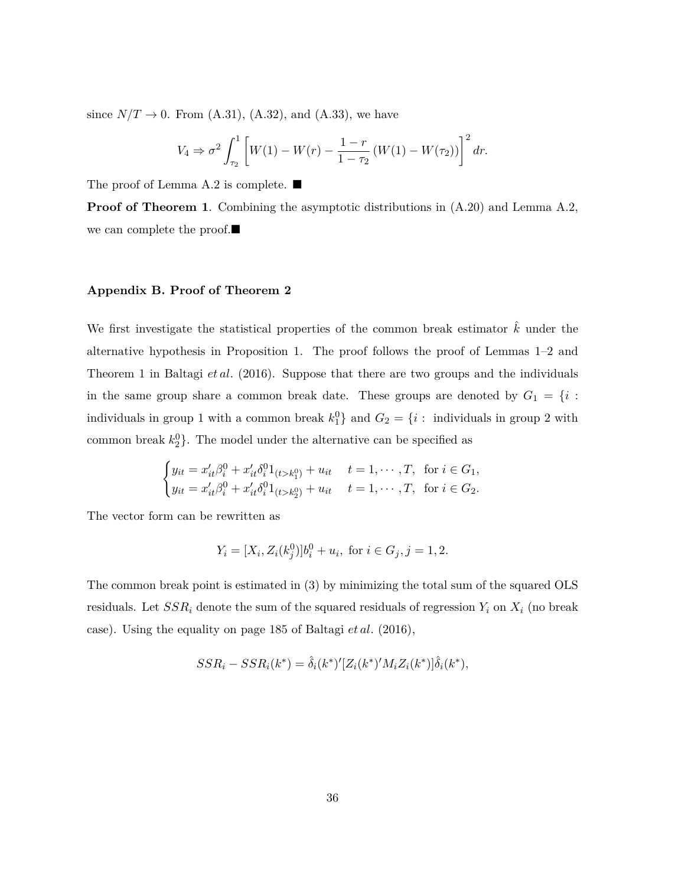since $N/T \to 0$. From (A.31), (A.32), and (A.33), we have

$$V_4 \Rightarrow \sigma^2 \int_{\tau_2}^{1} \left[ W(1) - W(r) - \frac{1-r}{1-\tau_2} \left( W(1) - W(\tau_2) \right) \right]^2 dr.$$

The proof of Lemma A.2 is complete. ■

**Proof of Theorem 1**. Combining the asymptotic distributions in (A.20) and Lemma A.2, we can complete the proof.■

### Appendix B. Proof of Theorem 2

We first investigate the statistical properties of the common break estimator $\hat{k}$ under the alternative hypothesis in Proposition 1. The proof follows the proof of Lemmas 1–2 and Theorem 1 in Baltagi *et al*. (2016). Suppose that there are two groups and the individuals in the same group share a common break date. These groups are denoted by $G_1 = \{i :$ individuals in group 1 with a common break $k_1^0\}$ and $G_2 = \{i :$ individuals in group 2 with common break $k_2^0\}$. The model under the alternative can be specified as

$$\begin{cases} y_{it} = x_{it}'\beta_i^0 + x_{it}'\delta_i^0 1_{(t>k_1^0)} + u_{it} & t = 1, \cdots, T, \ \text{ for } i \in G_1, \\ y_{it} = x_{it}'\beta_i^0 + x_{it}'\delta_i^0 1_{(t>k_2^0)} + u_{it} & t = 1, \cdots, T, \ \text{ for } i \in G_2. \end{cases}$$

The vector form can be rewritten as

$$Y_i = [X_i, Z_i(k_j^0)]b_i^0 + u_i, \text{ for } i \in G_j, j = 1, 2.$$

The common break point is estimated in (3) by minimizing the total sum of the squared OLS residuals. Let $SSR_i$ denote the sum of the squared residuals of regression $Y_i$ on $X_i$ (no break case). Using the equality on page 185 of Baltagi *et al*. (2016),

$$SSR_i - SSR_i(k^*) = \hat{\delta}_i(k^*)'[Z_i(k^*)'M_i Z_i(k^*)]\hat{\delta}_i(k^*),$$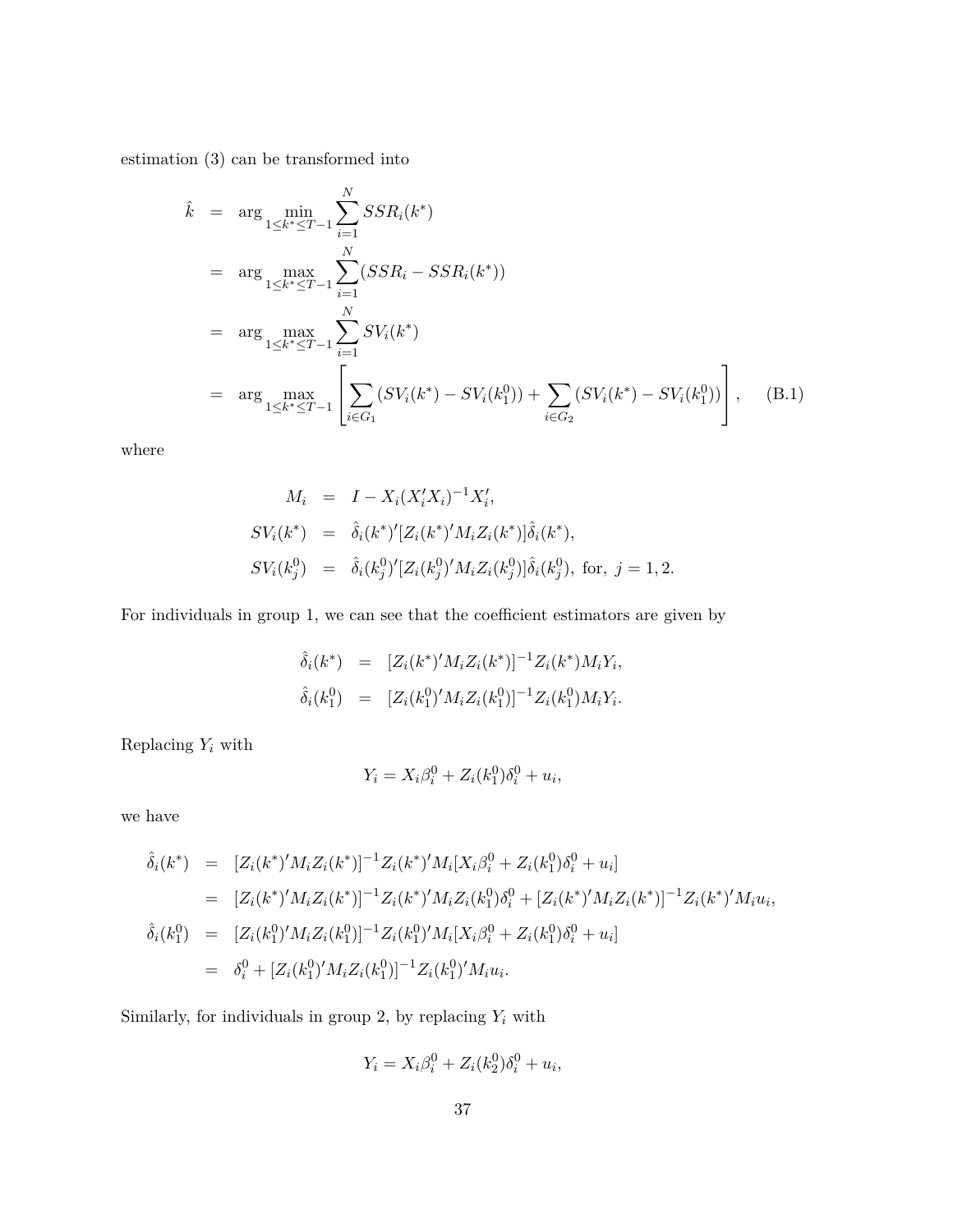estimation (3) can be transformed into

$$
\begin{aligned}
\hat{k} &= \arg \min_{1 \leq k^* \leq T-1} \sum_{i=1}^{N} SSR_i(k^*) \\
&= \arg \max_{1 \leq k^* \leq T-1} \sum_{i=1}^{N} (SSR_i - SSR_i(k^*)) \\
&= \arg \max_{1 \leq k^* \leq T-1} \sum_{i=1}^{N} SV_i(k^*) \\
&= \arg \max_{1 \leq k^* \leq T-1} \left[ \sum_{i \in G_1} (SV_i(k^*) - SV_i(k_1^0)) + \sum_{i \in G_2} (SV_i(k^*) - SV_i(k_1^0)) \right], \qquad \text{(B.1)}
\end{aligned}
$$

where

$$
\begin{aligned}
M_i &= I - X_i(X_i'X_i)^{-1}X_i', \\
SV_i(k^*) &= \hat{\delta}_i(k^*)'[Z_i(k^*)'M_iZ_i(k^*)]\hat{\delta}_i(k^*), \\
SV_i(k_j^0) &= \hat{\delta}_i(k_j^0)'[Z_i(k_j^0)'M_iZ_i(k_j^0)]\hat{\delta}_i(k_j^0), \text{ for, } j = 1, 2.
\end{aligned}
$$

For individuals in group 1, we can see that the coefficient estimators are given by

$$
\begin{aligned}
\hat{\delta}_i(k^*) &= [Z_i(k^*)'M_iZ_i(k^*)]^{-1}Z_i(k^*)M_iY_i, \\
\hat{\delta}_i(k_1^0) &= [Z_i(k_1^0)'M_iZ_i(k_1^0)]^{-1}Z_i(k_1^0)M_iY_i.
\end{aligned}
$$

Replacing $Y_i$ with

$$
Y_i = X_i\beta_i^0 + Z_i(k_1^0)\delta_i^0 + u_i,
$$

we have

$$
\begin{aligned}
\hat{\delta}_i(k^*) &= [Z_i(k^*)'M_iZ_i(k^*)]^{-1}Z_i(k^*)'M_i[X_i\beta_i^0 + Z_i(k_1^0)\delta_i^0 + u_i] \\
&= [Z_i(k^*)'M_iZ_i(k^*)]^{-1}Z_i(k^*)'M_iZ_i(k_1^0)\delta_i^0 + [Z_i(k^*)'M_iZ_i(k^*)]^{-1}Z_i(k^*)'M_iu_i, \\
\hat{\delta}_i(k_1^0) &= [Z_i(k_1^0)'M_iZ_i(k_1^0)]^{-1}Z_i(k_1^0)'M_i[X_i\beta_i^0 + Z_i(k_1^0)\delta_i^0 + u_i] \\
&= \delta_i^0 + [Z_i(k_1^0)'M_iZ_i(k_1^0)]^{-1}Z_i(k_1^0)'M_iu_i.
\end{aligned}
$$

Similarly, for individuals in group 2, by replacing $Y_i$ with

$$
Y_i = X_i\beta_i^0 + Z_i(k_2^0)\delta_i^0 + u_i,
$$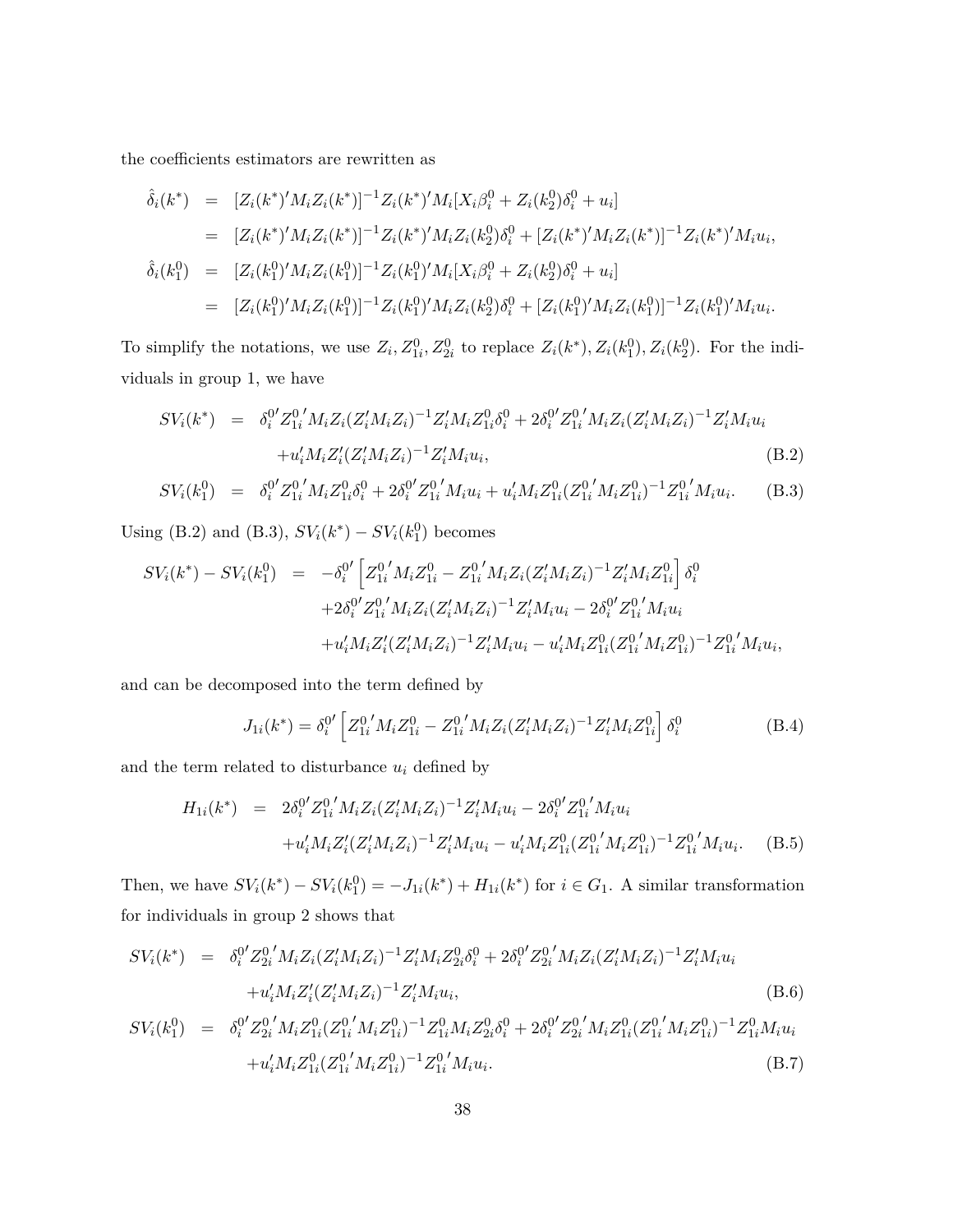the coefficients estimators are rewritten as

$$
\begin{aligned}
\hat{\delta}_i(k^*) &= [Z_i(k^*)'M_iZ_i(k^*)]^{-1}Z_i(k^*)'M_i[X_i\beta_i^0 + Z_i(k_2^0)\delta_i^0 + u_i] \\
&= [Z_i(k^*)'M_iZ_i(k^*)]^{-1}Z_i(k^*)'M_iZ_i(k_2^0)\delta_i^0 + [Z_i(k^*)'M_iZ_i(k^*)]^{-1}Z_i(k^*)'M_iu_i, \\
\hat{\delta}_i(k_1^0) &= [Z_i(k_1^0)'M_iZ_i(k_1^0)]^{-1}Z_i(k_1^0)'M_i[X_i\beta_i^0 + Z_i(k_2^0)\delta_i^0 + u_i] \\
&= [Z_i(k_1^0)'M_iZ_i(k_1^0)]^{-1}Z_i(k_1^0)'M_iZ_i(k_2^0)\delta_i^0 + [Z_i(k_1^0)'M_iZ_i(k_1^0)]^{-1}Z_i(k_1^0)'M_iu_i.
\end{aligned}
$$

To simplify the notations, we use $Z_i, Z_{1i}^0, Z_{2i}^0$ to replace $Z_i(k^*), Z_i(k_1^0), Z_i(k_2^0)$. For the individuals in group 1, we have

$$
\begin{aligned}
SV_i(k^*) &= \delta_i^{0\prime}{Z_{1i}^0}'M_iZ_i(Z_i'M_iZ_i)^{-1}Z_i'M_iZ_{1i}^0\delta_i^0 + 2\delta_i^{0\prime}{Z_{1i}^0}'M_iZ_i(Z_i'M_iZ_i)^{-1}Z_i'M_iu_i \\
&\quad + u_i'M_iZ_i'(Z_i'M_iZ_i)^{-1}Z_i'M_iu_i, \qquad \text{(B.2)} \\
SV_i(k_1^0) &= \delta_i^{0\prime}{Z_{1i}^0}'M_iZ_{1i}^0\delta_i^0 + 2\delta_i^{0\prime}{Z_{1i}^0}'M_iu_i + u_i'M_iZ_{1i}^0({Z_{1i}^0}'M_iZ_{1i}^0)^{-1}{Z_{1i}^0}'M_iu_i. \qquad \text{(B.3)}
\end{aligned}
$$

Using (B.2) and (B.3), $SV_i(k^*) - SV_i(k_1^0)$ becomes

$$
\begin{aligned}
SV_i(k^*) - SV_i(k_1^0) &= -\delta_i^{0\prime}\left[{Z_{1i}^0}'M_iZ_{1i}^0 - {Z_{1i}^0}'M_iZ_i(Z_i'M_iZ_i)^{-1}Z_i'M_iZ_{1i}^0\right]\delta_i^0 \\
&\quad + 2\delta_i^{0\prime}{Z_{1i}^0}'M_iZ_i(Z_i'M_iZ_i)^{-1}Z_i'M_iu_i - 2\delta_i^{0\prime}{Z_{1i}^0}'M_iu_i \\
&\quad + u_i'M_iZ_i'(Z_i'M_iZ_i)^{-1}Z_i'M_iu_i - u_i'M_iZ_{1i}^0({Z_{1i}^0}'M_iZ_{1i}^0)^{-1}{Z_{1i}^0}'M_iu_i,
\end{aligned}
$$

and can be decomposed into the term defined by

$$
J_{1i}(k^*) = \delta_i^{0\prime}\left[{Z_{1i}^0}'M_iZ_{1i}^0 - {Z_{1i}^0}'M_iZ_i(Z_i'M_iZ_i)^{-1}Z_i'M_iZ_{1i}^0\right]\delta_i^0 \qquad \text{(B.4)}
$$

and the term related to disturbance $u_i$ defined by

$$
\begin{aligned}
H_{1i}(k^*) &= 2\delta_i^{0\prime}{Z_{1i}^0}'M_iZ_i(Z_i'M_iZ_i)^{-1}Z_i'M_iu_i - 2\delta_i^{0\prime}{Z_{1i}^0}'M_iu_i \\
&\quad + u_i'M_iZ_i'(Z_i'M_iZ_i)^{-1}Z_i'M_iu_i - u_i'M_iZ_{1i}^0({Z_{1i}^0}'M_iZ_{1i}^0)^{-1}{Z_{1i}^0}'M_iu_i. \qquad \text{(B.5)}
\end{aligned}
$$

Then, we have $SV_i(k^*) - SV_i(k_1^0) = -J_{1i}(k^*) + H_{1i}(k^*)$ for $i \in G_1$. A similar transformation for individuals in group 2 shows that

$$
\begin{aligned}
SV_i(k^*) &= \delta_i^{0\prime}{Z_{2i}^0}'M_iZ_i(Z_i'M_iZ_i)^{-1}Z_i'M_iZ_{2i}^0\delta_i^0 + 2\delta_i^{0\prime}{Z_{2i}^0}'M_iZ_i(Z_i'M_iZ_i)^{-1}Z_i'M_iu_i \\
&\quad + u_i'M_iZ_i'(Z_i'M_iZ_i)^{-1}Z_i'M_iu_i, \qquad \text{(B.6)} \\
SV_i(k_1^0) &= \delta_i^{0\prime}{Z_{2i}^0}'M_iZ_{1i}^0({Z_{1i}^0}'M_iZ_{1i}^0)^{-1}Z_{1i}^0M_iZ_{2i}^0\delta_i^0 + 2\delta_i^{0\prime}{Z_{2i}^0}'M_iZ_{1i}^0({Z_{1i}^0}'M_iZ_{1i}^0)^{-1}Z_{1i}^0M_iu_i \\
&\quad + u_i'M_iZ_{1i}^0({Z_{1i}^0}'M_iZ_{1i}^0)^{-1}{Z_{1i}^0}'M_iu_i. \qquad \text{(B.7)}
\end{aligned}
$$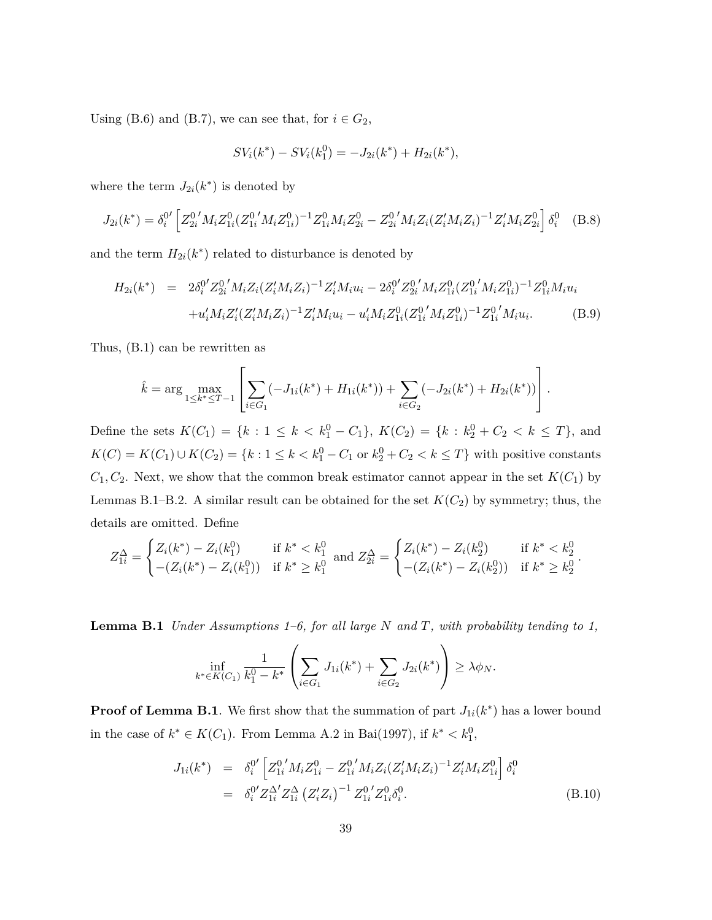Using (B.6) and (B.7), we can see that, for $i \in G_2$,

$$SV_i(k^*) - SV_i(k_1^0) = -J_{2i}(k^*) + H_{2i}(k^*),$$

where the term $J_{2i}(k^*)$ is denoted by

$$J_{2i}(k^*) = \delta_i^{0\prime} \left[ Z_{2i}^{0\prime} M_i Z_{1i}^0 (Z_{1i}^{0\prime} M_i Z_{1i}^0)^{-1} Z_{1i}^0 M_i Z_{2i}^0 - Z_{2i}^{0\prime} M_i Z_i (Z_i' M_i Z_i)^{-1} Z_i' M_i Z_{2i}^0 \right] \delta_i^0 \quad \text{(B.8)}$$

and the term $H_{2i}(k^*)$ related to disturbance is denoted by

$$\begin{aligned} H_{2i}(k^*) &= 2\delta_i^{0\prime} Z_{2i}^{0\prime} M_i Z_i (Z_i' M_i Z_i)^{-1} Z_i' M_i u_i - 2\delta_i^{0\prime} Z_{2i}^{0\prime} M_i Z_{1i}^0 (Z_{1i}^{0\prime} M_i Z_{1i}^0)^{-1} Z_{1i}^0 M_i u_i \\ &\quad + u_i' M_i Z_i' (Z_i' M_i Z_i)^{-1} Z_i' M_i u_i - u_i' M_i Z_{1i}^0 (Z_{1i}^{0\prime} M_i Z_{1i}^0)^{-1} Z_{1i}^{0\prime} M_i u_i. \end{aligned} \quad \text{(B.9)}$$

Thus, (B.1) can be rewritten as

$$\hat{k} = \arg \max_{1 \le k^* \le T-1} \left[ \sum_{i \in G_1} (-J_{1i}(k^*) + H_{1i}(k^*)) + \sum_{i \in G_2} (-J_{2i}(k^*) + H_{2i}(k^*)) \right].$$

Define the sets $K(C_1) = \{k : 1 \le k < k_1^0 - C_1\}$, $K(C_2) = \{k : k_2^0 + C_2 < k \le T\}$, and $K(C) = K(C_1) \cup K(C_2) = \{k : 1 \le k < k_1^0 - C_1 \text{ or } k_2^0 + C_2 < k \le T\}$ with positive constants $C_1, C_2$. Next, we show that the common break estimator cannot appear in the set $K(C_1)$ by Lemmas B.1–B.2. A similar result can be obtained for the set $K(C_2)$ by symmetry; thus, the details are omitted. Define

$$Z_{1i}^{\Delta} = \begin{cases} Z_i(k^*) - Z_i(k_1^0) & \text{if } k^* < k_1^0 \\ -(Z_i(k^*) - Z_i(k_1^0)) & \text{if } k^* \ge k_1^0 \end{cases} \text{ and } Z_{2i}^{\Delta} = \begin{cases} Z_i(k^*) - Z_i(k_2^0) & \text{if } k^* < k_2^0 \\ -(Z_i(k^*) - Z_i(k_2^0)) & \text{if } k^* \ge k_2^0 \end{cases}.$$

**Lemma B.1** *Under Assumptions 1–6, for all large $N$ and $T$, with probability tending to 1,*

$$\inf_{k^* \in K(C_1)} \frac{1}{k_1^0 - k^*} \left( \sum_{i \in G_1} J_{1i}(k^*) + \sum_{i \in G_2} J_{2i}(k^*) \right) \ge \lambda \phi_N.$$

**Proof of Lemma B.1**. We first show that the summation of part $J_{1i}(k^*)$ has a lower bound in the case of $k^* \in K(C_1)$. From Lemma A.2 in Bai(1997), if $k^* < k_1^0$,

$$\begin{aligned} J_{1i}(k^*) &= \delta_i^{0\prime} \left[ Z_{1i}^{0\prime} M_i Z_{1i}^0 - Z_{1i}^{0\prime} M_i Z_i (Z_i' M_i Z_i)^{-1} Z_i' M_i Z_{1i}^0 \right] \delta_i^0 \\ &= \delta_i^{0\prime} Z_{1i}^{\Delta\prime} Z_{1i}^{\Delta} \left( Z_i' Z_i \right)^{-1} Z_{1i}^{0\prime} Z_{1i}^0 \delta_i^0. \end{aligned} \quad \text{(B.10)}$$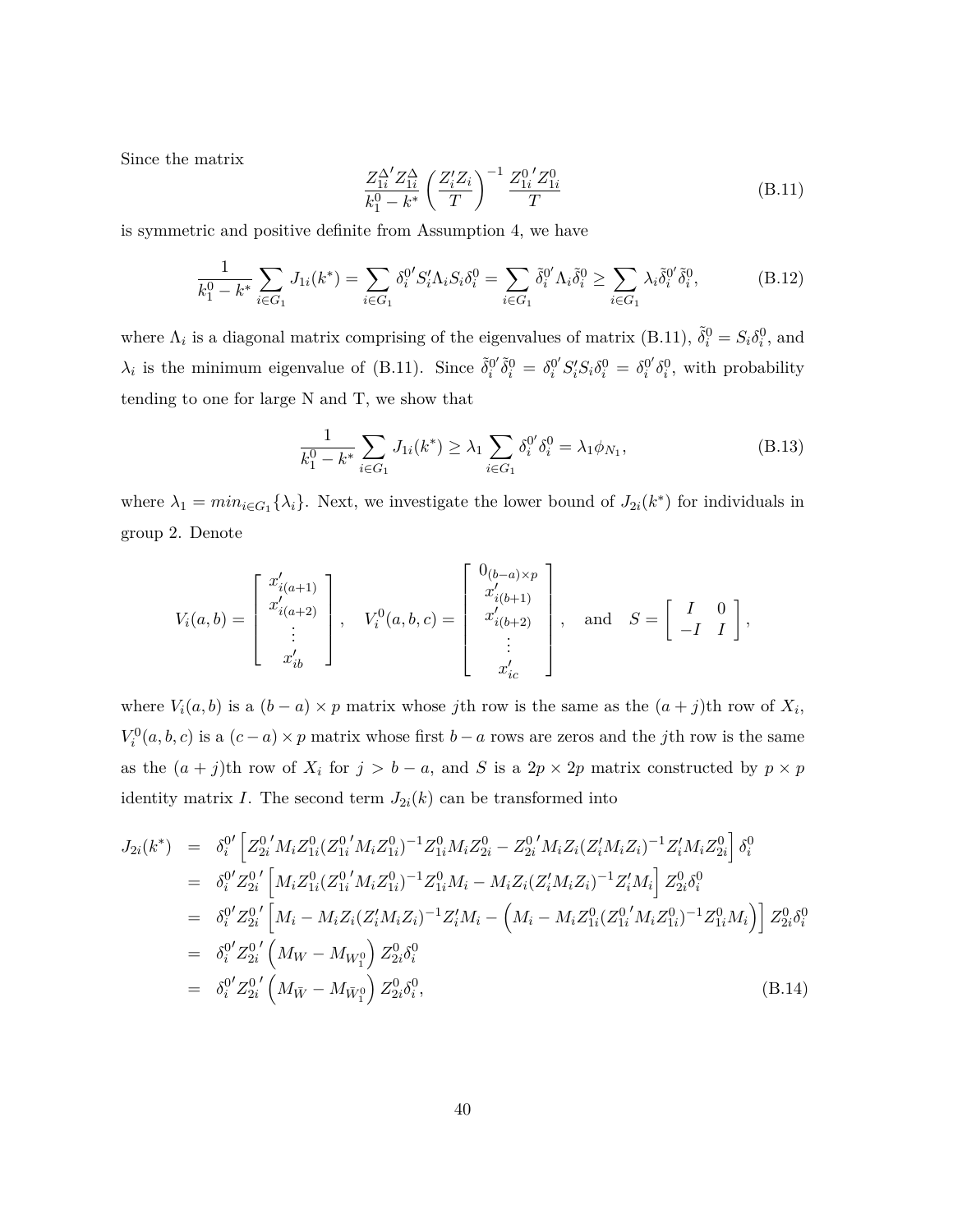Since the matrix

$$\frac{Z_{1i}^{\Delta\prime} Z_{1i}^{\Delta}}{k_1^0 - k^*} \left(\frac{Z_i' Z_i}{T}\right)^{-1} \frac{Z_{1i}^{0\,\prime} Z_{1i}^0}{T} \tag{B.11}$$

is symmetric and positive definite from Assumption 4, we have

$$\frac{1}{k_1^0 - k^*} \sum_{i \in G_1} J_{1i}(k^*) = \sum_{i \in G_1} \delta_i^{0\prime} S_i' \Lambda_i S_i \delta_i^0 = \sum_{i \in G_1} \tilde{\delta}_i^{0\prime} \Lambda_i \tilde{\delta}_i^0 \geq \sum_{i \in G_1} \lambda_i \tilde{\delta}_i^{0\prime} \tilde{\delta}_i^0, \tag{B.12}$$

where $\Lambda_i$ is a diagonal matrix comprising of the eigenvalues of matrix (B.11), $\tilde{\delta}_i^0 = S_i \delta_i^0$, and $\lambda_i$ is the minimum eigenvalue of (B.11). Since $\tilde{\delta}_i^{0\prime} \tilde{\delta}_i^0 = \delta_i^{0\prime} S_i' S_i \delta_i^0 = \delta_i^{0\prime} \delta_i^0$, with probability tending to one for large N and T, we show that

$$\frac{1}{k_1^0 - k^*} \sum_{i \in G_1} J_{1i}(k^*) \geq \lambda_1 \sum_{i \in G_1} \delta_i^{0\prime} \delta_i^0 = \lambda_1 \phi_{N_1}, \tag{B.13}$$

where $\lambda_1 = min_{i \in G_1}\{\lambda_i\}$. Next, we investigate the lower bound of $J_{2i}(k^*)$ for individuals in group 2. Denote

$$V_i(a,b) = \begin{bmatrix} x_{i(a+1)}' \\ x_{i(a+2)}' \\ \vdots \\ x_{ib}' \end{bmatrix}, \quad V_i^0(a,b,c) = \begin{bmatrix} 0_{(b-a)\times p} \\ x_{i(b+1)}' \\ x_{i(b+2)}' \\ \vdots \\ x_{ic}' \end{bmatrix}, \quad \text{and} \quad S = \begin{bmatrix} I & 0 \\ -I & I \end{bmatrix},$$

where $V_i(a,b)$ is a $(b-a) \times p$ matrix whose $j$th row is the same as the $(a+j)$th row of $X_i$, $V_i^0(a,b,c)$ is a $(c-a) \times p$ matrix whose first $b-a$ rows are zeros and the $j$th row is the same as the $(a+j)$th row of $X_i$ for $j > b-a$, and $S$ is a $2p \times 2p$ matrix constructed by $p \times p$ identity matrix $I$. The second term $J_{2i}(k)$ can be transformed into

$$\begin{aligned}
J_{2i}(k^*) &= \delta_i^{0\prime} \left[ Z_{2i}^{0\,\prime} M_i Z_{1i}^0 (Z_{1i}^{0\,\prime} M_i Z_{1i}^0)^{-1} Z_{1i}^0 M_i Z_{2i}^0 - Z_{2i}^{0\,\prime} M_i Z_i (Z_i' M_i Z_i)^{-1} Z_i' M_i Z_{2i}^0 \right] \delta_i^0 \\
&= \delta_i^{0\prime} Z_{2i}^{0\,\prime} \left[ M_i Z_{1i}^0 (Z_{1i}^{0\,\prime} M_i Z_{1i}^0)^{-1} Z_{1i}^0 M_i - M_i Z_i (Z_i' M_i Z_i)^{-1} Z_i' M_i \right] Z_{2i}^0 \delta_i^0 \\
&= \delta_i^{0\prime} Z_{2i}^{0\,\prime} \left[ M_i - M_i Z_i (Z_i' M_i Z_i)^{-1} Z_i' M_i - \left( M_i - M_i Z_{1i}^0 (Z_{1i}^{0\,\prime} M_i Z_{1i}^0)^{-1} Z_{1i}^0 M_i \right) \right] Z_{2i}^0 \delta_i^0 \\
&= \delta_i^{0\prime} Z_{2i}^{0\,\prime} \left( M_W - M_{W_1^0} \right) Z_{2i}^0 \delta_i^0 \\
&= \delta_i^{0\prime} Z_{2i}^{0\,\prime} \left( M_{\bar{W}} - M_{\bar{W}_1^0} \right) Z_{2i}^0 \delta_i^0,
\end{aligned} \tag{B.14}$$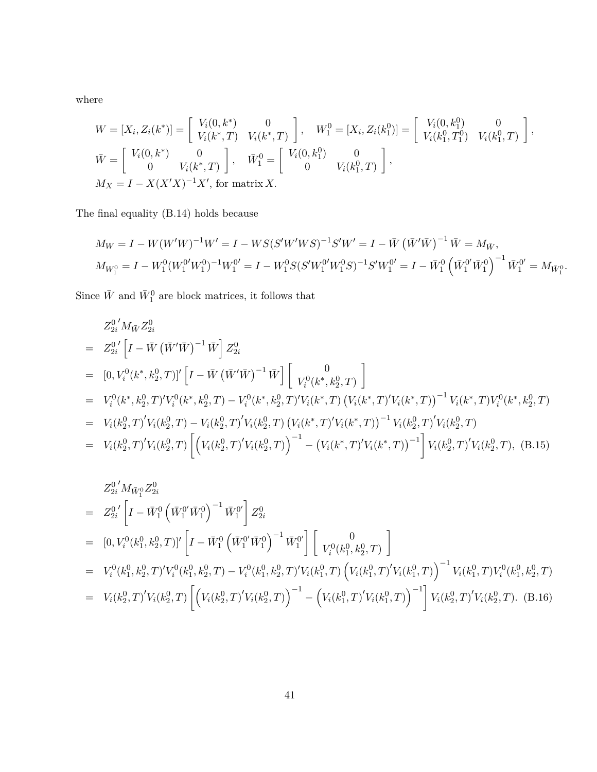where

$$
\begin{aligned}
&W = [X_i, Z_i(k^*)] = \left[\begin{array}{cc} V_i(0,k^*) & 0 \\ V_i(k^*,T) & V_i(k^*,T) \end{array}\right], \quad W_1^0 = [X_i, Z_i(k_1^0)] = \left[\begin{array}{cc} V_i(0,k_1^0) & 0 \\ V_i(k_1^0,T_1^0) & V_i(k_1^0,T) \end{array}\right], \\
&\bar{W} = \left[\begin{array}{cc} V_i(0,k^*) & 0 \\ 0 & V_i(k^*,T) \end{array}\right], \quad \bar{W}_1^0 = \left[\begin{array}{cc} V_i(0,k_1^0) & 0 \\ 0 & V_i(k_1^0,T) \end{array}\right], \\
&M_X = I - X(X'X)^{-1}X', \text{ for matrix } X.
\end{aligned}
$$

The final equality (B.14) holds because

$$
\begin{aligned}
&M_W = I - W(W'W)^{-1}W' = I - WS(S'W'WS)^{-1}S'W' = I - \bar{W}\left(\bar{W}'\bar{W}\right)^{-1}\bar{W} = M_{\bar{W}}, \\
&M_{W_1^0} = I - W_1^0(W_1^{0\prime}W_1^0)^{-1}W_1^{0\prime} = I - W_1^0 S(S'W_1^{0\prime}W_1^0 S)^{-1}S'W_1^{0\prime} = I - \bar{W}_1^0\left(\bar{W}_1^{0\prime}\bar{W}_1^0\right)^{-1}\bar{W}_1^{0\prime} = M_{\bar{W}_1^0}.
\end{aligned}
$$

Since $\bar{W}$ and $\bar{W}_1^0$ are block matrices, it follows that

$$
\begin{aligned}
& Z_{2i}^{0\prime} M_{\bar{W}} Z_{2i}^0 \\
= \;& Z_{2i}^{0\prime}\left[I - \bar{W}\left(\bar{W}'\bar{W}\right)^{-1}\bar{W}\right] Z_{2i}^0 \\
= \;& [0, V_i^0(k^*,k_2^0,T)]'\left[I - \bar{W}\left(\bar{W}'\bar{W}\right)^{-1}\bar{W}\right]\left[\begin{array}{c} 0 \\ V_i^0(k^*,k_2^0,T) \end{array}\right] \\
= \;& V_i^0(k^*,k_2^0,T)'V_i^0(k^*,k_2^0,T) - V_i^0(k^*,k_2^0,T)'V_i(k^*,T)\left(V_i(k^*,T)'V_i(k^*,T)\right)^{-1}V_i(k^*,T)V_i^0(k^*,k_2^0,T) \\
= \;& V_i(k_2^0,T)'V_i(k_2^0,T) - V_i(k_2^0,T)'V_i(k_2^0,T)\left(V_i(k^*,T)'V_i(k^*,T)\right)^{-1}V_i(k_2^0,T)'V_i(k_2^0,T) \\
= \;& V_i(k_2^0,T)'V_i(k_2^0,T)\left[\left(V_i(k_2^0,T)'V_i(k_2^0,T)\right)^{-1} - \left(V_i(k^*,T)'V_i(k^*,T)\right)^{-1}\right]V_i(k_2^0,T)'V_i(k_2^0,T), \quad \text{(B.15)}
\end{aligned}
$$

$$
\begin{aligned}
& Z_{2i}^{0\prime} M_{\bar{W}_1^0} Z_{2i}^0 \\
= \;& Z_{2i}^{0\prime}\left[I - \bar{W}_1^0\left(\bar{W}_1^{0\prime}\bar{W}_1^0\right)^{-1}\bar{W}_1^{0\prime}\right] Z_{2i}^0 \\
= \;& [0, V_i^0(k_1^0,k_2^0,T)]'\left[I - \bar{W}_1^0\left(\bar{W}_1^{0\prime}\bar{W}_1^0\right)^{-1}\bar{W}_1^{0\prime}\right]\left[\begin{array}{c} 0 \\ V_i^0(k_1^0,k_2^0,T) \end{array}\right] \\
= \;& V_i^0(k_1^0,k_2^0,T)'V_i^0(k_1^0,k_2^0,T) - V_i^0(k_1^0,k_2^0,T)'V_i(k_1^0,T)\left(V_i(k_1^0,T)'V_i(k_1^0,T)\right)^{-1}V_i(k_1^0,T)V_i^0(k_1^0,k_2^0,T) \\
= \;& V_i(k_2^0,T)'V_i(k_2^0,T)\left[\left(V_i(k_2^0,T)'V_i(k_2^0,T)\right)^{-1} - \left(V_i(k_1^0,T)'V_i(k_1^0,T)\right)^{-1}\right]V_i(k_2^0,T)'V_i(k_2^0,T). \quad \text{(B.16)}
\end{aligned}
$$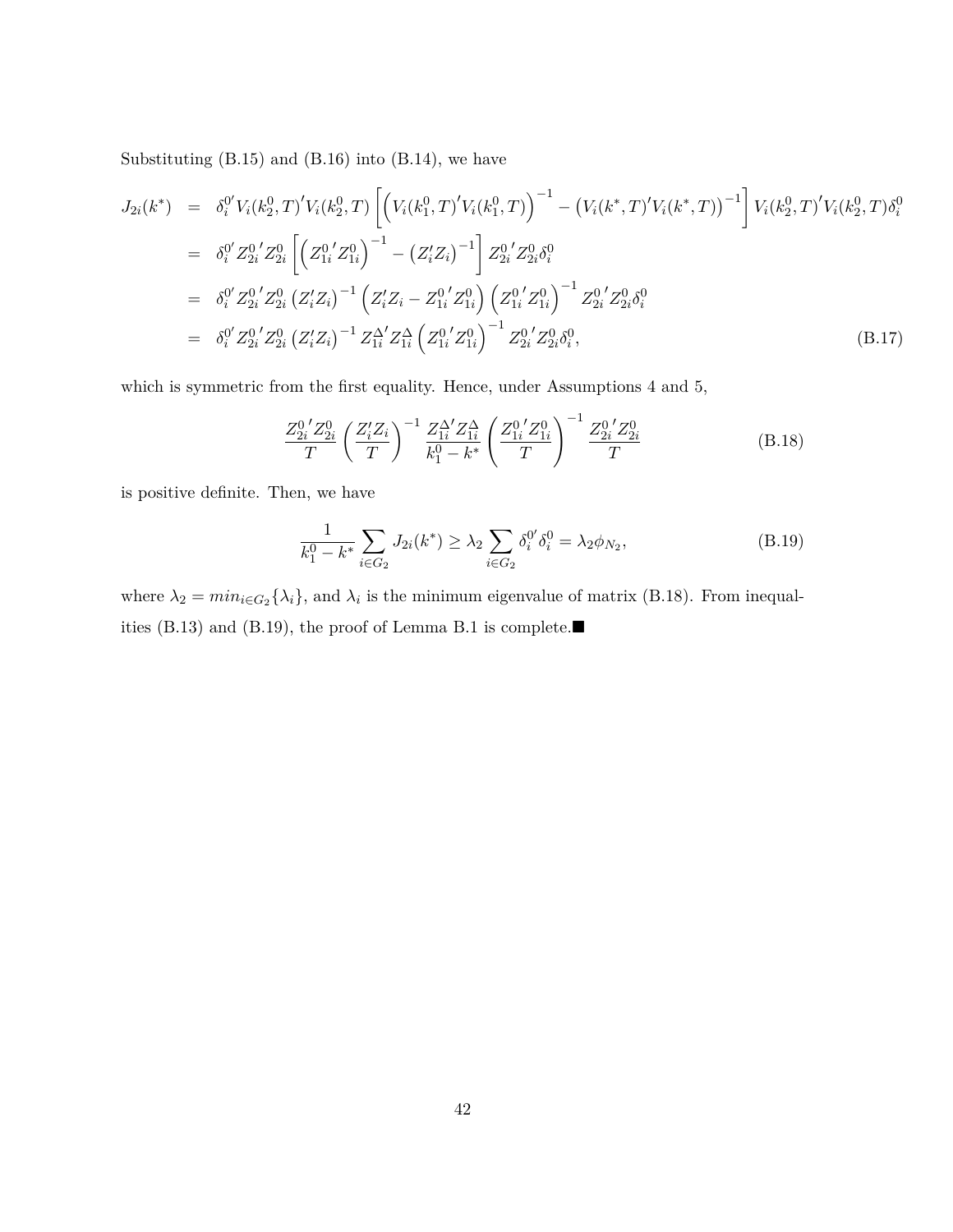Substituting (B.15) and (B.16) into (B.14), we have

$$
\begin{aligned}
J_{2i}(k^*) &= \delta_i^{0\prime} V_i(k_2^0,T)' V_i(k_2^0,T) \left[ \left( V_i(k_1^0,T)' V_i(k_1^0,T) \right)^{-1} - \left( V_i(k^*,T)' V_i(k^*,T) \right)^{-1} \right] V_i(k_2^0,T)' V_i(k_2^0,T) \delta_i^0 \\
&= \delta_i^{0\prime} Z_{2i}^{0\,\prime} Z_{2i}^0 \left[ \left( Z_{1i}^{0\,\prime} Z_{1i}^0 \right)^{-1} - \left( Z_i' Z_i \right)^{-1} \right] Z_{2i}^{0\,\prime} Z_{2i}^0 \delta_i^0 \\
&= \delta_i^{0\prime} Z_{2i}^{0\,\prime} Z_{2i}^0 \left( Z_i' Z_i \right)^{-1} \left( Z_i' Z_i - Z_{1i}^{0\,\prime} Z_{1i}^0 \right) \left( Z_{1i}^{0\,\prime} Z_{1i}^0 \right)^{-1} Z_{2i}^{0\,\prime} Z_{2i}^0 \delta_i^0 \\
&= \delta_i^{0\prime} Z_{2i}^{0\,\prime} Z_{2i}^0 \left( Z_i' Z_i \right)^{-1} Z_{1i}^{\Delta\prime} Z_{1i}^{\Delta} \left( Z_{1i}^{0\,\prime} Z_{1i}^0 \right)^{-1} Z_{2i}^{0\,\prime} Z_{2i}^0 \delta_i^0, \qquad \text{(B.17)}
\end{aligned}
$$

which is symmetric from the first equality. Hence, under Assumptions 4 and 5,

$$
\frac{Z_{2i}^{0\,\prime} Z_{2i}^0}{T} \left( \frac{Z_i' Z_i}{T} \right)^{-1} \frac{Z_{1i}^{\Delta\prime} Z_{1i}^{\Delta}}{k_1^0 - k^*} \left( \frac{Z_{1i}^{0\,\prime} Z_{1i}^0}{T} \right)^{-1} \frac{Z_{2i}^{0\,\prime} Z_{2i}^0}{T} \qquad \text{(B.18)}
$$

is positive definite. Then, we have

$$
\frac{1}{k_1^0 - k^*} \sum_{i \in G_2} J_{2i}(k^*) \geq \lambda_2 \sum_{i \in G_2} \delta_i^{0\prime} \delta_i^0 = \lambda_2 \phi_{N_2}, \qquad \text{(B.19)}
$$

where $\lambda_2 = min_{i \in G_2}\{\lambda_i\}$, and $\lambda_i$ is the minimum eigenvalue of matrix (B.18). From inequalities (B.13) and (B.19), the proof of Lemma B.1 is complete.■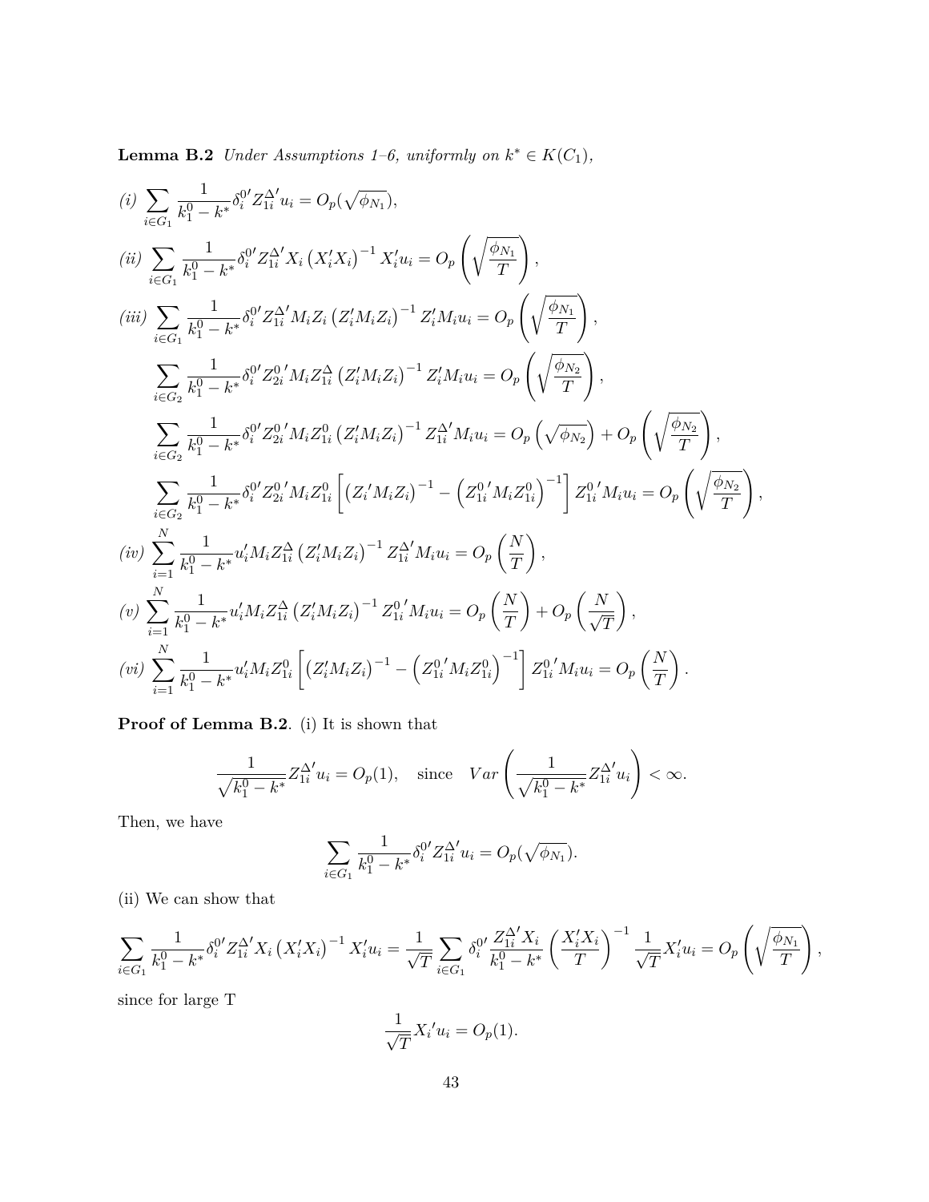**Lemma B.2** *Under Assumptions 1–6, uniformly on $k^* \in K(C_1)$,*

*(i)* $\displaystyle\sum_{i\in G_1} \frac{1}{k_1^0 - k^*} \delta_i^{0\prime} Z_{1i}^{\Delta\prime} u_i = O_p(\sqrt{\phi_{N_1}}),$

*(ii)* $\displaystyle\sum_{i\in G_1} \frac{1}{k_1^0 - k^*} \delta_i^{0\prime} Z_{1i}^{\Delta\prime} X_i \left(X_i' X_i\right)^{-1} X_i' u_i = O_p\left(\sqrt{\frac{\phi_{N_1}}{T}}\right),$

*(iii)* $\displaystyle\sum_{i\in G_1} \frac{1}{k_1^0 - k^*} \delta_i^{0\prime} Z_{1i}^{\Delta\prime} M_i Z_i \left(Z_i' M_i Z_i\right)^{-1} Z_i' M_i u_i = O_p\left(\sqrt{\frac{\phi_{N_1}}{T}}\right),$

$$\sum_{i\in G_2} \frac{1}{k_1^0 - k^*} \delta_i^{0\prime} Z_{2i}^{0\,\prime} M_i Z_{1i}^{\Delta} \left(Z_i' M_i Z_i\right)^{-1} Z_i' M_i u_i = O_p\left(\sqrt{\frac{\phi_{N_2}}{T}}\right),$$

$$\sum_{i\in G_2} \frac{1}{k_1^0 - k^*} \delta_i^{0\prime} Z_{2i}^{0\,\prime} M_i Z_{1i}^{0} \left(Z_i' M_i Z_i\right)^{-1} Z_{1i}^{\Delta\prime} M_i u_i = O_p\left(\sqrt{\phi_{N_2}}\right) + O_p\left(\sqrt{\frac{\phi_{N_2}}{T}}\right),$$

$$\sum_{i\in G_2} \frac{1}{k_1^0 - k^*} \delta_i^{0\prime} Z_{2i}^{0\,\prime} M_i Z_{1i}^{0} \left[\left(Z_i{}' M_i Z_i\right)^{-1} - \left(Z_{1i}^{0\,\prime} M_i Z_{1i}^{0}\right)^{-1}\right] Z_{1i}^{0\,\prime} M_i u_i = O_p\left(\sqrt{\frac{\phi_{N_2}}{T}}\right),$$

*(iv)* $\displaystyle\sum_{i=1}^{N} \frac{1}{k_1^0 - k^*} u_i' M_i Z_{1i}^{\Delta} \left(Z_i' M_i Z_i\right)^{-1} Z_{1i}^{\Delta\prime} M_i u_i = O_p\left(\frac{N}{T}\right),$

*(v)* $\displaystyle\sum_{i=1}^{N} \frac{1}{k_1^0 - k^*} u_i' M_i Z_{1i}^{\Delta} \left(Z_i' M_i Z_i\right)^{-1} Z_{1i}^{0\,\prime} M_i u_i = O_p\left(\frac{N}{T}\right) + O_p\left(\frac{N}{\sqrt{T}}\right),$

*(vi)* $\displaystyle\sum_{i=1}^{N} \frac{1}{k_1^0 - k^*} u_i' M_i Z_{1i}^{0} \left[\left(Z_i' M_i Z_i\right)^{-1} - \left(Z_{1i}^{0\,\prime} M_i Z_{1i}^{0}\right)^{-1}\right] Z_{1i}^{0\,\prime} M_i u_i = O_p\left(\frac{N}{T}\right).$

**Proof of Lemma B.2**. (i) It is shown that

$$\frac{1}{\sqrt{k_1^0 - k^*}} Z_{1i}^{\Delta\prime} u_i = O_p(1), \quad \text{since} \quad Var\left(\frac{1}{\sqrt{k_1^0 - k^*}} Z_{1i}^{\Delta\prime} u_i\right) < \infty.$$

Then, we have

$$\sum_{i\in G_1} \frac{1}{k_1^0 - k^*} \delta_i^{0\prime} Z_{1i}^{\Delta\prime} u_i = O_p(\sqrt{\phi_{N_1}}).$$

(ii) We can show that

$$\sum_{i\in G_1} \frac{1}{k_1^0 - k^*} \delta_i^{0\prime} Z_{1i}^{\Delta\prime} X_i \left(X_i' X_i\right)^{-1} X_i' u_i = \frac{1}{\sqrt{T}} \sum_{i\in G_1} \delta_i^{0\prime} \frac{Z_{1i}^{\Delta\prime} X_i}{k_1^0 - k^*} \left(\frac{X_i' X_i}{T}\right)^{-1} \frac{1}{\sqrt{T}} X_i' u_i = O_p\left(\sqrt{\frac{\phi_{N_1}}{T}}\right),$$

since for large T

$$\frac{1}{\sqrt{T}} X_i{}' u_i = O_p(1).$$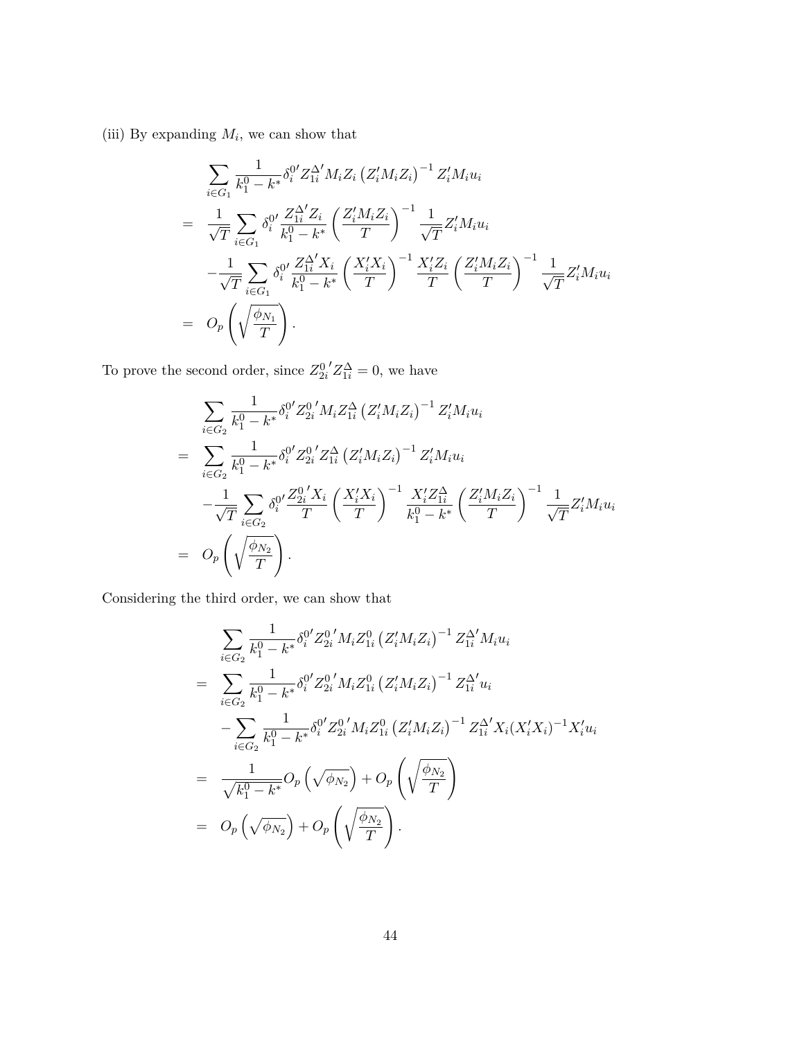(iii) By expanding $M_i$, we can show that

$$
\begin{aligned}
& \sum_{i\in G_1} \frac{1}{k_1^0 - k^*} \delta_i^{0\prime} Z_{1i}^{\Delta\prime} M_i Z_i \left(Z_i' M_i Z_i\right)^{-1} Z_i' M_i u_i \\
= \;& \frac{1}{\sqrt{T}} \sum_{i\in G_1} \delta_i^{0\prime} \frac{Z_{1i}^{\Delta\prime} Z_i}{k_1^0 - k^*} \left(\frac{Z_i' M_i Z_i}{T}\right)^{-1} \frac{1}{\sqrt{T}} Z_i' M_i u_i \\
& - \frac{1}{\sqrt{T}} \sum_{i\in G_1} \delta_i^{0\prime} \frac{Z_{1i}^{\Delta\prime} X_i}{k_1^0 - k^*} \left(\frac{X_i' X_i}{T}\right)^{-1} \frac{X_i' Z_i}{T} \left(\frac{Z_i' M_i Z_i}{T}\right)^{-1} \frac{1}{\sqrt{T}} Z_i' M_i u_i \\
= \;& O_p\left(\sqrt{\frac{\phi_{N_1}}{T}}\right).
\end{aligned}
$$

To prove the second order, since ${Z_{2i}^0}' Z_{1i}^{\Delta} = 0$, we have

$$
\begin{aligned}
& \sum_{i\in G_2} \frac{1}{k_1^0 - k^*} \delta_i^{0\prime} {Z_{2i}^0}' M_i Z_{1i}^{\Delta} \left(Z_i' M_i Z_i\right)^{-1} Z_i' M_i u_i \\
= \;& \sum_{i\in G_2} \frac{1}{k_1^0 - k^*} \delta_i^{0\prime} {Z_{2i}^0}' Z_{1i}^{\Delta} \left(Z_i' M_i Z_i\right)^{-1} Z_i' M_i u_i \\
& - \frac{1}{\sqrt{T}} \sum_{i\in G_2} \delta_i^{0\prime} \frac{{Z_{2i}^0}' X_i}{T} \left(\frac{X_i' X_i}{T}\right)^{-1} \frac{X_i' Z_{1i}^{\Delta}}{k_1^0 - k^*} \left(\frac{Z_i' M_i Z_i}{T}\right)^{-1} \frac{1}{\sqrt{T}} Z_i' M_i u_i \\
= \;& O_p\left(\sqrt{\frac{\phi_{N_2}}{T}}\right).
\end{aligned}
$$

Considering the third order, we can show that

$$
\begin{aligned}
& \sum_{i\in G_2} \frac{1}{k_1^0 - k^*} \delta_i^{0\prime} {Z_{2i}^0}' M_i Z_{1i}^0 \left(Z_i' M_i Z_i\right)^{-1} Z_{1i}^{\Delta\prime} M_i u_i \\
= \;& \sum_{i\in G_2} \frac{1}{k_1^0 - k^*} \delta_i^{0\prime} {Z_{2i}^0}' M_i Z_{1i}^0 \left(Z_i' M_i Z_i\right)^{-1} Z_{1i}^{\Delta\prime} u_i \\
& - \sum_{i\in G_2} \frac{1}{k_1^0 - k^*} \delta_i^{0\prime} {Z_{2i}^0}' M_i Z_{1i}^0 \left(Z_i' M_i Z_i\right)^{-1} Z_{1i}^{\Delta\prime} X_i (X_i' X_i)^{-1} X_i' u_i \\
= \;& \frac{1}{\sqrt{k_1^0 - k^*}} O_p\left(\sqrt{\phi_{N_2}}\right) + O_p\left(\sqrt{\frac{\phi_{N_2}}{T}}\right) \\
= \;& O_p\left(\sqrt{\phi_{N_2}}\right) + O_p\left(\sqrt{\frac{\phi_{N_2}}{T}}\right).
\end{aligned}
$$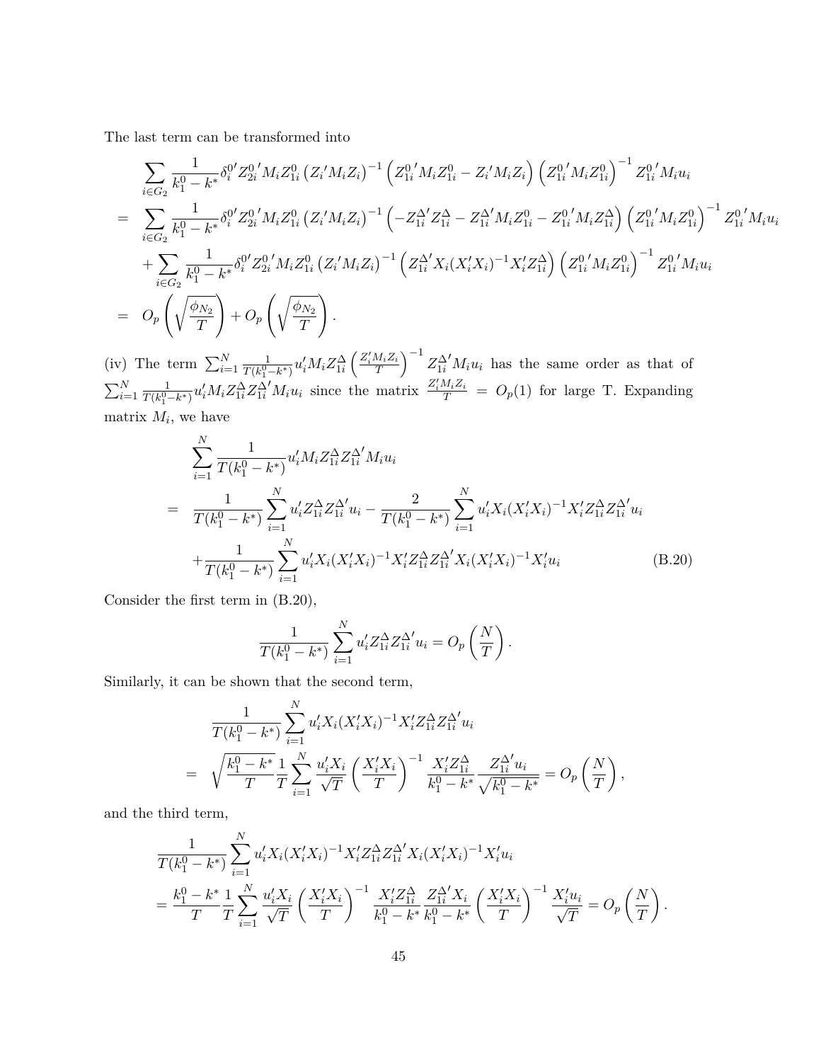The last term can be transformed into

$$
\begin{aligned}
& \sum_{i \in G_2} \frac{1}{k_1^0 - k^*} \delta_i^{0\prime} Z_{2i}^{0\,\prime} M_i Z_{1i}^0 \left(Z_i{}' M_i Z_i\right)^{-1} \left(Z_{1i}^{0\,\prime} M_i Z_{1i}^0 - Z_i{}' M_i Z_i\right) \left(Z_{1i}^{0\,\prime} M_i Z_{1i}^0\right)^{-1} Z_{1i}^{0\,\prime} M_i u_i \\
= & \sum_{i \in G_2} \frac{1}{k_1^0 - k^*} \delta_i^{0\prime} Z_{2i}^{0\,\prime} M_i Z_{1i}^0 \left(Z_i{}' M_i Z_i\right)^{-1} \left(-Z_{1i}^{\Delta\prime} Z_{1i}^{\Delta} - Z_{1i}^{\Delta\prime} M_i Z_{1i}^0 - Z_{1i}^{0\,\prime} M_i Z_{1i}^{\Delta}\right) \left(Z_{1i}^{0\,\prime} M_i Z_{1i}^0\right)^{-1} Z_{1i}^{0\,\prime} M_i u_i \\
& + \sum_{i \in G_2} \frac{1}{k_1^0 - k^*} \delta_i^{0\prime} Z_{2i}^{0\,\prime} M_i Z_{1i}^0 \left(Z_i{}' M_i Z_i\right)^{-1} \left(Z_{1i}^{\Delta\prime} X_i (X_i' X_i)^{-1} X_i' Z_{1i}^{\Delta}\right) \left(Z_{1i}^{0\,\prime} M_i Z_{1i}^0\right)^{-1} Z_{1i}^{0\,\prime} M_i u_i \\
= & \; O_p\left(\sqrt{\frac{\phi_{N_2}}{T}}\right) + O_p\left(\sqrt{\frac{\phi_{N_2}}{T}}\right).
\end{aligned}
$$

(iv) The term $\sum_{i=1}^N \frac{1}{T(k_1^0 - k^*)} u_i' M_i Z_{1i}^{\Delta} \left(\frac{Z_i' M_i Z_i}{T}\right)^{-1} Z_{1i}^{\Delta\prime} M_i u_i$ has the same order as that of $\sum_{i=1}^N \frac{1}{T(k_1^0 - k^*)} u_i' M_i Z_{1i}^{\Delta} Z_{1i}^{\Delta\prime} M_i u_i$ since the matrix $\frac{Z_i' M_i Z_i}{T} = O_p(1)$ for large T. Expanding matrix $M_i$, we have

$$
\begin{aligned}
& \sum_{i=1}^N \frac{1}{T(k_1^0 - k^*)} u_i' M_i Z_{1i}^{\Delta} Z_{1i}^{\Delta\prime} M_i u_i \\
= & \; \frac{1}{T(k_1^0 - k^*)} \sum_{i=1}^N u_i' Z_{1i}^{\Delta} Z_{1i}^{\Delta\prime} u_i - \frac{2}{T(k_1^0 - k^*)} \sum_{i=1}^N u_i' X_i (X_i' X_i)^{-1} X_i' Z_{1i}^{\Delta} Z_{1i}^{\Delta\prime} u_i \\
& + \frac{1}{T(k_1^0 - k^*)} \sum_{i=1}^N u_i' X_i (X_i' X_i)^{-1} X_i' Z_{1i}^{\Delta} Z_{1i}^{\Delta\prime} X_i (X_i' X_i)^{-1} X_i' u_i \qquad \text{(B.20)}
\end{aligned}
$$

Consider the first term in (B.20),

$$
\frac{1}{T(k_1^0 - k^*)} \sum_{i=1}^N u_i' Z_{1i}^{\Delta} Z_{1i}^{\Delta\prime} u_i = O_p\left(\frac{N}{T}\right).
$$

Similarly, it can be shown that the second term,

$$
\begin{aligned}
& \frac{1}{T(k_1^0 - k^*)} \sum_{i=1}^N u_i' X_i (X_i' X_i)^{-1} X_i' Z_{1i}^{\Delta} Z_{1i}^{\Delta\prime} u_i \\
= & \; \sqrt{\frac{k_1^0 - k^*}{T}} \frac{1}{T} \sum_{i=1}^N \frac{u_i' X_i}{\sqrt{T}} \left(\frac{X_i' X_i}{T}\right)^{-1} \frac{X_i' Z_{1i}^{\Delta}}{k_1^0 - k^*} \frac{Z_{1i}^{\Delta\prime} u_i}{\sqrt{k_1^0 - k^*}} = O_p\left(\frac{N}{T}\right),
\end{aligned}
$$

and the third term,

$$
\begin{aligned}
& \frac{1}{T(k_1^0 - k^*)} \sum_{i=1}^N u_i' X_i (X_i' X_i)^{-1} X_i' Z_{1i}^{\Delta} Z_{1i}^{\Delta\prime} X_i (X_i' X_i)^{-1} X_i' u_i \\
= & \; \frac{k_1^0 - k^*}{T} \frac{1}{T} \sum_{i=1}^N \frac{u_i' X_i}{\sqrt{T}} \left(\frac{X_i' X_i}{T}\right)^{-1} \frac{X_i' Z_{1i}^{\Delta}}{k_1^0 - k^*} \frac{Z_{1i}^{\Delta\prime} X_i}{k_1^0 - k^*} \left(\frac{X_i' X_i}{T}\right)^{-1} \frac{X_i' u_i}{\sqrt{T}} = O_p\left(\frac{N}{T}\right).
\end{aligned}
$$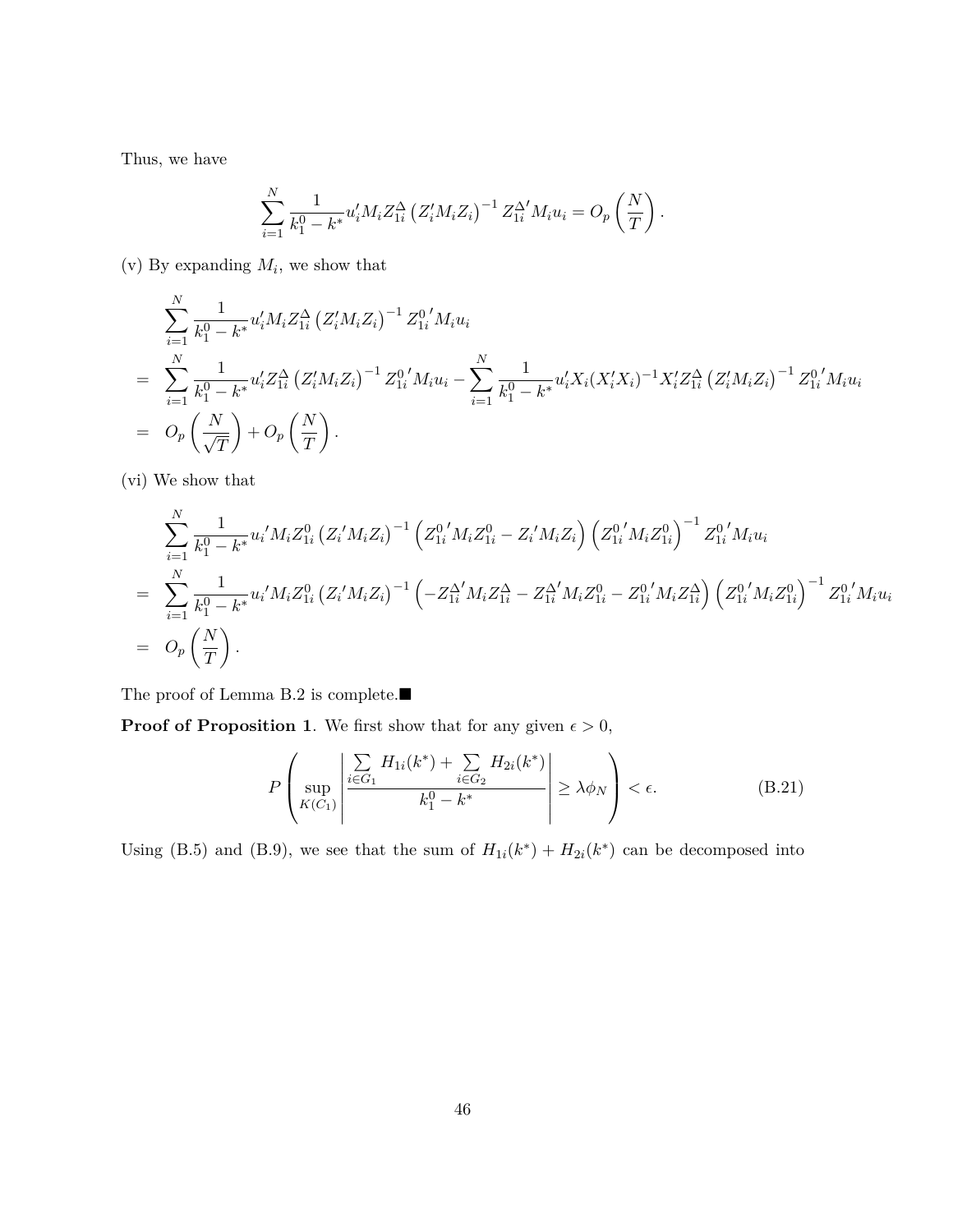Thus, we have

$$\sum_{i=1}^{N} \frac{1}{k_1^0 - k^*} u_i' M_i Z_{1i}^{\Delta} \left(Z_i' M_i Z_i\right)^{-1} Z_{1i}^{\Delta\prime} M_i u_i = O_p\left(\frac{N}{T}\right).$$

(v) By expanding $M_i$, we show that

$$\begin{aligned}
& \sum_{i=1}^{N} \frac{1}{k_1^0 - k^*} u_i' M_i Z_{1i}^{\Delta} \left(Z_i' M_i Z_i\right)^{-1} Z_{1i}^{0\,\prime} M_i u_i \\
= \;& \sum_{i=1}^{N} \frac{1}{k_1^0 - k^*} u_i' Z_{1i}^{\Delta} \left(Z_i' M_i Z_i\right)^{-1} Z_{1i}^{0\,\prime} M_i u_i - \sum_{i=1}^{N} \frac{1}{k_1^0 - k^*} u_i' X_i (X_i' X_i)^{-1} X_i' Z_{1i}^{\Delta} \left(Z_i' M_i Z_i\right)^{-1} Z_{1i}^{0\,\prime} M_i u_i \\
= \;& O_p\left(\frac{N}{\sqrt{T}}\right) + O_p\left(\frac{N}{T}\right).
\end{aligned}$$

(vi) We show that

$$\begin{aligned}
& \sum_{i=1}^{N} \frac{1}{k_1^0 - k^*} u_i{}' M_i Z_{1i}^{0} \left(Z_i{}' M_i Z_i\right)^{-1} \left(Z_{1i}^{0\,\prime} M_i Z_{1i}^{0} - Z_i{}' M_i Z_i\right) \left(Z_{1i}^{0\,\prime} M_i Z_{1i}^{0}\right)^{-1} Z_{1i}^{0\,\prime} M_i u_i \\
= \;& \sum_{i=1}^{N} \frac{1}{k_1^0 - k^*} u_i{}' M_i Z_{1i}^{0} \left(Z_i{}' M_i Z_i\right)^{-1} \left(-Z_{1i}^{\Delta\prime} M_i Z_{1i}^{\Delta} - Z_{1i}^{\Delta\prime} M_i Z_{1i}^{0} - Z_{1i}^{0\,\prime} M_i Z_{1i}^{\Delta}\right) \left(Z_{1i}^{0\,\prime} M_i Z_{1i}^{0}\right)^{-1} Z_{1i}^{0\,\prime} M_i u_i \\
= \;& O_p\left(\frac{N}{T}\right).
\end{aligned}$$

The proof of Lemma B.2 is complete.■

**Proof of Proposition 1**. We first show that for any given $\epsilon > 0$,

$$P\left(\sup_{K(C_1)} \left| \frac{\sum_{i \in G_1} H_{1i}(k^*) + \sum_{i \in G_2} H_{2i}(k^*)}{k_1^0 - k^*} \right| \geq \lambda \phi_N \right) < \epsilon. \tag{B.21}$$

Using (B.5) and (B.9), we see that the sum of $H_{1i}(k^*) + H_{2i}(k^*)$ can be decomposed into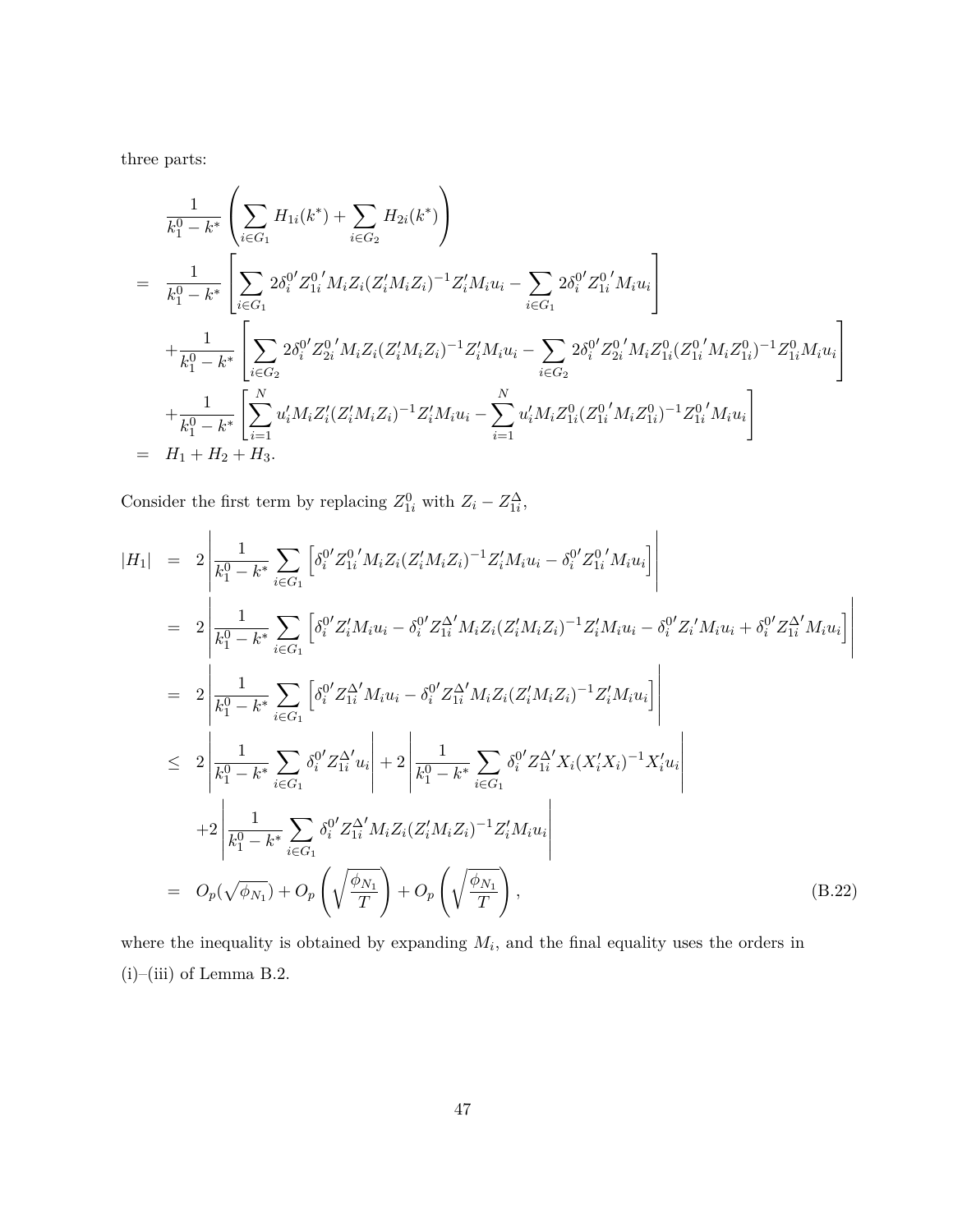three parts:

$$
\begin{aligned}
& \frac{1}{k_1^0 - k^*} \left( \sum_{i \in G_1} H_{1i}(k^*) + \sum_{i \in G_2} H_{2i}(k^*) \right) \\
= \; & \frac{1}{k_1^0 - k^*} \left[ \sum_{i \in G_1} 2\delta_i^{0\prime} Z_{1i}^{0\,\prime} M_i Z_i (Z_i' M_i Z_i)^{-1} Z_i' M_i u_i - \sum_{i \in G_1} 2\delta_i^{0\prime} Z_{1i}^{0\,\prime} M_i u_i \right] \\
& + \frac{1}{k_1^0 - k^*} \left[ \sum_{i \in G_2} 2\delta_i^{0\prime} Z_{2i}^{0\,\prime} M_i Z_i (Z_i' M_i Z_i)^{-1} Z_i' M_i u_i - \sum_{i \in G_2} 2\delta_i^{0\prime} Z_{2i}^{0\,\prime} M_i Z_{1i}^0 (Z_{1i}^{0\,\prime} M_i Z_{1i}^0)^{-1} Z_{1i}^0 M_i u_i \right] \\
& + \frac{1}{k_1^0 - k^*} \left[ \sum_{i=1}^N u_i' M_i Z_i' (Z_i' M_i Z_i)^{-1} Z_i' M_i u_i - \sum_{i=1}^N u_i' M_i Z_{1i}^0 (Z_{1i}^{0\,\prime} M_i Z_{1i}^0)^{-1} Z_{1i}^{0\,\prime} M_i u_i \right] \\
= \; & H_1 + H_2 + H_3.
\end{aligned}
$$

Consider the first term by replacing $Z_{1i}^0$ with $Z_i - Z_{1i}^\Delta$,

$$
\begin{aligned}
|H_1| \; = \; & 2 \left| \frac{1}{k_1^0 - k^*} \sum_{i \in G_1} \left[ \delta_i^{0\prime} Z_{1i}^{0\,\prime} M_i Z_i (Z_i' M_i Z_i)^{-1} Z_i' M_i u_i - \delta_i^{0\prime} Z_{1i}^{0\,\prime} M_i u_i \right] \right| \\
= \; & 2 \left| \frac{1}{k_1^0 - k^*} \sum_{i \in G_1} \left[ \delta_i^{0\prime} Z_i' M_i u_i - \delta_i^{0\prime} Z_{1i}^{\Delta\prime} M_i Z_i (Z_i' M_i Z_i)^{-1} Z_i' M_i u_i - \delta_i^{0\prime} Z_i{}' M_i u_i + \delta_i^{0\prime} Z_{1i}^{\Delta\prime} M_i u_i \right] \right| \\
= \; & 2 \left| \frac{1}{k_1^0 - k^*} \sum_{i \in G_1} \left[ \delta_i^{0\prime} Z_{1i}^{\Delta\prime} M_i u_i - \delta_i^{0\prime} Z_{1i}^{\Delta\prime} M_i Z_i (Z_i' M_i Z_i)^{-1} Z_i' M_i u_i \right] \right| \\
\leq \; & 2 \left| \frac{1}{k_1^0 - k^*} \sum_{i \in G_1} \delta_i^{0\prime} Z_{1i}^{\Delta\prime} u_i \right| + 2 \left| \frac{1}{k_1^0 - k^*} \sum_{i \in G_1} \delta_i^{0\prime} Z_{1i}^{\Delta\prime} X_i (X_i' X_i)^{-1} X_i' u_i \right| \\
& + 2 \left| \frac{1}{k_1^0 - k^*} \sum_{i \in G_1} \delta_i^{0\prime} Z_{1i}^{\Delta\prime} M_i Z_i (Z_i' M_i Z_i)^{-1} Z_i' M_i u_i \right| \\
= \; & O_p(\sqrt{\phi_{N_1}}) + O_p\left( \sqrt{\frac{\phi_{N_1}}{T}} \right) + O_p\left( \sqrt{\frac{\phi_{N_1}}{T}} \right), \qquad \text{(B.22)}
\end{aligned}
$$

where the inequality is obtained by expanding $M_i$, and the final equality uses the orders in (i)–(iii) of Lemma B.2.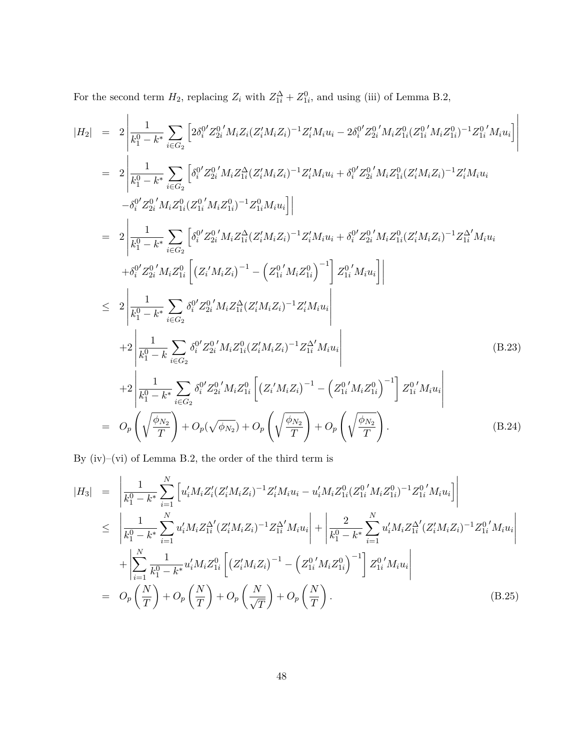For the second term $H_2$, replacing $Z_i$ with $Z_{1i}^{\Delta} + Z_{1i}^0$, and using (iii) of Lemma B.2,

$$
\begin{aligned}
|H_2| &= 2\left|\frac{1}{k_1^0 - k^*}\sum_{i\in G_2}\left[2\delta_i^{0\prime} Z_{2i}^{0\,\prime} M_i Z_i (Z_i' M_i Z_i)^{-1} Z_i' M_i u_i - 2\delta_i^{0\prime} Z_{2i}^{0\,\prime} M_i Z_{1i}^0 (Z_{1i}^{0\,\prime} M_i Z_{1i}^0)^{-1} Z_{1i}^{0\,\prime} M_i u_i\right]\right| \\
&= 2\left|\frac{1}{k_1^0 - k^*}\sum_{i\in G_2}\left[\delta_i^{0\prime} Z_{2i}^{0\,\prime} M_i Z_{1i}^{\Delta} (Z_i' M_i Z_i)^{-1} Z_i' M_i u_i + \delta_i^{0\prime} Z_{2i}^{0\,\prime} M_i Z_{1i}^0 (Z_i' M_i Z_i)^{-1} Z_i' M_i u_i \right.\right. \\
&\quad \left.\left. -\delta_i^{0\prime} Z_{2i}^{0\,\prime} M_i Z_{1i}^0 (Z_{1i}^{0\,\prime} M_i Z_{1i}^0)^{-1} Z_{1i}^0 M_i u_i\right]\right| \\
&= 2\left|\frac{1}{k_1^0 - k^*}\sum_{i\in G_2}\left[\delta_i^{0\prime} Z_{2i}^{0\,\prime} M_i Z_{1i}^{\Delta} (Z_i' M_i Z_i)^{-1} Z_i' M_i u_i + \delta_i^{0\prime} Z_{2i}^{0\,\prime} M_i Z_{1i}^0 (Z_i' M_i Z_i)^{-1} Z_{1i}^{\Delta\prime} M_i u_i \right.\right. \\
&\quad \left.\left. +\delta_i^{0\prime} Z_{2i}^{0\,\prime} M_i Z_{1i}^0 \left[\left(Z_i{}' M_i Z_i\right)^{-1} - \left(Z_{1i}^{0\,\prime} M_i Z_{1i}^0\right)^{-1}\right] Z_{1i}^{0\,\prime} M_i u_i\right]\right| \\
&\leq 2\left|\frac{1}{k_1^0 - k^*}\sum_{i\in G_2}\delta_i^{0\prime} Z_{2i}^{0\,\prime} M_i Z_{1i}^{\Delta} (Z_i' M_i Z_i)^{-1} Z_i' M_i u_i\right| \\
&\quad +2\left|\frac{1}{k_1^0 - k}\sum_{i\in G_2}\delta_i^{0\prime} Z_{2i}^{0\,\prime} M_i Z_{1i}^0 (Z_i' M_i Z_i)^{-1} Z_{1i}^{\Delta\prime} M_i u_i\right| \qquad \text{(B.23)} \\
&\quad +2\left|\frac{1}{k_1^0 - k^*}\sum_{i\in G_2}\delta_i^{0\prime} Z_{2i}^{0\,\prime} M_i Z_{1i}^0 \left[\left(Z_i{}' M_i Z_i\right)^{-1} - \left(Z_{1i}^{0\,\prime} M_i Z_{1i}^0\right)^{-1}\right] Z_{1i}^{0\,\prime} M_i u_i\right| \\
&= O_p\left(\sqrt{\frac{\phi_{N_2}}{T}}\right) + O_p(\sqrt{\phi_{N_2}}) + O_p\left(\sqrt{\frac{\phi_{N_2}}{T}}\right) + O_p\left(\sqrt{\frac{\phi_{N_2}}{T}}\right). \qquad \text{(B.24)}
\end{aligned}
$$

By (iv)–(vi) of Lemma B.2, the order of the third term is

$$
\begin{aligned}
|H_3| &= \left|\frac{1}{k_1^0 - k^*}\sum_{i=1}^{N}\left[u_i' M_i Z_i' (Z_i' M_i Z_i)^{-1} Z_i' M_i u_i - u_i' M_i Z_{1i}^0 (Z_{1i}^{0\,\prime} M_i Z_{1i}^0)^{-1} Z_{1i}^{0\,\prime} M_i u_i\right]\right| \\
&\leq \left|\frac{1}{k_1^0 - k^*}\sum_{i=1}^{N} u_i' M_i Z_{1i}^{\Delta\prime} (Z_i' M_i Z_i)^{-1} Z_{1i}^{\Delta\prime} M_i u_i\right| + \left|\frac{2}{k_1^0 - k^*}\sum_{i=1}^{N} u_i' M_i Z_{1i}^{\Delta\prime} (Z_i' M_i Z_i)^{-1} Z_{1i}^{0\,\prime} M_i u_i\right| \\
&\quad + \left|\sum_{i=1}^{N}\frac{1}{k_1^0 - k^*} u_i' M_i Z_{1i}^0 \left[\left(Z_i' M_i Z_i\right)^{-1} - \left(Z_{1i}^{0\,\prime} M_i Z_{1i}^0\right)^{-1}\right] Z_{1i}^{0\,\prime} M_i u_i\right| \\
&= O_p\left(\frac{N}{T}\right) + O_p\left(\frac{N}{T}\right) + O_p\left(\frac{N}{\sqrt{T}}\right) + O_p\left(\frac{N}{T}\right). \qquad \text{(B.25)}
\end{aligned}
$$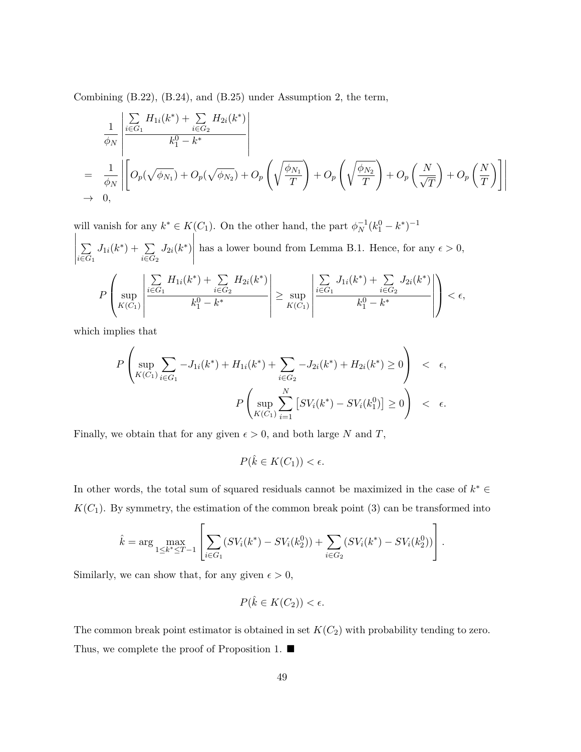Combining (B.22), (B.24), and (B.25) under Assumption 2, the term,

$$
\begin{aligned}
&\frac{1}{\phi_N}\left|\frac{\sum_{i\in G_1} H_{1i}(k^*)+\sum_{i\in G_2} H_{2i}(k^*)}{k_1^0-k^*}\right| \\
= \; &\frac{1}{\phi_N}\left|\left[O_p(\sqrt{\phi_{N_1}})+O_p(\sqrt{\phi_{N_2}})+O_p\left(\sqrt{\frac{\phi_{N_1}}{T}}\right)+O_p\left(\sqrt{\frac{\phi_{N_2}}{T}}\right)+O_p\left(\frac{N}{\sqrt{T}}\right)+O_p\left(\frac{N}{T}\right)\right]\right| \\
\to \; &0,
\end{aligned}
$$

will vanish for any $k^* \in K(C_1)$. On the other hand, the part $\phi_N^{-1}(k_1^0-k^*)^{-1}$ $\left|\sum_{i\in G_1} J_{1i}(k^*)+\sum_{i\in G_2} J_{2i}(k^*)\right|$ has a lower bound from Lemma B.1. Hence, for any $\epsilon>0$,

$$
P\left(\sup_{K(C_1)}\left|\frac{\sum_{i\in G_1} H_{1i}(k^*)+\sum_{i\in G_2} H_{2i}(k^*)}{k_1^0-k^*}\right| \geq \sup_{K(C_1)}\left|\frac{\sum_{i\in G_1} J_{1i}(k^*)+\sum_{i\in G_2} J_{2i}(k^*)}{k_1^0-k^*}\right|\right)<\epsilon,
$$

which implies that

$$
\begin{aligned}
P\left(\sup_{K(C_1)}\sum_{i\in G_1} -J_{1i}(k^*)+H_{1i}(k^*)+\sum_{i\in G_2} -J_{2i}(k^*)+H_{2i}(k^*)\geq 0\right) &< \epsilon, \\
P\left(\sup_{K(C_1)}\sum_{i=1}^{N}\left[SV_i(k^*)-SV_i(k_1^0)\right]\geq 0\right) &< \epsilon.
\end{aligned}
$$

Finally, we obtain that for any given $\epsilon>0$, and both large $N$ and $T$,

$$
P(\hat{k}\in K(C_1))<\epsilon.
$$

In other words, the total sum of squared residuals cannot be maximized in the case of $k^*\in K(C_1)$. By symmetry, the estimation of the common break point (3) can be transformed into

$$
\hat{k}=\arg\max_{1\leq k^*\leq T-1}\left[\sum_{i\in G_1}(SV_i(k^*)-SV_i(k_2^0))+\sum_{i\in G_2}(SV_i(k^*)-SV_i(k_2^0))\right].
$$

Similarly, we can show that, for any given $\epsilon>0$,

$$
P(\hat{k}\in K(C_2))<\epsilon.
$$

The common break point estimator is obtained in set $K(C_2)$ with probability tending to zero. Thus, we complete the proof of Proposition 1. ■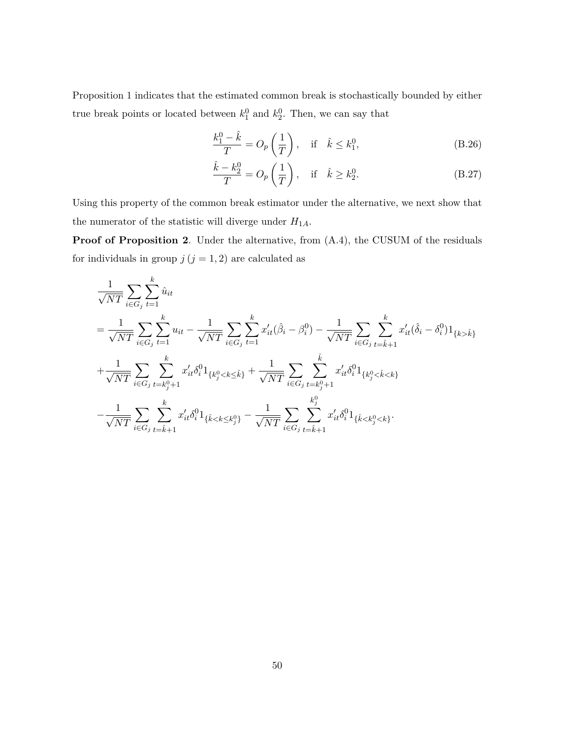Proposition 1 indicates that the estimated common break is stochastically bounded by either true break points or located between $k_1^0$ and $k_2^0$. Then, we can say that

$$\frac{k_1^0 - \hat{k}}{T} = O_p\left(\frac{1}{T}\right), \quad \text{if} \quad \hat{k} \leq k_1^0, \tag{B.26}$$

$$\frac{\hat{k} - k_2^0}{T} = O_p\left(\frac{1}{T}\right), \quad \text{if} \quad \hat{k} \geq k_2^0. \tag{B.27}$$

Using this property of the common break estimator under the alternative, we next show that the numerator of the statistic will diverge under $H_{1A}$.

**Proof of Proposition 2**. Under the alternative, from (A.4), the CUSUM of the residuals for individuals in group $j$ $(j = 1, 2)$ are calculated as

$$\begin{aligned}
&\frac{1}{\sqrt{NT}} \sum_{i \in G_j} \sum_{t=1}^{k} \hat{u}_{it} \\
&= \frac{1}{\sqrt{NT}} \sum_{i \in G_j} \sum_{t=1}^{k} u_{it} - \frac{1}{\sqrt{NT}} \sum_{i \in G_j} \sum_{t=1}^{k} x_{it}'(\hat{\beta}_i - \beta_i^0) - \frac{1}{\sqrt{NT}} \sum_{i \in G_j} \sum_{t=\hat{k}+1}^{k} x_{it}'(\hat{\delta}_i - \delta_i^0) 1_{\{k > \hat{k}\}} \\
&+ \frac{1}{\sqrt{NT}} \sum_{i \in G_j} \sum_{t=k_j^0+1}^{k} x_{it}' \delta_i^0 1_{\{k_j^0 < k \leq \hat{k}\}} + \frac{1}{\sqrt{NT}} \sum_{i \in G_j} \sum_{t=k_j^0+1}^{\hat{k}} x_{it}' \delta_i^0 1_{\{k_j^0 < \hat{k} < k\}} \\
&- \frac{1}{\sqrt{NT}} \sum_{i \in G_j} \sum_{t=\hat{k}+1}^{k} x_{it}' \delta_i^0 1_{\{\hat{k} < k \leq k_j^0\}} - \frac{1}{\sqrt{NT}} \sum_{i \in G_j} \sum_{t=\hat{k}+1}^{k_j^0} x_{it}' \delta_i^0 1_{\{\hat{k} < k_j^0 < k\}}.
\end{aligned}$$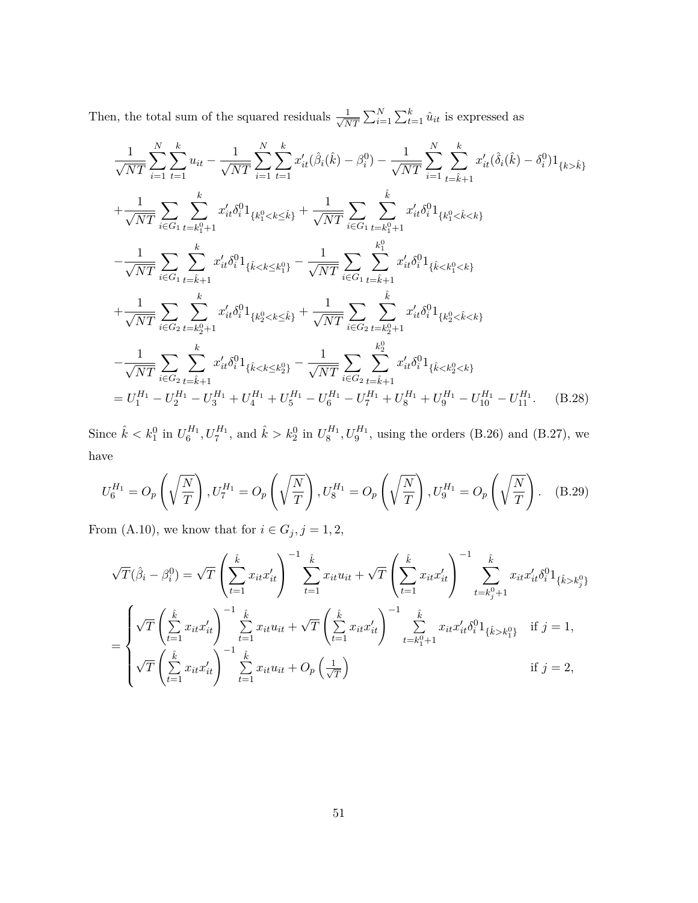Then, the total sum of the squared residuals $\frac{1}{\sqrt{NT}}\sum_{i=1}^{N}\sum_{t=1}^{k}\hat{u}_{it}$ is expressed as

$$
\begin{aligned}
&\frac{1}{\sqrt{NT}}\sum_{i=1}^{N}\sum_{t=1}^{k}u_{it}-\frac{1}{\sqrt{NT}}\sum_{i=1}^{N}\sum_{t=1}^{k}x_{it}'(\hat{\beta}_i(\hat{k})-\beta_i^0)-\frac{1}{\sqrt{NT}}\sum_{i=1}^{N}\sum_{t=\hat{k}+1}^{k}x_{it}'(\hat{\delta}_i(\hat{k})-\delta_i^0)1_{\{k>\hat{k}\}}\\
&+\frac{1}{\sqrt{NT}}\sum_{i\in G_1}\sum_{t=k_1^0+1}^{k}x_{it}'\delta_i^0 1_{\{k_1^0<k\le\hat{k}\}}+\frac{1}{\sqrt{NT}}\sum_{i\in G_1}\sum_{t=k_1^0+1}^{\hat{k}}x_{it}'\delta_i^0 1_{\{k_1^0<\hat{k}<k\}}\\
&-\frac{1}{\sqrt{NT}}\sum_{i\in G_1}\sum_{t=\hat{k}+1}^{k}x_{it}'\delta_i^0 1_{\{\hat{k}<k\le k_1^0\}}-\frac{1}{\sqrt{NT}}\sum_{i\in G_1}\sum_{t=\hat{k}+1}^{k_1^0}x_{it}'\delta_i^0 1_{\{\hat{k}<k_1^0<k\}}\\
&+\frac{1}{\sqrt{NT}}\sum_{i\in G_2}\sum_{t=k_2^0+1}^{k}x_{it}'\delta_i^0 1_{\{k_2^0<k\le\hat{k}\}}+\frac{1}{\sqrt{NT}}\sum_{i\in G_2}\sum_{t=k_2^0+1}^{\hat{k}}x_{it}'\delta_i^0 1_{\{k_2^0<\hat{k}<k\}}\\
&-\frac{1}{\sqrt{NT}}\sum_{i\in G_2}\sum_{t=\hat{k}+1}^{k}x_{it}'\delta_i^0 1_{\{\hat{k}<k\le k_2^0\}}-\frac{1}{\sqrt{NT}}\sum_{i\in G_2}\sum_{t=\hat{k}+1}^{k_2^0}x_{it}'\delta_i^0 1_{\{\hat{k}<k_2^0<k\}}\\
&=U_1^{H_1}-U_2^{H_1}-U_3^{H_1}+U_4^{H_1}+U_5^{H_1}-U_6^{H_1}-U_7^{H_1}+U_8^{H_1}+U_9^{H_1}-U_{10}^{H_1}-U_{11}^{H_1}. \qquad \text{(B.28)}
\end{aligned}
$$

Since $\hat{k}<k_1^0$ in $U_6^{H_1},U_7^{H_1}$, and $\hat{k}>k_2^0$ in $U_8^{H_1},U_9^{H_1}$, using the orders (B.26) and (B.27), we have

$$
U_6^{H_1}=O_p\left(\sqrt{\frac{N}{T}}\right),U_7^{H_1}=O_p\left(\sqrt{\frac{N}{T}}\right),U_8^{H_1}=O_p\left(\sqrt{\frac{N}{T}}\right),U_9^{H_1}=O_p\left(\sqrt{\frac{N}{T}}\right). \qquad \text{(B.29)}
$$

From (A.10), we know that for $i\in G_j, j=1,2$,

$$
\begin{aligned}
\sqrt{T}(\hat{\beta}_i-\beta_i^0)&=\sqrt{T}\left(\sum_{t=1}^{\hat{k}}x_{it}x_{it}'\right)^{-1}\sum_{t=1}^{\hat{k}}x_{it}u_{it}+\sqrt{T}\left(\sum_{t=1}^{\hat{k}}x_{it}x_{it}'\right)^{-1}\sum_{t=k_j^0+1}^{\hat{k}}x_{it}x_{it}'\delta_i^0 1_{\{\hat{k}>k_j^0\}}\\
&=\begin{cases}\sqrt{T}\left(\sum\limits_{t=1}^{\hat{k}}x_{it}x_{it}'\right)^{-1}\sum\limits_{t=1}^{\hat{k}}x_{it}u_{it}+\sqrt{T}\left(\sum\limits_{t=1}^{\hat{k}}x_{it}x_{it}'\right)^{-1}\sum\limits_{t=k_1^0+1}^{\hat{k}}x_{it}x_{it}'\delta_i^0 1_{\{\hat{k}>k_1^0\}} & \text{if } j=1,\\ \sqrt{T}\left(\sum\limits_{t=1}^{\hat{k}}x_{it}x_{it}'\right)^{-1}\sum\limits_{t=1}^{\hat{k}}x_{it}u_{it}+O_p\left(\frac{1}{\sqrt{T}}\right) & \text{if } j=2,\end{cases}
\end{aligned}
$$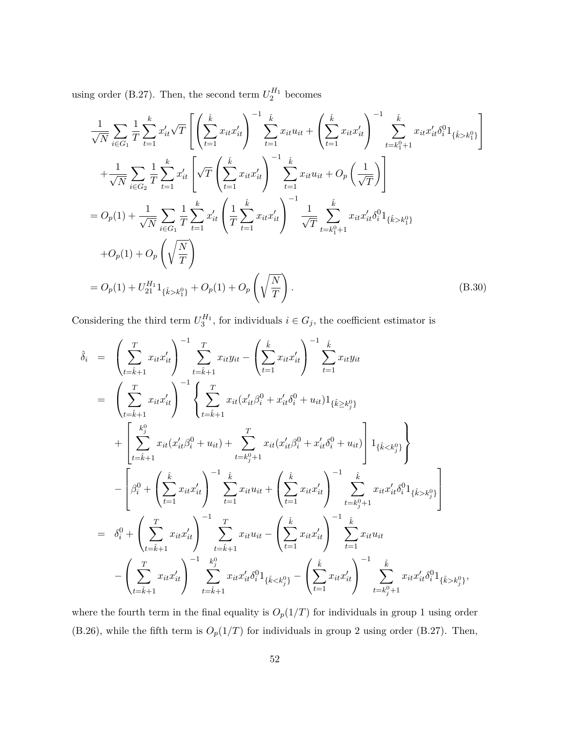using order (B.27). Then, the second term $U_2^{H_1}$ becomes

$$
\begin{aligned}
&\frac{1}{\sqrt{N}}\sum_{i\in G_1}\frac{1}{T}\sum_{t=1}^{k}x_{it}'\sqrt{T}\left[\left(\sum_{t=1}^{\hat{k}}x_{it}x_{it}'\right)^{-1}\sum_{t=1}^{\hat{k}}x_{it}u_{it}+\left(\sum_{t=1}^{\hat{k}}x_{it}x_{it}'\right)^{-1}\sum_{t=k_1^0+1}^{\hat{k}}x_{it}x_{it}'\delta_i^0 1_{\{\hat{k}>k_1^0\}}\right]\\
&\quad+\frac{1}{\sqrt{N}}\sum_{i\in G_2}\frac{1}{T}\sum_{t=1}^{k}x_{it}'\left[\sqrt{T}\left(\sum_{t=1}^{\hat{k}}x_{it}x_{it}'\right)^{-1}\sum_{t=1}^{\hat{k}}x_{it}u_{it}+O_p\left(\frac{1}{\sqrt{T}}\right)\right]\\
&=O_p(1)+\frac{1}{\sqrt{N}}\sum_{i\in G_1}\frac{1}{T}\sum_{t=1}^{k}x_{it}'\left(\frac{1}{T}\sum_{t=1}^{\hat{k}}x_{it}x_{it}'\right)^{-1}\frac{1}{\sqrt{T}}\sum_{t=k_1^0+1}^{\hat{k}}x_{it}x_{it}'\delta_i^0 1_{\{\hat{k}>k_1^0\}}\\
&\quad+O_p(1)+O_p\left(\sqrt{\frac{N}{T}}\right)\\
&=O_p(1)+U_{21}^{H_1}1_{\{\hat{k}>k_1^0\}}+O_p(1)+O_p\left(\sqrt{\frac{N}{T}}\right).
\end{aligned}
\tag{B.30}
$$

Considering the third term $U_3^{H_1}$, for individuals $i\in G_j$, the coefficient estimator is

$$
\begin{aligned}
\hat{\delta}_i &= \left(\sum_{t=\hat{k}+1}^{T}x_{it}x_{it}'\right)^{-1}\sum_{t=\hat{k}+1}^{T}x_{it}y_{it}-\left(\sum_{t=1}^{\hat{k}}x_{it}x_{it}'\right)^{-1}\sum_{t=1}^{\hat{k}}x_{it}y_{it}\\
&= \left(\sum_{t=\hat{k}+1}^{T}x_{it}x_{it}'\right)^{-1}\left\{\sum_{t=\hat{k}+1}^{T}x_{it}(x_{it}'\beta_i^0+x_{it}'\delta_i^0+u_{it})1_{\{\hat{k}\geq k_j^0\}}\right.\\
&\quad\left.+\left[\sum_{t=\hat{k}+1}^{k_j^0}x_{it}(x_{it}'\beta_i^0+u_{it})+\sum_{t=k_j^0+1}^{T}x_{it}(x_{it}'\beta_i^0+x_{it}'\delta_i^0+u_{it})\right]1_{\{\hat{k}<k_j^0\}}\right\}\\
&\quad-\left[\beta_i^0+\left(\sum_{t=1}^{\hat{k}}x_{it}x_{it}'\right)^{-1}\sum_{t=1}^{\hat{k}}x_{it}u_{it}+\left(\sum_{t=1}^{\hat{k}}x_{it}x_{it}'\right)^{-1}\sum_{t=k_j^0+1}^{\hat{k}}x_{it}x_{it}'\delta_i^0 1_{\{\hat{k}>k_j^0\}}\right]\\
&= \delta_i^0+\left(\sum_{t=\hat{k}+1}^{T}x_{it}x_{it}'\right)^{-1}\sum_{t=\hat{k}+1}^{T}x_{it}u_{it}-\left(\sum_{t=1}^{\hat{k}}x_{it}x_{it}'\right)^{-1}\sum_{t=1}^{\hat{k}}x_{it}u_{it}\\
&\quad-\left(\sum_{t=\hat{k}+1}^{T}x_{it}x_{it}'\right)^{-1}\sum_{t=\hat{k}+1}^{k_j^0}x_{it}x_{it}'\delta_i^0 1_{\{\hat{k}<k_j^0\}}-\left(\sum_{t=1}^{\hat{k}}x_{it}x_{it}'\right)^{-1}\sum_{t=k_j^0+1}^{\hat{k}}x_{it}x_{it}'\delta_i^0 1_{\{\hat{k}>k_j^0\}},
\end{aligned}
$$

where the fourth term in the final equality is $O_p(1/T)$ for individuals in group 1 using order (B.26), while the fifth term is $O_p(1/T)$ for individuals in group 2 using order (B.27). Then,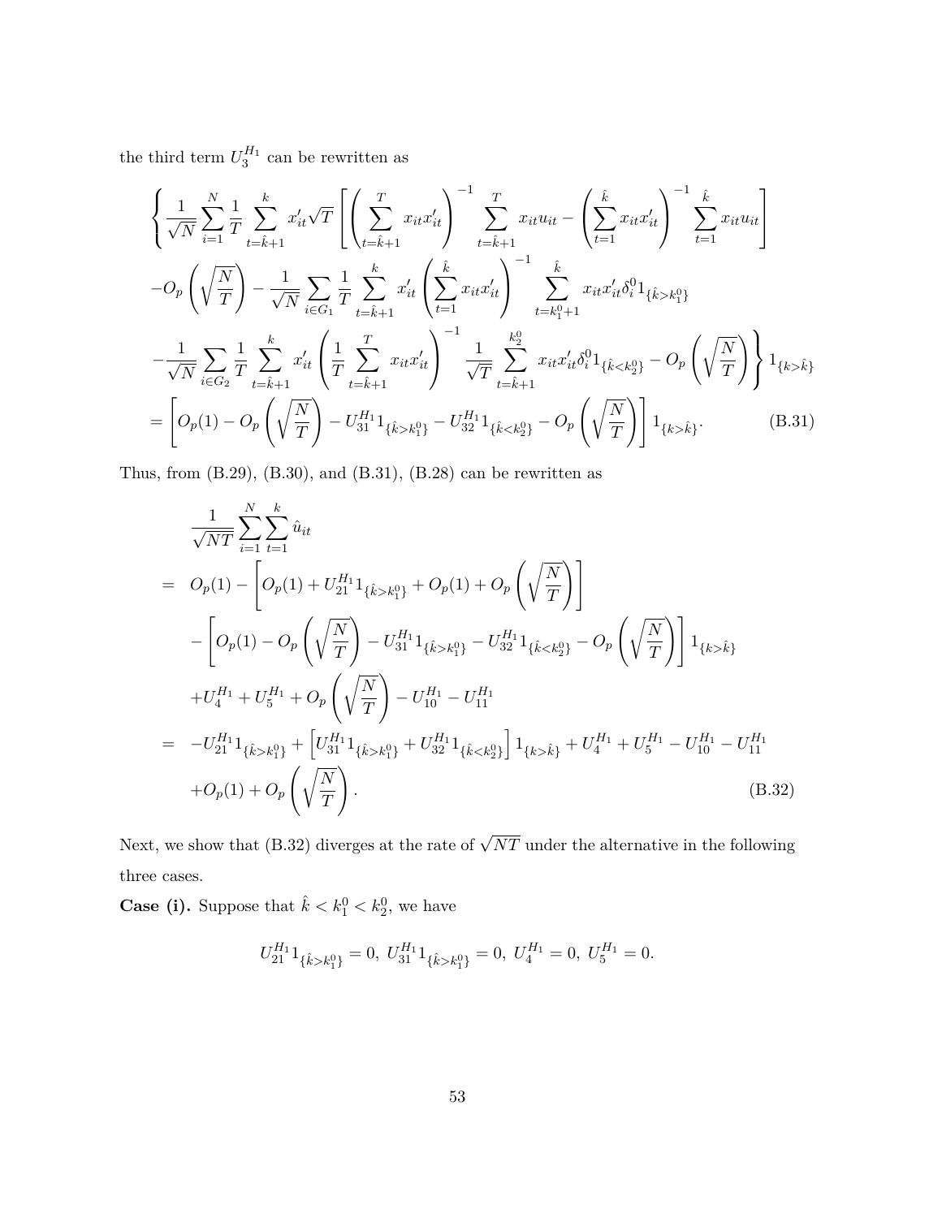the third term $U_3^{H_1}$ can be rewritten as

$$
\begin{aligned}
&\left\{ \frac{1}{\sqrt{N}} \sum_{i=1}^{N} \frac{1}{T} \sum_{t=\hat{k}+1}^{k} x_{it}' \sqrt{T} \left[ \left( \sum_{t=\hat{k}+1}^{T} x_{it} x_{it}' \right)^{-1} \sum_{t=\hat{k}+1}^{T} x_{it} u_{it} - \left( \sum_{t=1}^{\hat{k}} x_{it} x_{it}' \right)^{-1} \sum_{t=1}^{\hat{k}} x_{it} u_{it} \right] \right. \\
&- O_p\left( \sqrt{\frac{N}{T}} \right) - \frac{1}{\sqrt{N}} \sum_{i \in G_1} \frac{1}{T} \sum_{t=\hat{k}+1}^{k} x_{it}' \left( \sum_{t=1}^{\hat{k}} x_{it} x_{it}' \right)^{-1} \sum_{t=k_1^0+1}^{\hat{k}} x_{it} x_{it}' \delta_i^0 1_{\{\hat{k} > k_1^0\}} \\
&\left. - \frac{1}{\sqrt{N}} \sum_{i \in G_2} \frac{1}{T} \sum_{t=\hat{k}+1}^{k} x_{it}' \left( \frac{1}{T} \sum_{t=\hat{k}+1}^{T} x_{it} x_{it}' \right)^{-1} \frac{1}{\sqrt{T}} \sum_{t=\hat{k}+1}^{k_2^0} x_{it} x_{it}' \delta_i^0 1_{\{\hat{k} < k_2^0\}} - O_p\left( \sqrt{\frac{N}{T}} \right) \right\} 1_{\{k > \hat{k}\}} \\
&= \left[ O_p(1) - O_p\left( \sqrt{\frac{N}{T}} \right) - U_{31}^{H_1} 1_{\{\hat{k} > k_1^0\}} - U_{32}^{H_1} 1_{\{\hat{k} < k_2^0\}} - O_p\left( \sqrt{\frac{N}{T}} \right) \right] 1_{\{k > \hat{k}\}}. \qquad \text{(B.31)}
\end{aligned}
$$

Thus, from (B.29), (B.30), and (B.31), (B.28) can be rewritten as

$$
\begin{aligned}
& \frac{1}{\sqrt{NT}} \sum_{i=1}^{N} \sum_{t=1}^{k} \hat{u}_{it} \\
= \;& O_p(1) - \left[ O_p(1) + U_{21}^{H_1} 1_{\{\hat{k} > k_1^0\}} + O_p(1) + O_p\left( \sqrt{\frac{N}{T}} \right) \right] \\
& - \left[ O_p(1) - O_p\left( \sqrt{\frac{N}{T}} \right) - U_{31}^{H_1} 1_{\{\hat{k} > k_1^0\}} - U_{32}^{H_1} 1_{\{\hat{k} < k_2^0\}} - O_p\left( \sqrt{\frac{N}{T}} \right) \right] 1_{\{k > \hat{k}\}} \\
& + U_4^{H_1} + U_5^{H_1} + O_p\left( \sqrt{\frac{N}{T}} \right) - U_{10}^{H_1} - U_{11}^{H_1} \\
= \;& -U_{21}^{H_1} 1_{\{\hat{k} > k_1^0\}} + \left[ U_{31}^{H_1} 1_{\{\hat{k} > k_1^0\}} + U_{32}^{H_1} 1_{\{\hat{k} < k_2^0\}} \right] 1_{\{k > \hat{k}\}} + U_4^{H_1} + U_5^{H_1} - U_{10}^{H_1} - U_{11}^{H_1} \\
& + O_p(1) + O_p\left( \sqrt{\frac{N}{T}} \right). \qquad \text{(B.32)}
\end{aligned}
$$

Next, we show that (B.32) diverges at the rate of $\sqrt{NT}$ under the alternative in the following three cases.

**Case (i).** Suppose that $\hat{k} < k_1^0 < k_2^0$, we have

$$
U_{21}^{H_1} 1_{\{\hat{k} > k_1^0\}} = 0, \; U_{31}^{H_1} 1_{\{\hat{k} > k_1^0\}} = 0, \; U_4^{H_1} = 0, \; U_5^{H_1} = 0.
$$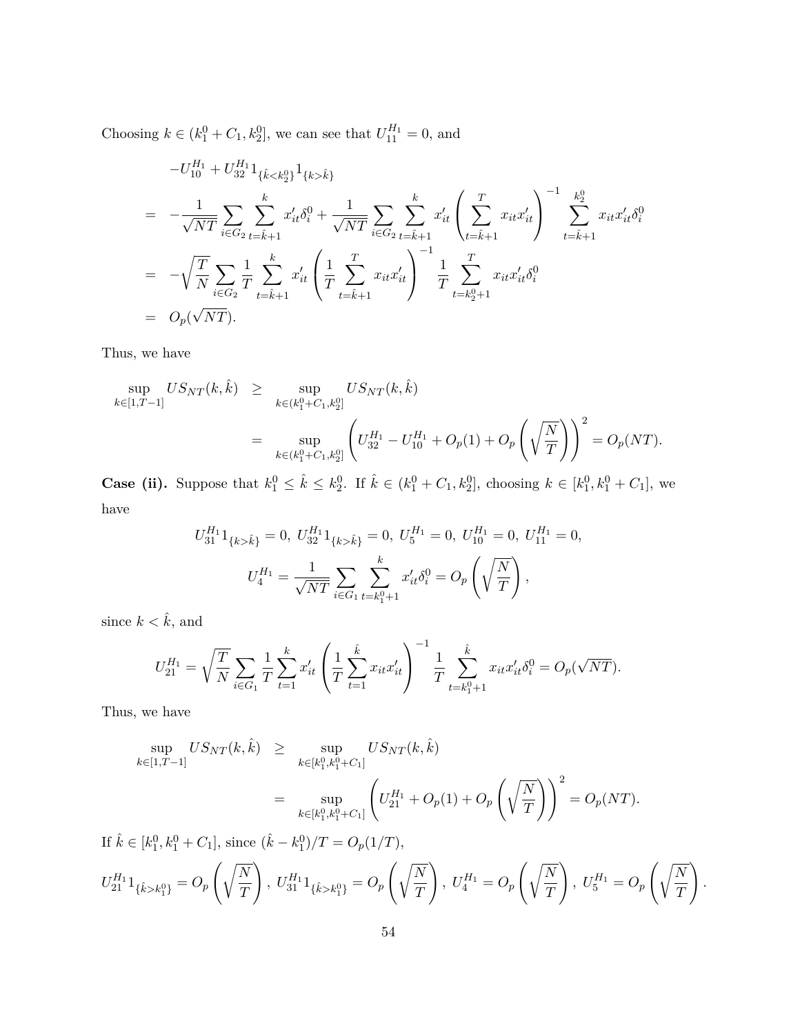Choosing $k \in (k_1^0 + C_1, k_2^0]$, we can see that $U_{11}^{H_1} = 0$, and

$$
\begin{aligned}
& -U_{10}^{H_1} + U_{32}^{H_1} 1_{\{\hat{k} < k_2^0\}} 1_{\{k > \hat{k}\}} \\
= \; & -\frac{1}{\sqrt{NT}} \sum_{i \in G_2} \sum_{t=\hat{k}+1}^{k} x_{it}' \delta_i^0 + \frac{1}{\sqrt{NT}} \sum_{i \in G_2} \sum_{t=\hat{k}+1}^{k} x_{it}' \left( \sum_{t=\hat{k}+1}^{T} x_{it} x_{it}' \right)^{-1} \sum_{t=\hat{k}+1}^{k_2^0} x_{it} x_{it}' \delta_i^0 \\
= \; & -\sqrt{\frac{T}{N}} \sum_{i \in G_2} \frac{1}{T} \sum_{t=\hat{k}+1}^{k} x_{it}' \left( \frac{1}{T} \sum_{t=\hat{k}+1}^{T} x_{it} x_{it}' \right)^{-1} \frac{1}{T} \sum_{t=k_2^0+1}^{T} x_{it} x_{it}' \delta_i^0 \\
= \; & O_p(\sqrt{NT}).
\end{aligned}
$$

Thus, we have

$$
\begin{aligned}
\sup_{k \in [1, T-1]} US_{NT}(k, \hat{k}) \; & \geq \; \sup_{k \in (k_1^0 + C_1, k_2^0]} US_{NT}(k, \hat{k}) \\
& = \; \sup_{k \in (k_1^0 + C_1, k_2^0]} \left( U_{32}^{H_1} - U_{10}^{H_1} + O_p(1) + O_p\left( \sqrt{\frac{N}{T}} \right) \right)^2 = O_p(NT).
\end{aligned}
$$

**Case (ii).** Suppose that $k_1^0 \leq \hat{k} \leq k_2^0$. If $\hat{k} \in (k_1^0 + C_1, k_2^0]$, choosing $k \in [k_1^0, k_1^0 + C_1]$, we have

$$
U_{31}^{H_1} 1_{\{k > \hat{k}\}} = 0, \; U_{32}^{H_1} 1_{\{k > \hat{k}\}} = 0, \; U_5^{H_1} = 0, \; U_{10}^{H_1} = 0, \; U_{11}^{H_1} = 0,
$$

$$
U_4^{H_1} = \frac{1}{\sqrt{NT}} \sum_{i \in G_1} \sum_{t=k_1^0+1}^{k} x_{it}' \delta_i^0 = O_p\left( \sqrt{\frac{N}{T}} \right),
$$

since $k < \hat{k}$, and

$$
U_{21}^{H_1} = \sqrt{\frac{T}{N}} \sum_{i \in G_1} \frac{1}{T} \sum_{t=1}^{k} x_{it}' \left( \frac{1}{T} \sum_{t=1}^{\hat{k}} x_{it} x_{it}' \right)^{-1} \frac{1}{T} \sum_{t=k_1^0+1}^{\hat{k}} x_{it} x_{it}' \delta_i^0 = O_p(\sqrt{NT}).
$$

Thus, we have

$$
\begin{aligned}
\sup_{k \in [1, T-1]} US_{NT}(k, \hat{k}) \; & \geq \; \sup_{k \in [k_1^0, k_1^0 + C_1]} US_{NT}(k, \hat{k}) \\
& = \; \sup_{k \in [k_1^0, k_1^0 + C_1]} \left( U_{21}^{H_1} + O_p(1) + O_p\left( \sqrt{\frac{N}{T}} \right) \right)^2 = O_p(NT).
\end{aligned}
$$

If $\hat{k} \in [k_1^0, k_1^0 + C_1]$, since $(\hat{k} - k_1^0)/T = O_p(1/T)$,

$$
U_{21}^{H_1} 1_{\{\hat{k} > k_1^0\}} = O_p\left( \sqrt{\frac{N}{T}} \right), \; U_{31}^{H_1} 1_{\{\hat{k} > k_1^0\}} = O_p\left( \sqrt{\frac{N}{T}} \right), \; U_4^{H_1} = O_p\left( \sqrt{\frac{N}{T}} \right), \; U_5^{H_1} = O_p\left( \sqrt{\frac{N}{T}} \right).
$$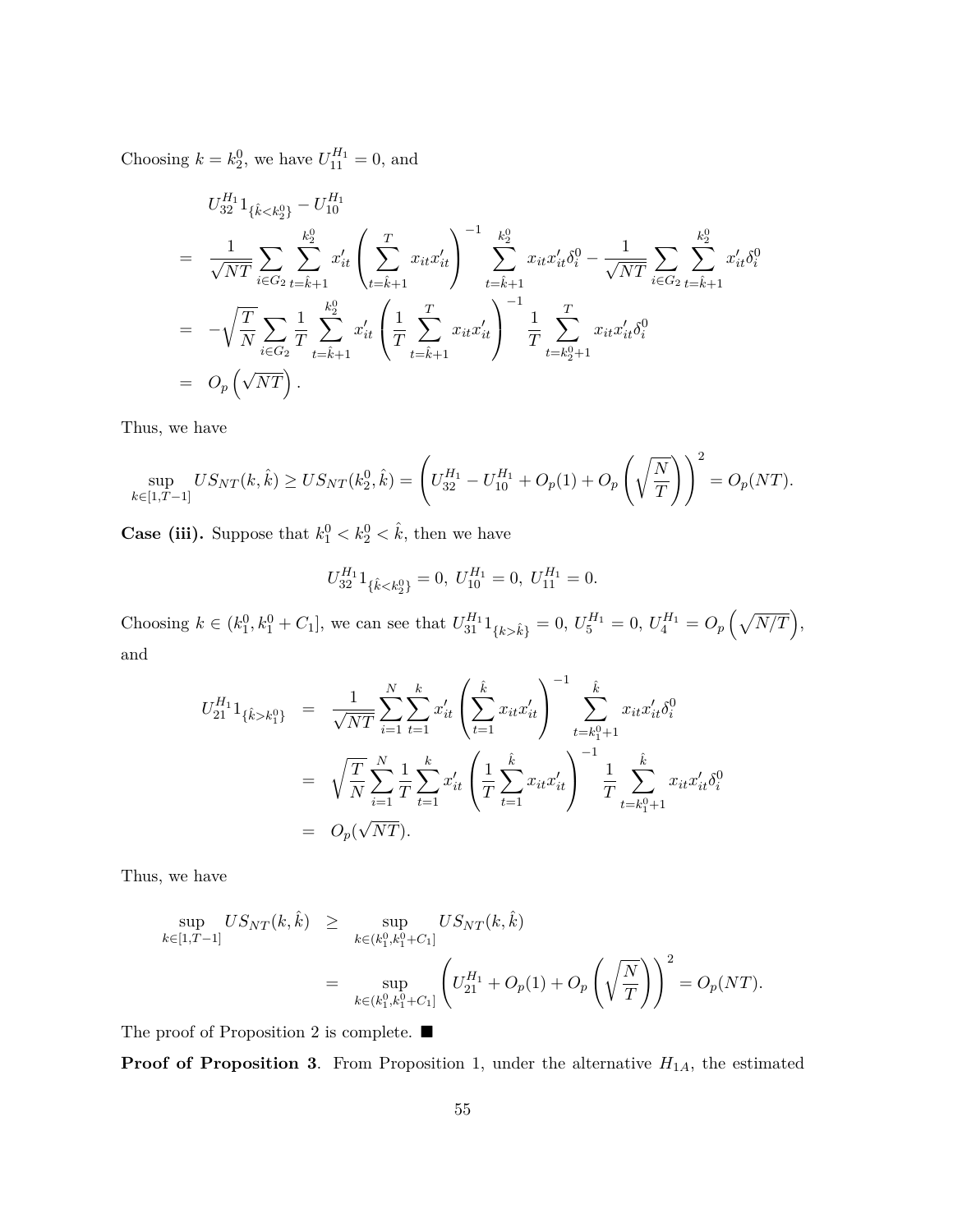Choosing $k = k_2^0$, we have $U_{11}^{H_1} = 0$, and

$$
\begin{aligned}
& U_{32}^{H_1} 1_{\{\hat{k} < k_2^0\}} - U_{10}^{H_1} \\
= & \frac{1}{\sqrt{NT}} \sum_{i \in G_2} \sum_{t=\hat{k}+1}^{k_2^0} x_{it}' \left( \sum_{t=\hat{k}+1}^{T} x_{it} x_{it}' \right)^{-1} \sum_{t=\hat{k}+1}^{k_2^0} x_{it} x_{it}' \delta_i^0 - \frac{1}{\sqrt{NT}} \sum_{i \in G_2} \sum_{t=\hat{k}+1}^{k_2^0} x_{it}' \delta_i^0 \\
= & -\sqrt{\frac{T}{N}} \sum_{i \in G_2} \frac{1}{T} \sum_{t=\hat{k}+1}^{k_2^0} x_{it}' \left( \frac{1}{T} \sum_{t=\hat{k}+1}^{T} x_{it} x_{it}' \right)^{-1} \frac{1}{T} \sum_{t=k_2^0+1}^{T} x_{it} x_{it}' \delta_i^0 \\
= & O_p\left(\sqrt{NT}\right).
\end{aligned}
$$

Thus, we have

$$
\sup_{k \in [1, T-1]} US_{NT}(k, \hat{k}) \geq US_{NT}(k_2^0, \hat{k}) = \left( U_{32}^{H_1} - U_{10}^{H_1} + O_p(1) + O_p\left(\sqrt{\frac{N}{T}}\right) \right)^2 = O_p(NT).
$$

**Case (iii).** Suppose that $k_1^0 < k_2^0 < \hat{k}$, then we have

$$
U_{32}^{H_1} 1_{\{\hat{k} < k_2^0\}} = 0, \; U_{10}^{H_1} = 0, \; U_{11}^{H_1} = 0.
$$

Choosing $k \in (k_1^0, k_1^0 + C_1]$, we can see that $U_{31}^{H_1} 1_{\{k > \hat{k}\}} = 0$, $U_5^{H_1} = 0$, $U_4^{H_1} = O_p\left(\sqrt{N/T}\right)$, and

$$
\begin{aligned}
U_{21}^{H_1} 1_{\{\hat{k} > k_1^0\}} &= \frac{1}{\sqrt{NT}} \sum_{i=1}^{N} \sum_{t=1}^{k} x_{it}' \left( \sum_{t=1}^{\hat{k}} x_{it} x_{it}' \right)^{-1} \sum_{t=k_1^0+1}^{\hat{k}} x_{it} x_{it}' \delta_i^0 \\
&= \sqrt{\frac{T}{N}} \sum_{i=1}^{N} \frac{1}{T} \sum_{t=1}^{k} x_{it}' \left( \frac{1}{T} \sum_{t=1}^{\hat{k}} x_{it} x_{it}' \right)^{-1} \frac{1}{T} \sum_{t=k_1^0+1}^{\hat{k}} x_{it} x_{it}' \delta_i^0 \\
&= O_p(\sqrt{NT}).
\end{aligned}
$$

Thus, we have

$$
\begin{aligned}
\sup_{k \in [1, T-1]} US_{NT}(k, \hat{k}) &\geq \sup_{k \in (k_1^0, k_1^0 + C_1]} US_{NT}(k, \hat{k}) \\
&= \sup_{k \in (k_1^0, k_1^0 + C_1]} \left( U_{21}^{H_1} + O_p(1) + O_p\left(\sqrt{\frac{N}{T}}\right) \right)^2 = O_p(NT).
\end{aligned}
$$

The proof of Proposition 2 is complete. ■

**Proof of Proposition 3**. From Proposition 1, under the alternative $H_{1A}$, the estimated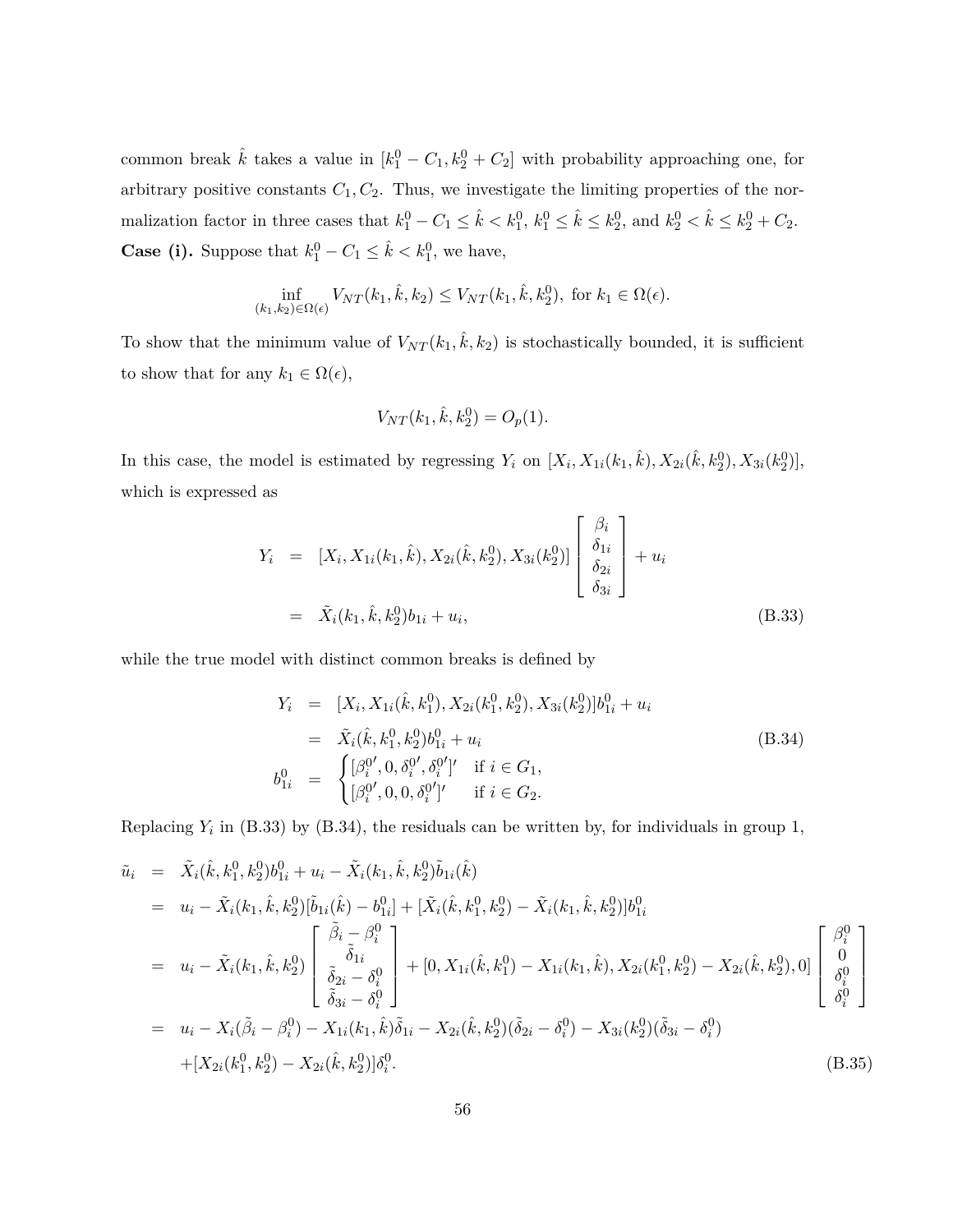common break $\hat{k}$ takes a value in $[k_1^0 - C_1, k_2^0 + C_2]$ with probability approaching one, for arbitrary positive constants $C_1, C_2$. Thus, we investigate the limiting properties of the normalization factor in three cases that $k_1^0 - C_1 \leq \hat{k} < k_1^0$, $k_1^0 \leq \hat{k} \leq k_2^0$, and $k_2^0 < \hat{k} \leq k_2^0 + C_2$.

**Case (i).** Suppose that $k_1^0 - C_1 \leq \hat{k} < k_1^0$, we have,

$$\inf_{(k_1,k_2)\in\Omega(\epsilon)} V_{NT}(k_1, \hat{k}, k_2) \leq V_{NT}(k_1, \hat{k}, k_2^0), \text{ for } k_1 \in \Omega(\epsilon).$$

To show that the minimum value of $V_{NT}(k_1, \hat{k}, k_2)$ is stochastically bounded, it is sufficient to show that for any $k_1 \in \Omega(\epsilon)$,

$$V_{NT}(k_1, \hat{k}, k_2^0) = O_p(1).$$

In this case, the model is estimated by regressing $Y_i$ on $[X_i, X_{1i}(k_1, \hat{k}), X_{2i}(\hat{k}, k_2^0), X_{3i}(k_2^0)]$, which is expressed as

$$\begin{aligned}
Y_i &= [X_i, X_{1i}(k_1, \hat{k}), X_{2i}(\hat{k}, k_2^0), X_{3i}(k_2^0)] \begin{bmatrix} \beta_i \\ \delta_{1i} \\ \delta_{2i} \\ \delta_{3i} \end{bmatrix} + u_i \\
&= \tilde{X}_i(k_1, \hat{k}, k_2^0) b_{1i} + u_i, \qquad \text{(B.33)}
\end{aligned}$$

while the true model with distinct common breaks is defined by

$$\begin{aligned}
Y_i &= [X_i, X_{1i}(\hat{k}, k_1^0), X_{2i}(k_1^0, k_2^0), X_{3i}(k_2^0)] b_{1i}^0 + u_i \\
&= \tilde{X}_i(\hat{k}, k_1^0, k_2^0) b_{1i}^0 + u_i \qquad \text{(B.34)} \\
b_{1i}^0 &= \begin{cases} [\beta_i^{0\prime}, 0, \delta_i^{0\prime}, \delta_i^{0\prime}]' & \text{if } i \in G_1, \\ [\beta_i^{0\prime}, 0, 0, \delta_i^{0\prime}]' & \text{if } i \in G_2. \end{cases}
\end{aligned}$$

Replacing $Y_i$ in (B.33) by (B.34), the residuals can be written by, for individuals in group 1,

$$\begin{aligned}
\tilde{u}_i &= \tilde{X}_i(\hat{k}, k_1^0, k_2^0) b_{1i}^0 + u_i - \tilde{X}_i(k_1, \hat{k}, k_2^0) \tilde{b}_{1i}(\hat{k}) \\
&= u_i - \tilde{X}_i(k_1, \hat{k}, k_2^0)[\tilde{b}_{1i}(\hat{k}) - b_{1i}^0] + [\tilde{X}_i(\hat{k}, k_1^0, k_2^0) - \tilde{X}_i(k_1, \hat{k}, k_2^0)] b_{1i}^0 \\
&= u_i - \tilde{X}_i(k_1, \hat{k}, k_2^0) \begin{bmatrix} \tilde{\beta}_i - \beta_i^0 \\ \tilde{\delta}_{1i} \\ \tilde{\delta}_{2i} - \delta_i^0 \\ \tilde{\delta}_{3i} - \delta_i^0 \end{bmatrix} + [0, X_{1i}(\hat{k}, k_1^0) - X_{1i}(k_1, \hat{k}), X_{2i}(k_1^0, k_2^0) - X_{2i}(\hat{k}, k_2^0), 0] \begin{bmatrix} \beta_i^0 \\ 0 \\ \delta_i^0 \\ \delta_i^0 \end{bmatrix} \\
&= u_i - X_i(\tilde{\beta}_i - \beta_i^0) - X_{1i}(k_1, \hat{k})\tilde{\delta}_{1i} - X_{2i}(\hat{k}, k_2^0)(\tilde{\delta}_{2i} - \delta_i^0) - X_{3i}(k_2^0)(\tilde{\delta}_{3i} - \delta_i^0) \\
&\quad + [X_{2i}(k_1^0, k_2^0) - X_{2i}(\hat{k}, k_2^0)]\delta_i^0. \qquad \text{(B.35)}
\end{aligned}$$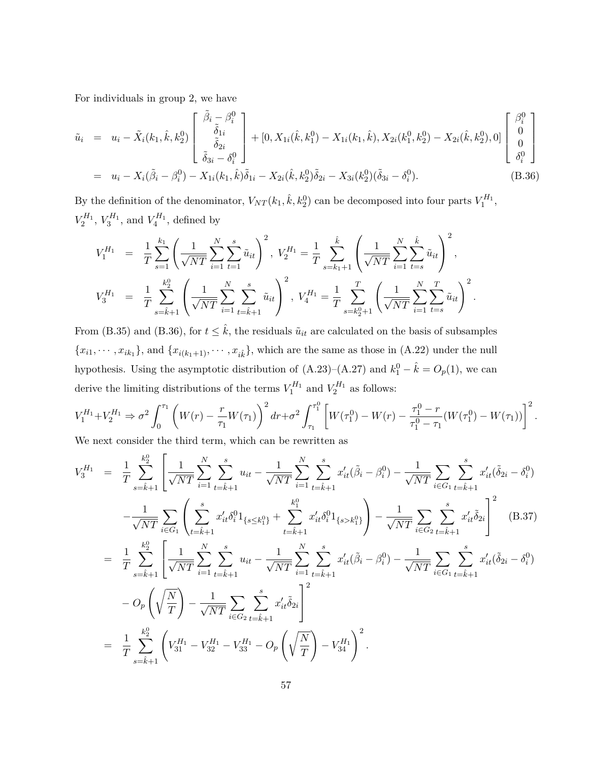For individuals in group 2, we have

$$
\begin{aligned}
\tilde{u}_i &= u_i - \tilde{X}_i(k_1, \hat{k}, k_2^0) \begin{bmatrix} \tilde{\beta}_i - \beta_i^0 \\ \tilde{\delta}_{1i} \\ \tilde{\delta}_{2i} \\ \tilde{\delta}_{3i} - \delta_i^0 \end{bmatrix} + [0, X_{1i}(\hat{k}, k_1^0) - X_{1i}(k_1, \hat{k}), X_{2i}(k_1^0, k_2^0) - X_{2i}(\hat{k}, k_2^0), 0] \begin{bmatrix} \beta_i^0 \\ 0 \\ 0 \\ \delta_i^0 \end{bmatrix} \\
&= u_i - X_i(\tilde{\beta}_i - \beta_i^0) - X_{1i}(k_1, \hat{k})\tilde{\delta}_{1i} - X_{2i}(\hat{k}, k_2^0)\tilde{\delta}_{2i} - X_{3i}(k_2^0)(\tilde{\delta}_{3i} - \delta_i^0). \qquad \text{(B.36)}
\end{aligned}
$$

By the definition of the denominator, $V_{NT}(k_1, \hat{k}, k_2^0)$ can be decomposed into four parts $V_1^{H_1}$, $V_2^{H_1}$, $V_3^{H_1}$, and $V_4^{H_1}$, defined by

$$
\begin{aligned}
V_1^{H_1} &= \frac{1}{T}\sum_{s=1}^{k_1}\left(\frac{1}{\sqrt{NT}}\sum_{i=1}^{N}\sum_{t=1}^{s}\tilde{u}_{it}\right)^2, \ V_2^{H_1} = \frac{1}{T}\sum_{s=k_1+1}^{\hat{k}}\left(\frac{1}{\sqrt{NT}}\sum_{i=1}^{N}\sum_{t=s}^{\hat{k}}\tilde{u}_{it}\right)^2, \\
V_3^{H_1} &= \frac{1}{T}\sum_{s=\hat{k}+1}^{k_2^0}\left(\frac{1}{\sqrt{NT}}\sum_{i=1}^{N}\sum_{t=\hat{k}+1}^{s}\tilde{u}_{it}\right)^2, \ V_4^{H_1} = \frac{1}{T}\sum_{s=k_2^0+1}^{T}\left(\frac{1}{\sqrt{NT}}\sum_{i=1}^{N}\sum_{t=s}^{T}\tilde{u}_{it}\right)^2.
\end{aligned}
$$

From (B.35) and (B.36), for $t \le \hat{k}$, the residuals $\tilde{u}_{it}$ are calculated on the basis of subsamples $\{x_{i1}, \cdots, x_{ik_1}\}$, and $\{x_{i(k_1+1)}, \cdots, x_{i\hat{k}}\}$, which are the same as those in (A.22) under the null hypothesis. Using the asymptotic distribution of (A.23)–(A.27) and $k_1^0 - \hat{k} = O_p(1)$, we can derive the limiting distributions of the terms $V_1^{H_1}$ and $V_2^{H_1}$ as follows:

$$
V_1^{H_1} + V_2^{H_1} \Rightarrow \sigma^2\int_0^{\tau_1}\left(W(r) - \frac{r}{\tau_1}W(\tau_1)\right)^2 dr + \sigma^2\int_{\tau_1}^{\tau_1^0}\left[W(\tau_1^0) - W(r) - \frac{\tau_1^0 - r}{\tau_1^0 - \tau_1}(W(\tau_1^0) - W(\tau_1))\right]^2.
$$

We next consider the third term, which can be rewritten as

$$
\begin{aligned}
V_3^{H_1} &= \frac{1}{T}\sum_{s=\hat{k}+1}^{k_2^0}\Bigg[\frac{1}{\sqrt{NT}}\sum_{i=1}^{N}\sum_{t=\hat{k}+1}^{s}u_{it} - \frac{1}{\sqrt{NT}}\sum_{i=1}^{N}\sum_{t=\hat{k}+1}^{s}x_{it}'(\tilde{\beta}_i - \beta_i^0) - \frac{1}{\sqrt{NT}}\sum_{i\in G_1}\sum_{t=\hat{k}+1}^{s}x_{it}'(\tilde{\delta}_{2i} - \delta_i^0) \\
&\quad - \frac{1}{\sqrt{NT}}\sum_{i\in G_1}\left(\sum_{t=\hat{k}+1}^{s}x_{it}'\delta_i^0 1_{\{s\le k_1^0\}} + \sum_{t=\hat{k}+1}^{k_1^0}x_{it}'\delta_i^0 1_{\{s>k_1^0\}}\right) - \frac{1}{\sqrt{NT}}\sum_{i\in G_2}\sum_{t=\hat{k}+1}^{s}x_{it}'\tilde{\delta}_{2i}\Bigg]^2 \qquad \text{(B.37)} \\
&= \frac{1}{T}\sum_{s=\hat{k}+1}^{k_2^0}\Bigg[\frac{1}{\sqrt{NT}}\sum_{i=1}^{N}\sum_{t=\hat{k}+1}^{s}u_{it} - \frac{1}{\sqrt{NT}}\sum_{i=1}^{N}\sum_{t=\hat{k}+1}^{s}x_{it}'(\tilde{\beta}_i - \beta_i^0) - \frac{1}{\sqrt{NT}}\sum_{i\in G_1}\sum_{t=\hat{k}+1}^{s}x_{it}'(\tilde{\delta}_{2i} - \delta_i^0) \\
&\quad - O_p\left(\sqrt{\frac{N}{T}}\right) - \frac{1}{\sqrt{NT}}\sum_{i\in G_2}\sum_{t=\hat{k}+1}^{s}x_{it}'\tilde{\delta}_{2i}\Bigg]^2 \\
&= \frac{1}{T}\sum_{s=\hat{k}+1}^{k_2^0}\left(V_{31}^{H_1} - V_{32}^{H_1} - V_{33}^{H_1} - O_p\left(\sqrt{\frac{N}{T}}\right) - V_{34}^{H_1}\right)^2.
\end{aligned}
$$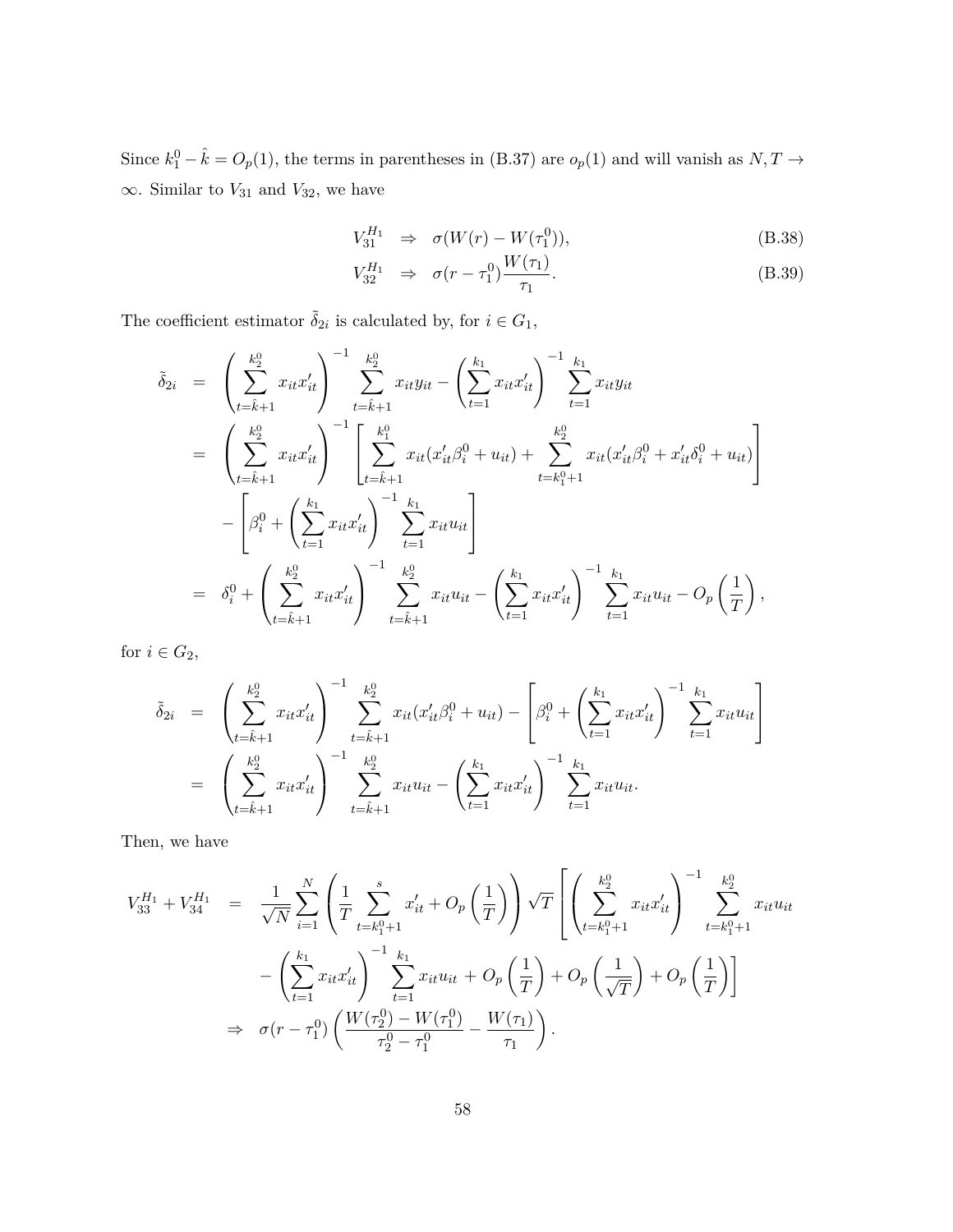Since $k_1^0 - \hat{k} = O_p(1)$, the terms in parentheses in (B.37) are $o_p(1)$ and will vanish as $N, T \to \infty$. Similar to $V_{31}$ and $V_{32}$, we have

$$
\begin{aligned}
V_{31}^{H_1} &\Rightarrow \sigma(W(r) - W(\tau_1^0)), && \text{(B.38)}\\
V_{32}^{H_1} &\Rightarrow \sigma(r - \tau_1^0)\frac{W(\tau_1)}{\tau_1}. && \text{(B.39)}
\end{aligned}
$$

The coefficient estimator $\tilde{\delta}_{2i}$ is calculated by, for $i \in G_1$,

$$
\begin{aligned}
\tilde{\delta}_{2i} &= \left(\sum_{t=\hat{k}+1}^{k_2^0} x_{it}x_{it}'\right)^{-1} \sum_{t=\hat{k}+1}^{k_2^0} x_{it}y_{it} - \left(\sum_{t=1}^{k_1} x_{it}x_{it}'\right)^{-1} \sum_{t=1}^{k_1} x_{it}y_{it} \\
&= \left(\sum_{t=\hat{k}+1}^{k_2^0} x_{it}x_{it}'\right)^{-1} \left[\sum_{t=\hat{k}+1}^{k_1^0} x_{it}(x_{it}'\beta_i^0 + u_{it}) + \sum_{t=k_1^0+1}^{k_2^0} x_{it}(x_{it}'\beta_i^0 + x_{it}'\delta_i^0 + u_{it})\right] \\
&\quad - \left[\beta_i^0 + \left(\sum_{t=1}^{k_1} x_{it}x_{it}'\right)^{-1} \sum_{t=1}^{k_1} x_{it}u_{it}\right] \\
&= \delta_i^0 + \left(\sum_{t=\hat{k}+1}^{k_2^0} x_{it}x_{it}'\right)^{-1} \sum_{t=\hat{k}+1}^{k_2^0} x_{it}u_{it} - \left(\sum_{t=1}^{k_1} x_{it}x_{it}'\right)^{-1} \sum_{t=1}^{k_1} x_{it}u_{it} - O_p\left(\frac{1}{T}\right),
\end{aligned}
$$

for $i \in G_2$,

$$
\begin{aligned}
\tilde{\delta}_{2i} &= \left(\sum_{t=\hat{k}+1}^{k_2^0} x_{it}x_{it}'\right)^{-1} \sum_{t=\hat{k}+1}^{k_2^0} x_{it}(x_{it}'\beta_i^0 + u_{it}) - \left[\beta_i^0 + \left(\sum_{t=1}^{k_1} x_{it}x_{it}'\right)^{-1} \sum_{t=1}^{k_1} x_{it}u_{it}\right] \\
&= \left(\sum_{t=\hat{k}+1}^{k_2^0} x_{it}x_{it}'\right)^{-1} \sum_{t=\hat{k}+1}^{k_2^0} x_{it}u_{it} - \left(\sum_{t=1}^{k_1} x_{it}x_{it}'\right)^{-1} \sum_{t=1}^{k_1} x_{it}u_{it}.
\end{aligned}
$$

Then, we have

$$
\begin{aligned}
V_{33}^{H_1} + V_{34}^{H_1} &= \frac{1}{\sqrt{N}} \sum_{i=1}^{N} \left(\frac{1}{T} \sum_{t=k_1^0+1}^{s} x_{it}' + O_p\left(\frac{1}{T}\right)\right) \sqrt{T} \left[\left(\sum_{t=k_1^0+1}^{k_2^0} x_{it}x_{it}'\right)^{-1} \sum_{t=k_1^0+1}^{k_2^0} x_{it}u_{it}\right. \\
&\quad \left. - \left(\sum_{t=1}^{k_1} x_{it}x_{it}'\right)^{-1} \sum_{t=1}^{k_1} x_{it}u_{it} + O_p\left(\frac{1}{T}\right) + O_p\left(\frac{1}{\sqrt{T}}\right) + O_p\left(\frac{1}{T}\right)\right] \\
&\Rightarrow \sigma(r - \tau_1^0)\left(\frac{W(\tau_2^0) - W(\tau_1^0)}{\tau_2^0 - \tau_1^0} - \frac{W(\tau_1)}{\tau_1}\right).
\end{aligned}
$$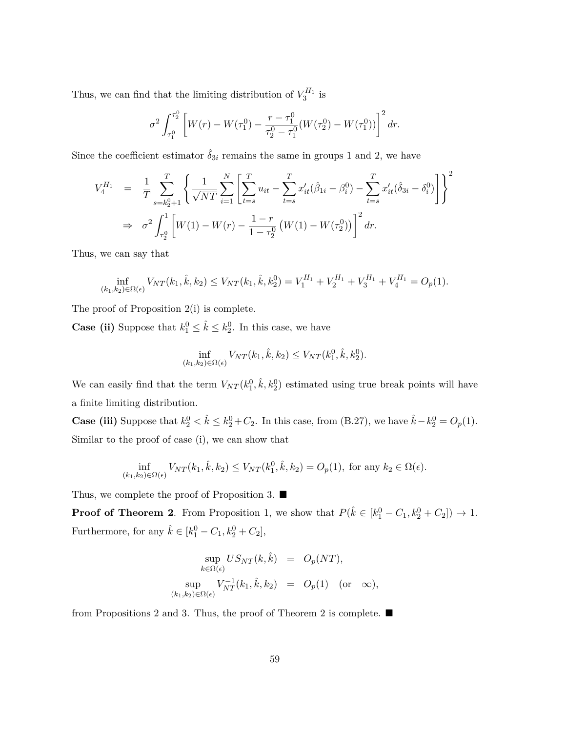Thus, we can find that the limiting distribution of $V_3^{H_1}$ is

$$\sigma^2 \int_{\tau_1^0}^{\tau_2^0} \left[ W(r) - W(\tau_1^0) - \frac{r - \tau_1^0}{\tau_2^0 - \tau_1^0} (W(\tau_2^0) - W(\tau_1^0)) \right]^2 dr.$$

Since the coefficient estimator $\hat{\delta}_{3i}$ remains the same in groups 1 and 2, we have

$$\begin{aligned} V_4^{H_1} &= \frac{1}{T} \sum_{s=k_2^0+1}^{T} \left\{ \frac{1}{\sqrt{NT}} \sum_{i=1}^{N} \left[ \sum_{t=s}^{T} u_{it} - \sum_{t=s}^{T} x_{it}' (\hat{\beta}_{1i} - \beta_i^0) - \sum_{t=s}^{T} x_{it}' (\hat{\delta}_{3i} - \delta_i^0) \right] \right\}^2 \\ &\Rightarrow \sigma^2 \int_{\tau_2^0}^{1} \left[ W(1) - W(r) - \frac{1 - r}{1 - \tau_2^0} \left( W(1) - W(\tau_2^0) \right) \right]^2 dr. \end{aligned}$$

Thus, we can say that

$$\inf_{(k_1, k_2) \in \Omega(\epsilon)} V_{NT}(k_1, \hat{k}, k_2) \leq V_{NT}(k_1, \hat{k}, k_2^0) = V_1^{H_1} + V_2^{H_1} + V_3^{H_1} + V_4^{H_1} = O_p(1).$$

The proof of Proposition 2(i) is complete.

**Case (ii)** Suppose that $k_1^0 \leq \hat{k} \leq k_2^0$. In this case, we have

$$\inf_{(k_1, k_2) \in \Omega(\epsilon)} V_{NT}(k_1, \hat{k}, k_2) \leq V_{NT}(k_1^0, \hat{k}, k_2^0).$$

We can easily find that the term $V_{NT}(k_1^0, \hat{k}, k_2^0)$ estimated using true break points will have a finite limiting distribution.

**Case (iii)** Suppose that $k_2^0 < \hat{k} \leq k_2^0 + C_2$. In this case, from (B.27), we have $\hat{k} - k_2^0 = O_p(1)$. Similar to the proof of case (i), we can show that

$$\inf_{(k_1, k_2) \in \Omega(\epsilon)} V_{NT}(k_1, \hat{k}, k_2) \leq V_{NT}(k_1^0, \hat{k}, k_2) = O_p(1), \text{ for any } k_2 \in \Omega(\epsilon).$$

Thus, we complete the proof of Proposition 3. ■

**Proof of Theorem 2**. From Proposition 1, we show that $P(\hat{k} \in [k_1^0 - C_1, k_2^0 + C_2]) \to 1$. Furthermore, for any $\hat{k} \in [k_1^0 - C_1, k_2^0 + C_2]$,

$$\begin{aligned} \sup_{k \in \Omega(\epsilon)} US_{NT}(k, \hat{k}) &= O_p(NT), \\ \sup_{(k_1, k_2) \in \Omega(\epsilon)} V_{NT}^{-1}(k_1, \hat{k}, k_2) &= O_p(1) \quad (\text{or} \quad \infty), \end{aligned}$$

from Propositions 2 and 3. Thus, the proof of Theorem 2 is complete. ■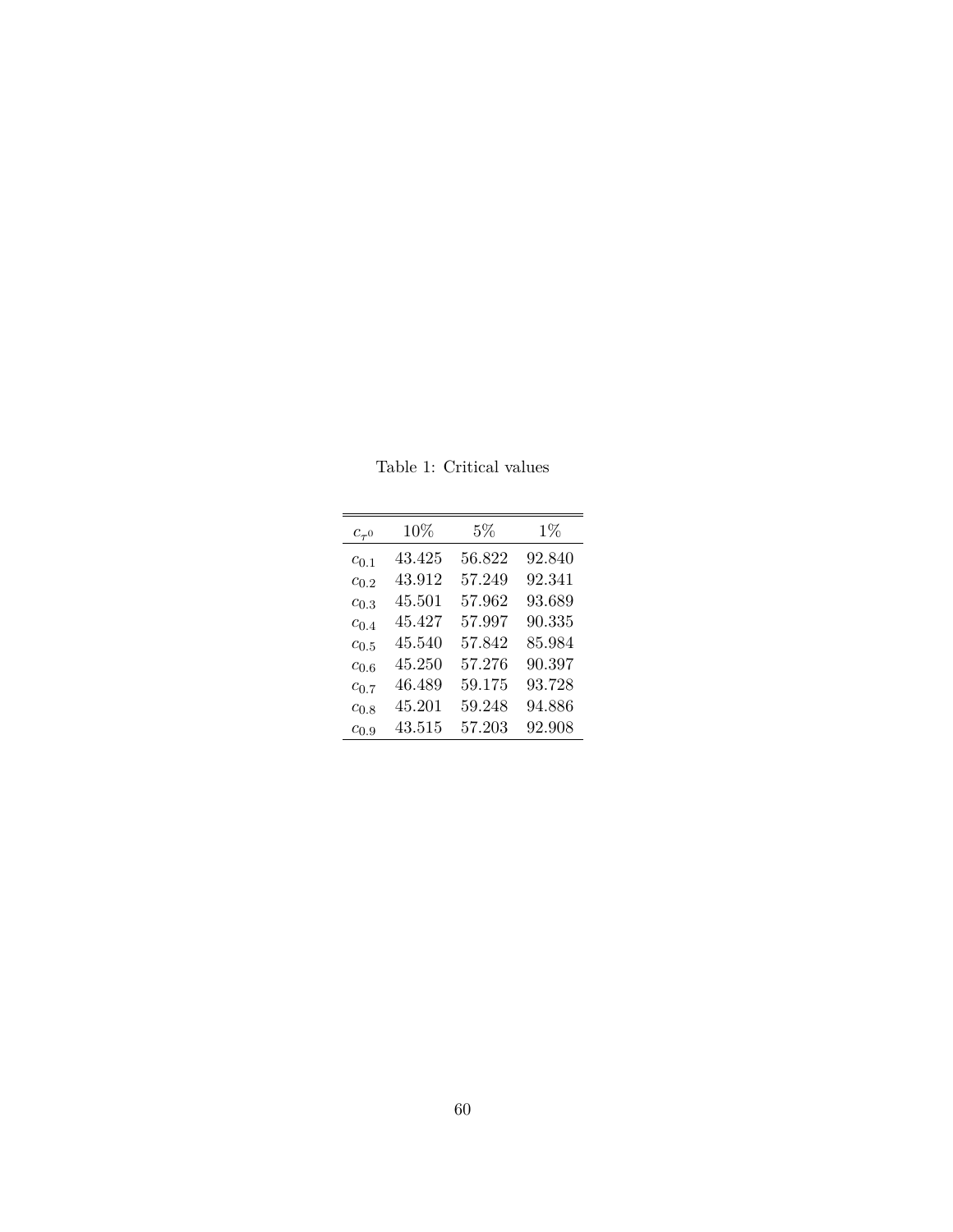Table 1: Critical values

| $c_{\tau^0}$ | 10% | 5% | 1% |
|---|---|---|---|
| $c_{0.1}$ | 43.425 | 56.822 | 92.840 |
| $c_{0.2}$ | 43.912 | 57.249 | 92.341 |
| $c_{0.3}$ | 45.501 | 57.962 | 93.689 |
| $c_{0.4}$ | 45.427 | 57.997 | 90.335 |
| $c_{0.5}$ | 45.540 | 57.842 | 85.984 |
| $c_{0.6}$ | 45.250 | 57.276 | 90.397 |
| $c_{0.7}$ | 46.489 | 59.175 | 93.728 |
| $c_{0.8}$ | 45.201 | 59.248 | 94.886 |
| $c_{0.9}$ | 43.515 | 57.203 | 92.908 |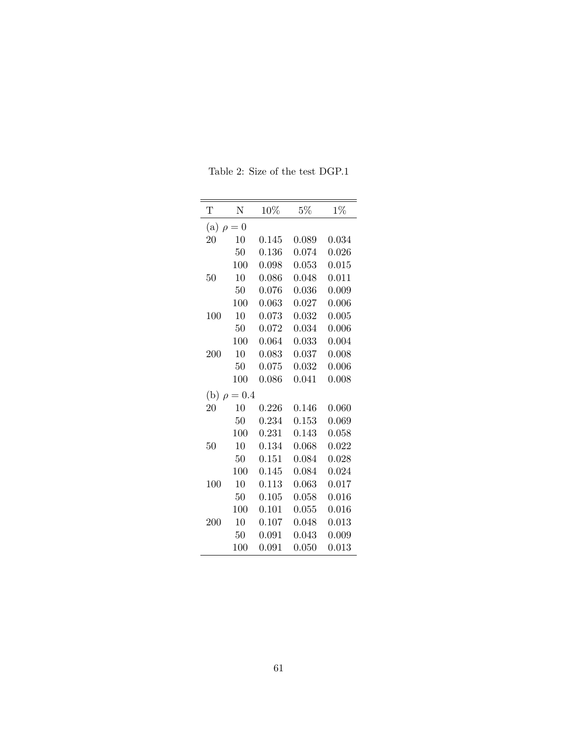Table 2: Size of the test DGP.1

| T | N | 10% | 5% | 1% |
|---|---|---|---|---|
| (a) $\rho = 0$ | | | | |
| 20 | 10 | 0.145 | 0.089 | 0.034 |
| | 50 | 0.136 | 0.074 | 0.026 |
| | 100 | 0.098 | 0.053 | 0.015 |
| 50 | 10 | 0.086 | 0.048 | 0.011 |
| | 50 | 0.076 | 0.036 | 0.009 |
| | 100 | 0.063 | 0.027 | 0.006 |
| 100 | 10 | 0.073 | 0.032 | 0.005 |
| | 50 | 0.072 | 0.034 | 0.006 |
| | 100 | 0.064 | 0.033 | 0.004 |
| 200 | 10 | 0.083 | 0.037 | 0.008 |
| | 50 | 0.075 | 0.032 | 0.006 |
| | 100 | 0.086 | 0.041 | 0.008 |
| (b) $\rho = 0.4$ | | | | |
| 20 | 10 | 0.226 | 0.146 | 0.060 |
| | 50 | 0.234 | 0.153 | 0.069 |
| | 100 | 0.231 | 0.143 | 0.058 |
| 50 | 10 | 0.134 | 0.068 | 0.022 |
| | 50 | 0.151 | 0.084 | 0.028 |
| | 100 | 0.145 | 0.084 | 0.024 |
| 100 | 10 | 0.113 | 0.063 | 0.017 |
| | 50 | 0.105 | 0.058 | 0.016 |
| | 100 | 0.101 | 0.055 | 0.016 |
| 200 | 10 | 0.107 | 0.048 | 0.013 |
| | 50 | 0.091 | 0.043 | 0.009 |
| | 100 | 0.091 | 0.050 | 0.013 |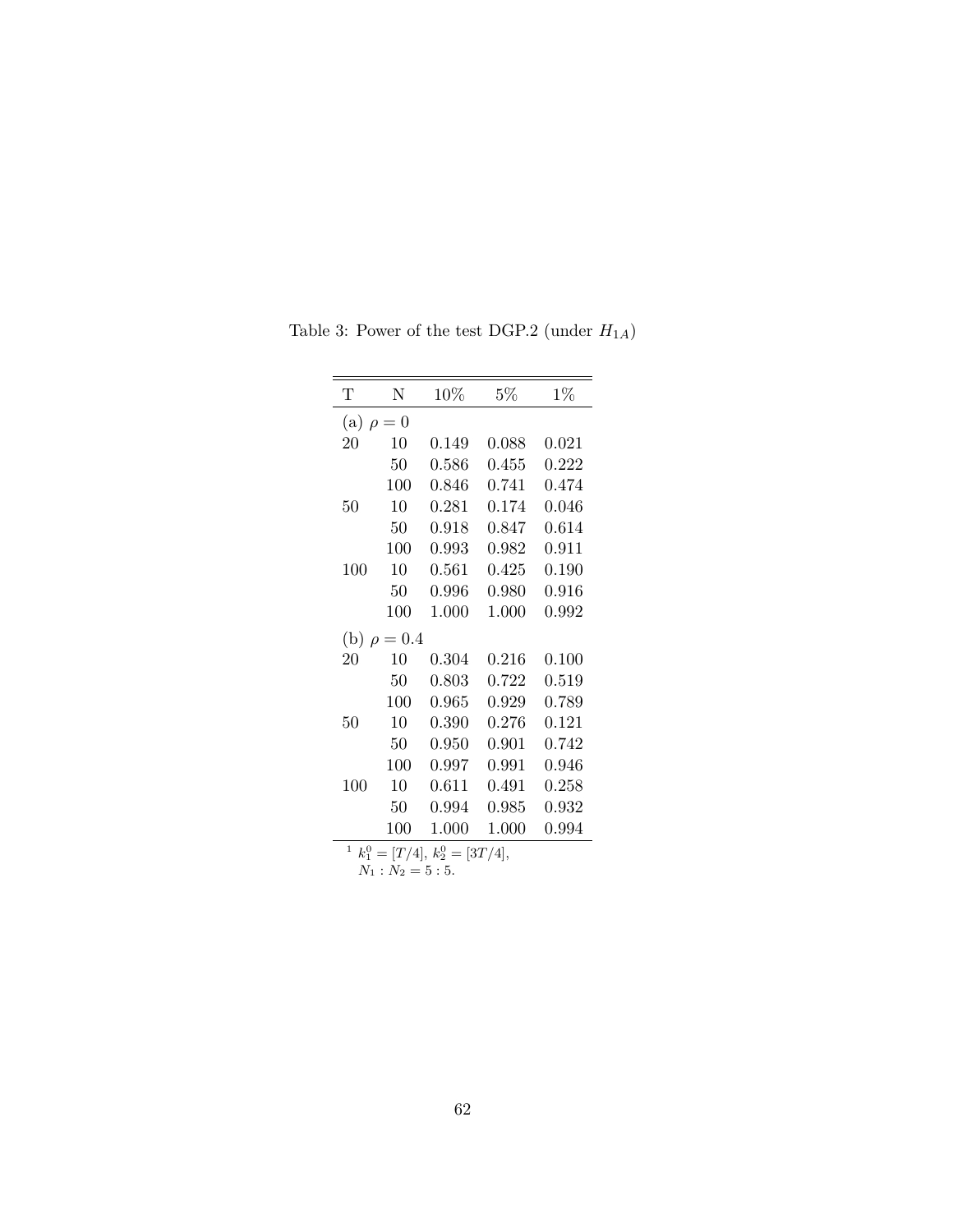Table 3: Power of the test DGP.2 (under $H_{1A}$)

| T | N | 10% | 5% | 1% |
|---|---|---|---|---|
| (a) $\rho = 0$ | | | | |
| 20 | 10 | 0.149 | 0.088 | 0.021 |
| | 50 | 0.586 | 0.455 | 0.222 |
| | 100 | 0.846 | 0.741 | 0.474 |
| 50 | 10 | 0.281 | 0.174 | 0.046 |
| | 50 | 0.918 | 0.847 | 0.614 |
| | 100 | 0.993 | 0.982 | 0.911 |
| 100 | 10 | 0.561 | 0.425 | 0.190 |
| | 50 | 0.996 | 0.980 | 0.916 |
| | 100 | 1.000 | 1.000 | 0.992 |
| (b) $\rho = 0.4$ | | | | |
| 20 | 10 | 0.304 | 0.216 | 0.100 |
| | 50 | 0.803 | 0.722 | 0.519 |
| | 100 | 0.965 | 0.929 | 0.789 |
| 50 | 10 | 0.390 | 0.276 | 0.121 |
| | 50 | 0.950 | 0.901 | 0.742 |
| | 100 | 0.997 | 0.991 | 0.946 |
| 100 | 10 | 0.611 | 0.491 | 0.258 |
| | 50 | 0.994 | 0.985 | 0.932 |
| | 100 | 1.000 | 1.000 | 0.994 |

[1] $k_1^0 = [T/4]$, $k_2^0 = [3T/4]$, $N_1 : N_2 = 5 : 5$.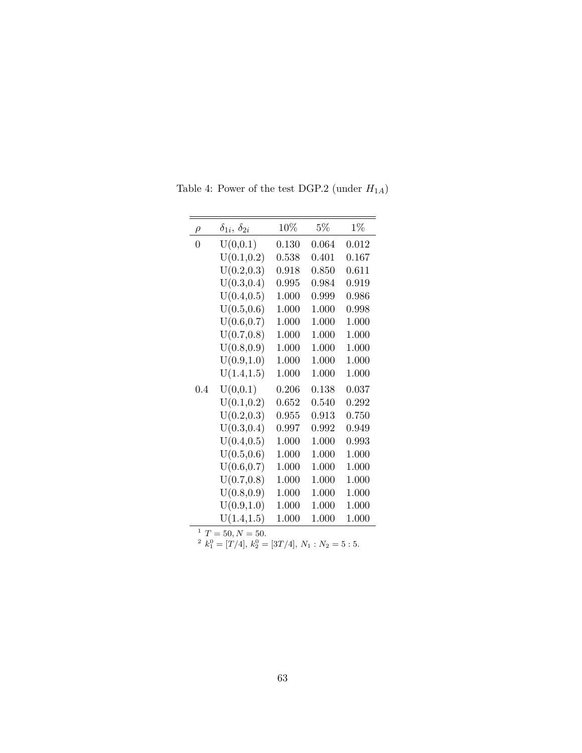Table 4: Power of the test DGP.2 (under $H_{1A}$)

| $\rho$ | $\delta_{1i},\ \delta_{2i}$ | 10% | 5% | 1% |
|---|---|---|---|---|
| 0 | U(0,0.1) | 0.130 | 0.064 | 0.012 |
| | U(0.1,0.2) | 0.538 | 0.401 | 0.167 |
| | U(0.2,0.3) | 0.918 | 0.850 | 0.611 |
| | U(0.3,0.4) | 0.995 | 0.984 | 0.919 |
| | U(0.4,0.5) | 1.000 | 0.999 | 0.986 |
| | U(0.5,0.6) | 1.000 | 1.000 | 0.998 |
| | U(0.6,0.7) | 1.000 | 1.000 | 1.000 |
| | U(0.7,0.8) | 1.000 | 1.000 | 1.000 |
| | U(0.8,0.9) | 1.000 | 1.000 | 1.000 |
| | U(0.9,1.0) | 1.000 | 1.000 | 1.000 |
| | U(1.4,1.5) | 1.000 | 1.000 | 1.000 |
| 0.4 | U(0,0.1) | 0.206 | 0.138 | 0.037 |
| | U(0.1,0.2) | 0.652 | 0.540 | 0.292 |
| | U(0.2,0.3) | 0.955 | 0.913 | 0.750 |
| | U(0.3,0.4) | 0.997 | 0.992 | 0.949 |
| | U(0.4,0.5) | 1.000 | 1.000 | 0.993 |
| | U(0.5,0.6) | 1.000 | 1.000 | 1.000 |
| | U(0.6,0.7) | 1.000 | 1.000 | 1.000 |
| | U(0.7,0.8) | 1.000 | 1.000 | 1.000 |
| | U(0.8,0.9) | 1.000 | 1.000 | 1.000 |
| | U(0.9,1.0) | 1.000 | 1.000 | 1.000 |
| | U(1.4,1.5) | 1.000 | 1.000 | 1.000 |

[1] $T = 50, N = 50$.

[2] $k_1^0 = [T/4]$, $k_2^0 = [3T/4]$, $N_1 : N_2 = 5 : 5$.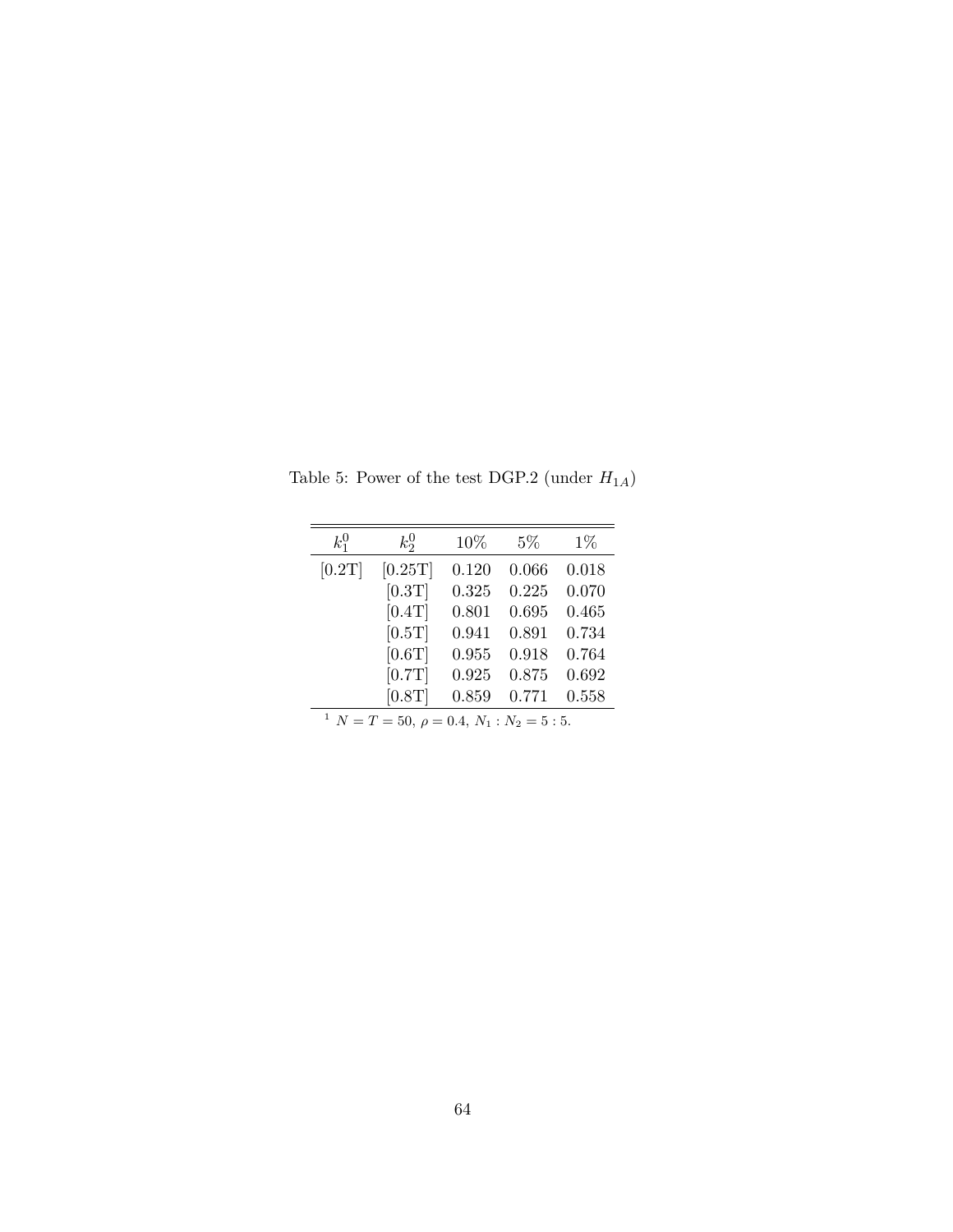Table 5: Power of the test DGP.2 (under $H_{1A}$)

| $k_1^0$ | $k_2^0$ | 10% | 5% | 1% |
|---|---|---|---|---|
| [0.2T] | [0.25T] | 0.120 | 0.066 | 0.018 |
| | [0.3T] | 0.325 | 0.225 | 0.070 |
| | [0.4T] | 0.801 | 0.695 | 0.465 |
| | [0.5T] | 0.941 | 0.891 | 0.734 |
| | [0.6T] | 0.955 | 0.918 | 0.764 |
| | [0.7T] | 0.925 | 0.875 | 0.692 |
| | [0.8T] | 0.859 | 0.771 | 0.558 |

[1] $N = T = 50$, $\rho = 0.4$, $N_1 : N_2 = 5 : 5$.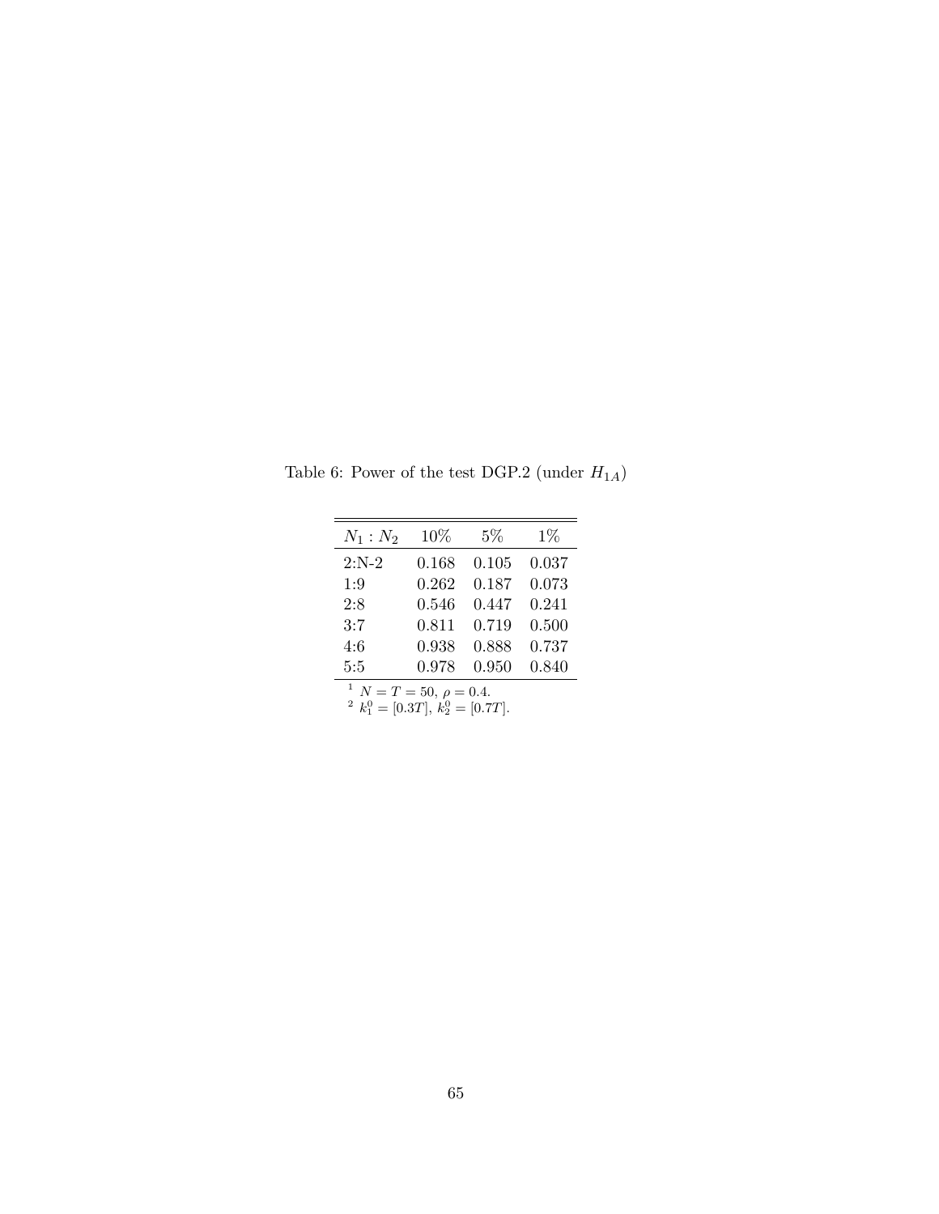Table 6: Power of the test DGP.2 (under $H_{1A}$)

| $N_1 : N_2$ | 10% | 5% | 1% |
|---|---|---|---|
| 2:N-2 | 0.168 | 0.105 | 0.037 |
| 1:9 | 0.262 | 0.187 | 0.073 |
| 2:8 | 0.546 | 0.447 | 0.241 |
| 3:7 | 0.811 | 0.719 | 0.500 |
| 4:6 | 0.938 | 0.888 | 0.737 |
| 5:5 | 0.978 | 0.950 | 0.840 |

[1] $N = T = 50$, $\rho = 0.4$.
[2] $k_1^0 = [0.3T]$, $k_2^0 = [0.7T]$.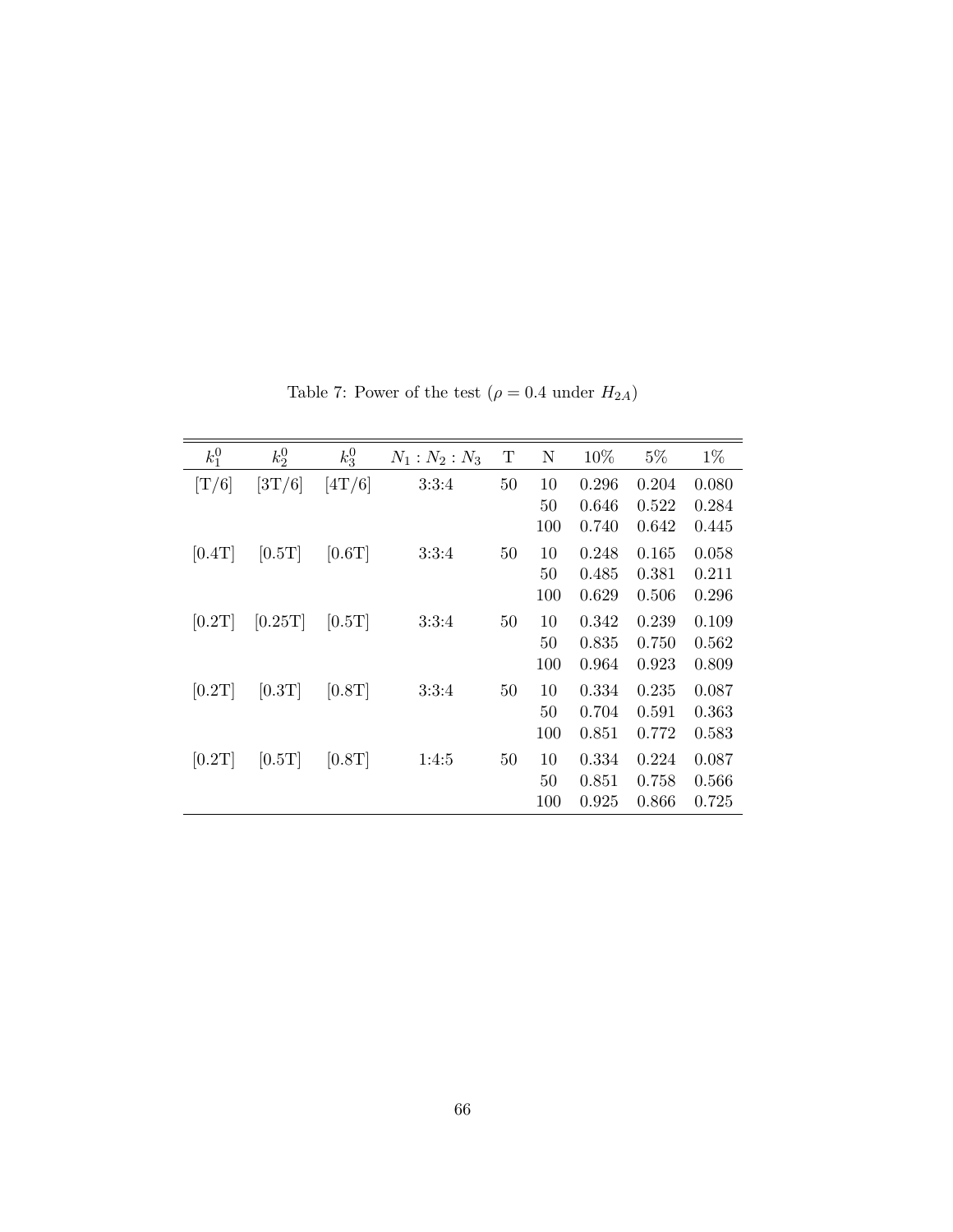Table 7: Power of the test ($\rho = 0.4$ under $H_{2A}$)

| $k_1^0$ | $k_2^0$ | $k_3^0$ | $N_1 : N_2 : N_3$ | T | N | 10% | 5% | 1% |
|---|---|---|---|---|---|---|---|---|
| [T/6] | [3T/6] | [4T/6] | 3:3:4 | 50 | 10 | 0.296 | 0.204 | 0.080 |
| | | | | | 50 | 0.646 | 0.522 | 0.284 |
| | | | | | 100 | 0.740 | 0.642 | 0.445 |
| [0.4T] | [0.5T] | [0.6T] | 3:3:4 | 50 | 10 | 0.248 | 0.165 | 0.058 |
| | | | | | 50 | 0.485 | 0.381 | 0.211 |
| | | | | | 100 | 0.629 | 0.506 | 0.296 |
| [0.2T] | [0.25T] | [0.5T] | 3:3:4 | 50 | 10 | 0.342 | 0.239 | 0.109 |
| | | | | | 50 | 0.835 | 0.750 | 0.562 |
| | | | | | 100 | 0.964 | 0.923 | 0.809 |
| [0.2T] | [0.3T] | [0.8T] | 3:3:4 | 50 | 10 | 0.334 | 0.235 | 0.087 |
| | | | | | 50 | 0.704 | 0.591 | 0.363 |
| | | | | | 100 | 0.851 | 0.772 | 0.583 |
| [0.2T] | [0.5T] | [0.8T] | 1:4:5 | 50 | 10 | 0.334 | 0.224 | 0.087 |
| | | | | | 50 | 0.851 | 0.758 | 0.566 |
| | | | | | 100 | 0.925 | 0.866 | 0.725 |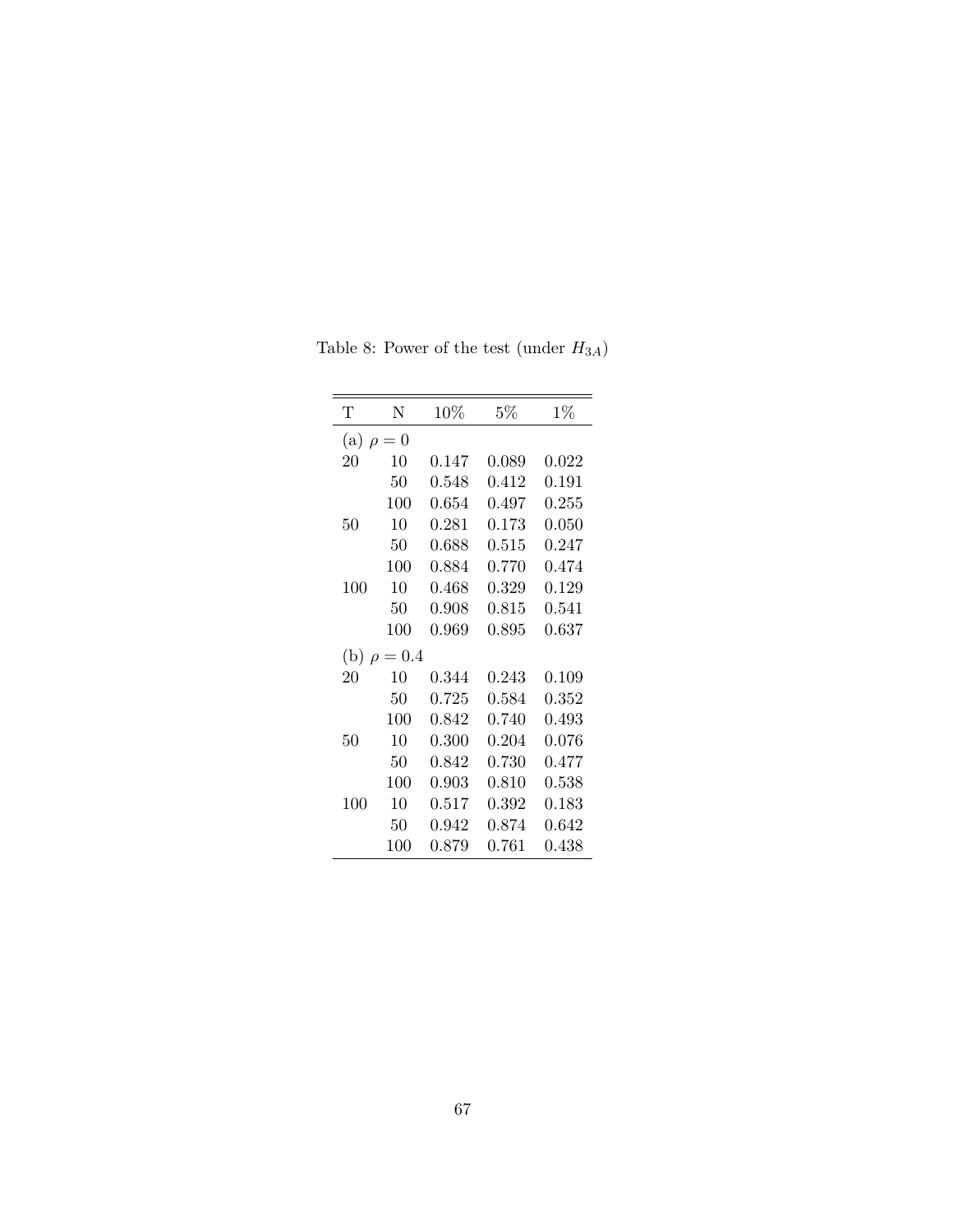Table 8: Power of the test (under $H_{3A}$)

| T | N | 10% | 5% | 1% |
|---|---|---|---|---|
| (a) $\rho = 0$ | | | | |
| 20 | 10 | 0.147 | 0.089 | 0.022 |
| | 50 | 0.548 | 0.412 | 0.191 |
| | 100 | 0.654 | 0.497 | 0.255 |
| 50 | 10 | 0.281 | 0.173 | 0.050 |
| | 50 | 0.688 | 0.515 | 0.247 |
| | 100 | 0.884 | 0.770 | 0.474 |
| 100 | 10 | 0.468 | 0.329 | 0.129 |
| | 50 | 0.908 | 0.815 | 0.541 |
| | 100 | 0.969 | 0.895 | 0.637 |
| (b) $\rho = 0.4$ | | | | |
| 20 | 10 | 0.344 | 0.243 | 0.109 |
| | 50 | 0.725 | 0.584 | 0.352 |
| | 100 | 0.842 | 0.740 | 0.493 |
| 50 | 10 | 0.300 | 0.204 | 0.076 |
| | 50 | 0.842 | 0.730 | 0.477 |
| | 100 | 0.903 | 0.810 | 0.538 |
| 100 | 10 | 0.517 | 0.392 | 0.183 |
| | 50 | 0.942 | 0.874 | 0.642 |
| | 100 | 0.879 | 0.761 | 0.438 |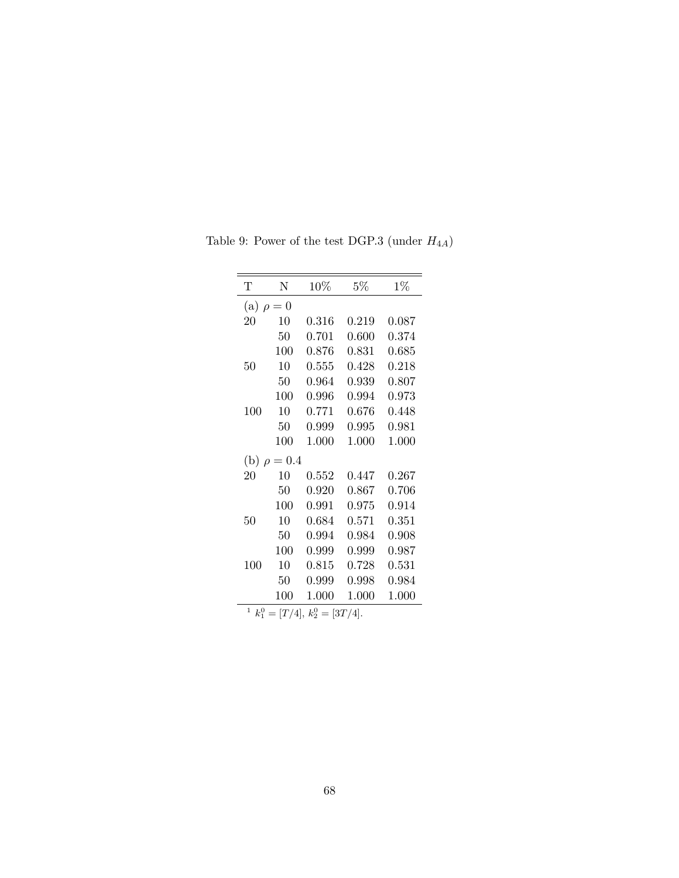Table 9: Power of the test DGP.3 (under $H_{4A}$)

| T | N | 10% | 5% | 1% |
|---|---|---|---|---|
| (a) $\rho = 0$ | | | | |
| 20 | 10 | 0.316 | 0.219 | 0.087 |
| | 50 | 0.701 | 0.600 | 0.374 |
| | 100 | 0.876 | 0.831 | 0.685 |
| 50 | 10 | 0.555 | 0.428 | 0.218 |
| | 50 | 0.964 | 0.939 | 0.807 |
| | 100 | 0.996 | 0.994 | 0.973 |
| 100 | 10 | 0.771 | 0.676 | 0.448 |
| | 50 | 0.999 | 0.995 | 0.981 |
| | 100 | 1.000 | 1.000 | 1.000 |
| (b) $\rho = 0.4$ | | | | |
| 20 | 10 | 0.552 | 0.447 | 0.267 |
| | 50 | 0.920 | 0.867 | 0.706 |
| | 100 | 0.991 | 0.975 | 0.914 |
| 50 | 10 | 0.684 | 0.571 | 0.351 |
| | 50 | 0.994 | 0.984 | 0.908 |
| | 100 | 0.999 | 0.999 | 0.987 |
| 100 | 10 | 0.815 | 0.728 | 0.531 |
| | 50 | 0.999 | 0.998 | 0.984 |
| | 100 | 1.000 | 1.000 | 1.000 |

[1] $k_1^0 = [T/4]$, $k_2^0 = [3T/4]$.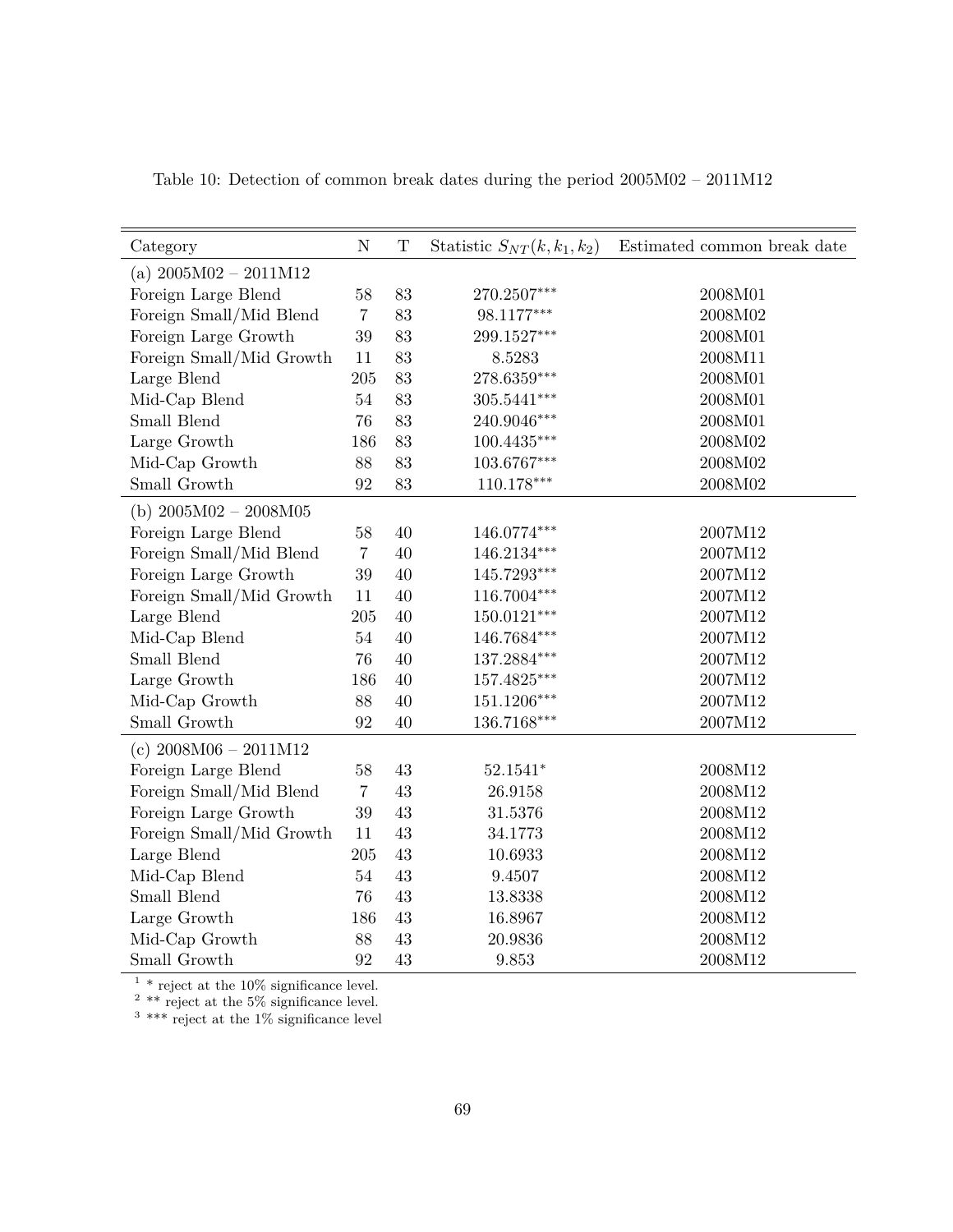Table 10: Detection of common break dates during the period 2005M02 – 2011M12

| Category | N | T | Statistic $S_{NT}(k, k_1, k_2)$ | Estimated common break date |
|---|---|---|---|---|
| (a) 2005M02 – 2011M12 | | | | |
| Foreign Large Blend | 58 | 83 | 270.2507*** | 2008M01 |
| Foreign Small/Mid Blend | 7 | 83 | 98.1177*** | 2008M02 |
| Foreign Large Growth | 39 | 83 | 299.1527*** | 2008M01 |
| Foreign Small/Mid Growth | 11 | 83 | 8.5283 | 2008M11 |
| Large Blend | 205 | 83 | 278.6359*** | 2008M01 |
| Mid-Cap Blend | 54 | 83 | 305.5441*** | 2008M01 |
| Small Blend | 76 | 83 | 240.9046*** | 2008M01 |
| Large Growth | 186 | 83 | 100.4435*** | 2008M02 |
| Mid-Cap Growth | 88 | 83 | 103.6767*** | 2008M02 |
| Small Growth | 92 | 83 | 110.178*** | 2008M02 |
| (b) 2005M02 – 2008M05 | | | | |
| Foreign Large Blend | 58 | 40 | 146.0774*** | 2007M12 |
| Foreign Small/Mid Blend | 7 | 40 | 146.2134*** | 2007M12 |
| Foreign Large Growth | 39 | 40 | 145.7293*** | 2007M12 |
| Foreign Small/Mid Growth | 11 | 40 | 116.7004*** | 2007M12 |
| Large Blend | 205 | 40 | 150.0121*** | 2007M12 |
| Mid-Cap Blend | 54 | 40 | 146.7684*** | 2007M12 |
| Small Blend | 76 | 40 | 137.2884*** | 2007M12 |
| Large Growth | 186 | 40 | 157.4825*** | 2007M12 |
| Mid-Cap Growth | 88 | 40 | 151.1206*** | 2007M12 |
| Small Growth | 92 | 40 | 136.7168*** | 2007M12 |
| (c) 2008M06 – 2011M12 | | | | |
| Foreign Large Blend | 58 | 43 | 52.1541* | 2008M12 |
| Foreign Small/Mid Blend | 7 | 43 | 26.9158 | 2008M12 |
| Foreign Large Growth | 39 | 43 | 31.5376 | 2008M12 |
| Foreign Small/Mid Growth | 11 | 43 | 34.1773 | 2008M12 |
| Large Blend | 205 | 43 | 10.6933 | 2008M12 |
| Mid-Cap Blend | 54 | 43 | 9.4507 | 2008M12 |
| Small Blend | 76 | 43 | 13.8338 | 2008M12 |
| Large Growth | 186 | 43 | 16.8967 | 2008M12 |
| Mid-Cap Growth | 88 | 43 | 20.9836 | 2008M12 |
| Small Growth | 92 | 43 | 9.853 | 2008M12 |

[1] * reject at the 10% significance level.
[2] ** reject at the 5% significance level.
[3] *** reject at the 1% significance level